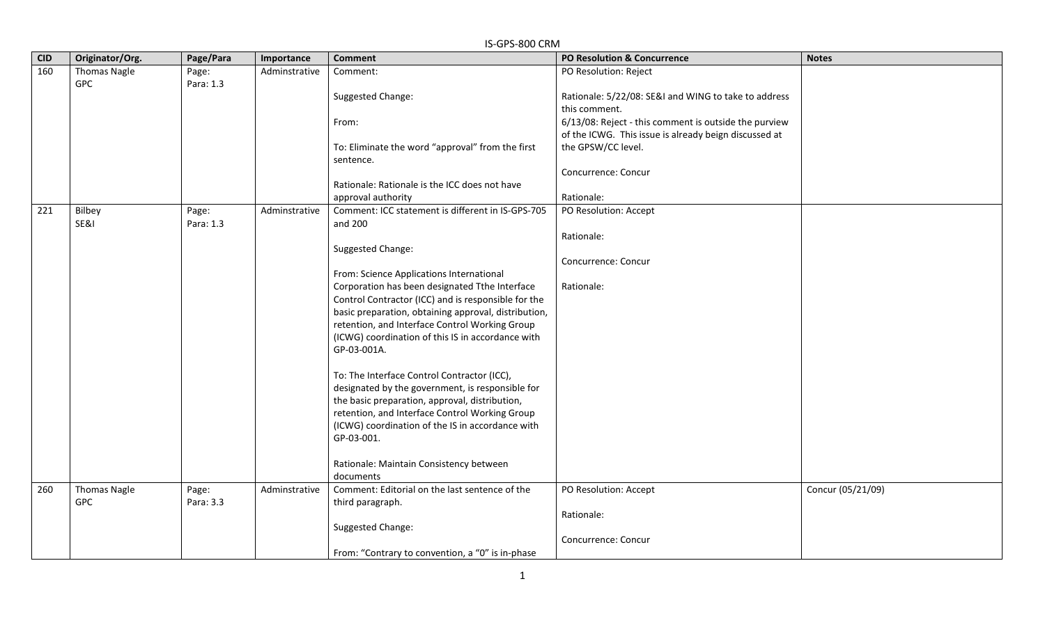IS-GPS-800 CRM

| CID | Originator/Org. | Page/Para | Importance | Comment | PO Resolution & Concurrence | Notes |
|---|---|---|---|---|---|---|
| 160 | Thomas Nagle<br>GPC | Page:<br>Para: 1.3 | Adminstrative | Comment:<br><br>Suggested Change:<br><br>From:<br><br>To: Eliminate the word "approval" from the first sentence.<br><br>Rationale: Rationale is the ICC does not have approval authority | PO Resolution: Reject<br><br>Rationale: 5/22/08: SE&I and WING to take to address this comment.<br>6/13/08: Reject - this comment is outside the purview of the ICWG. This issue is already beign discussed at the GPSW/CC level.<br><br>Concurrence: Concur<br><br>Rationale: | |
| 221 | Bilbey<br>SE&I | Page:<br>Para: 1.3 | Adminstrative | Comment: ICC statement is different in IS-GPS-705 and 200<br><br>Suggested Change:<br><br>From: Science Applications International Corporation has been designated Tthe Interface Control Contractor (ICC) and is responsible for the basic preparation, obtaining approval, distribution, retention, and Interface Control Working Group (ICWG) coordination of this IS in accordance with GP-03-001A.<br><br>To: The Interface Control Contractor (ICC), designated by the government, is responsible for the basic preparation, approval, distribution, retention, and Interface Control Working Group (ICWG) coordination of the IS in accordance with GP-03-001.<br><br>Rationale: Maintain Consistency between documents | PO Resolution: Accept<br><br>Rationale:<br><br>Concurrence: Concur<br><br>Rationale: | |
| 260 | Thomas Nagle<br>GPC | Page:<br>Para: 3.3 | Adminstrative | Comment: Editorial on the last sentence of the third paragraph.<br><br>Suggested Change:<br><br>From: "Contrary to convention, a "0" is in-phase | PO Resolution: Accept<br><br>Rationale:<br><br>Concurrence: Concur | Concur (05/21/09) |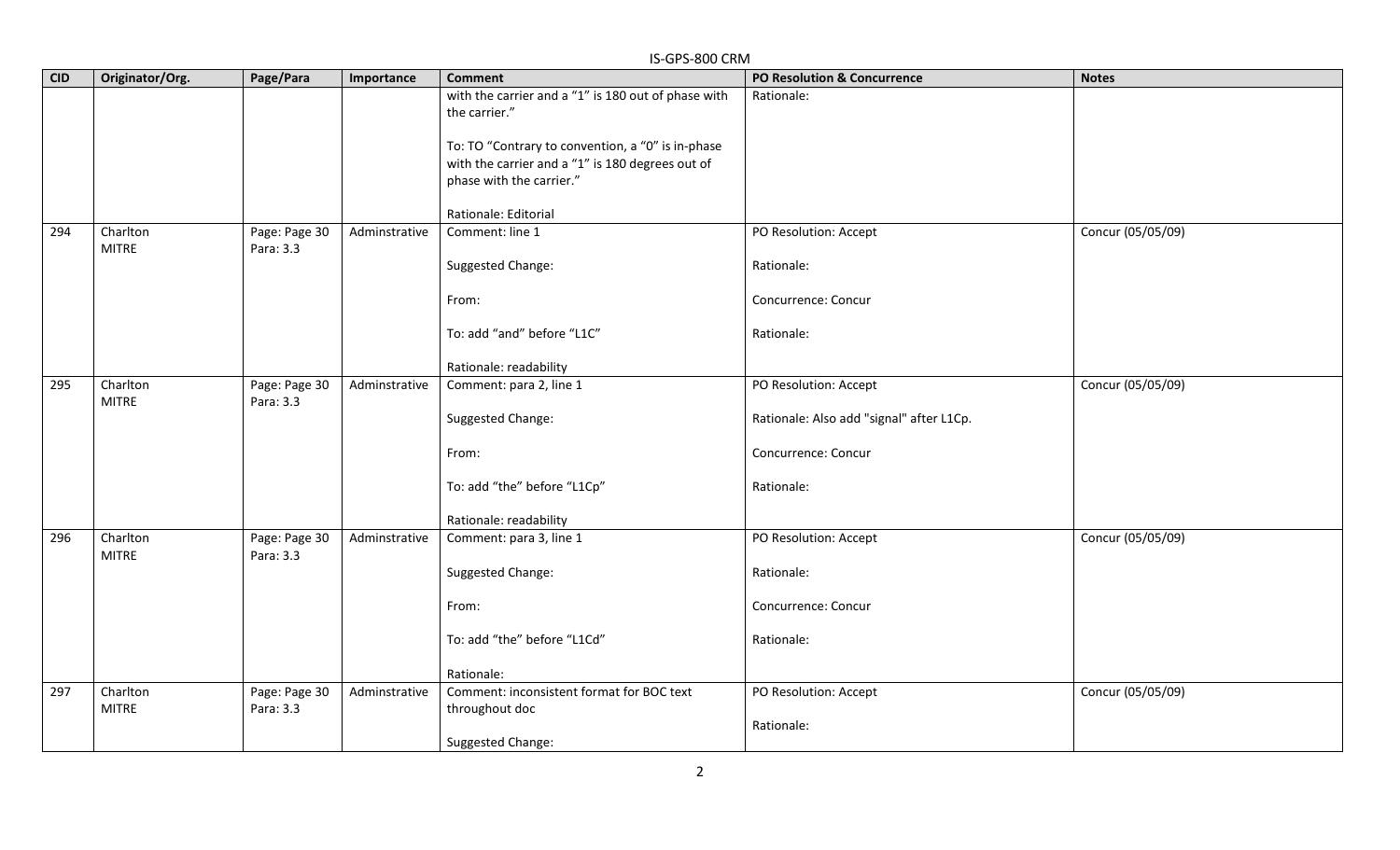| CID | Originator/Org. | Page/Para | Importance | Comment | PO Resolution & Concurrence | Notes |
|---|---|---|---|---|---|---|
| | | | | with the carrier and a "1" is 180 out of phase with the carrier."<br><br>To: TO "Contrary to convention, a "0" is in-phase with the carrier and a "1" is 180 degrees out of phase with the carrier."<br><br>Rationale: Editorial | Rationale: | |
| 294 | Charlton MITRE | Page: Page 30 Para: 3.3 | Adminstrative | Comment: line 1<br><br>Suggested Change:<br><br>From:<br><br>To: add "and" before "L1C"<br><br>Rationale: readability | PO Resolution: Accept<br><br>Rationale:<br><br>Concurrence: Concur<br><br>Rationale: | Concur (05/05/09) |
| 295 | Charlton MITRE | Page: Page 30 Para: 3.3 | Adminstrative | Comment: para 2, line 1<br><br>Suggested Change:<br><br>From:<br><br>To: add "the" before "L1Cp"<br><br>Rationale: readability | PO Resolution: Accept<br><br>Rationale: Also add "signal" after L1Cp.<br><br>Concurrence: Concur<br><br>Rationale: | Concur (05/05/09) |
| 296 | Charlton MITRE | Page: Page 30 Para: 3.3 | Adminstrative | Comment: para 3, line 1<br><br>Suggested Change:<br><br>From:<br><br>To: add "the" before "L1Cd"<br><br>Rationale: | PO Resolution: Accept<br><br>Rationale:<br><br>Concurrence: Concur<br><br>Rationale: | Concur (05/05/09) |
| 297 | Charlton MITRE | Page: Page 30 Para: 3.3 | Adminstrative | Comment: inconsistent format for BOC text throughout doc<br><br>Suggested Change: | PO Resolution: Accept<br><br>Rationale: | Concur (05/05/09) |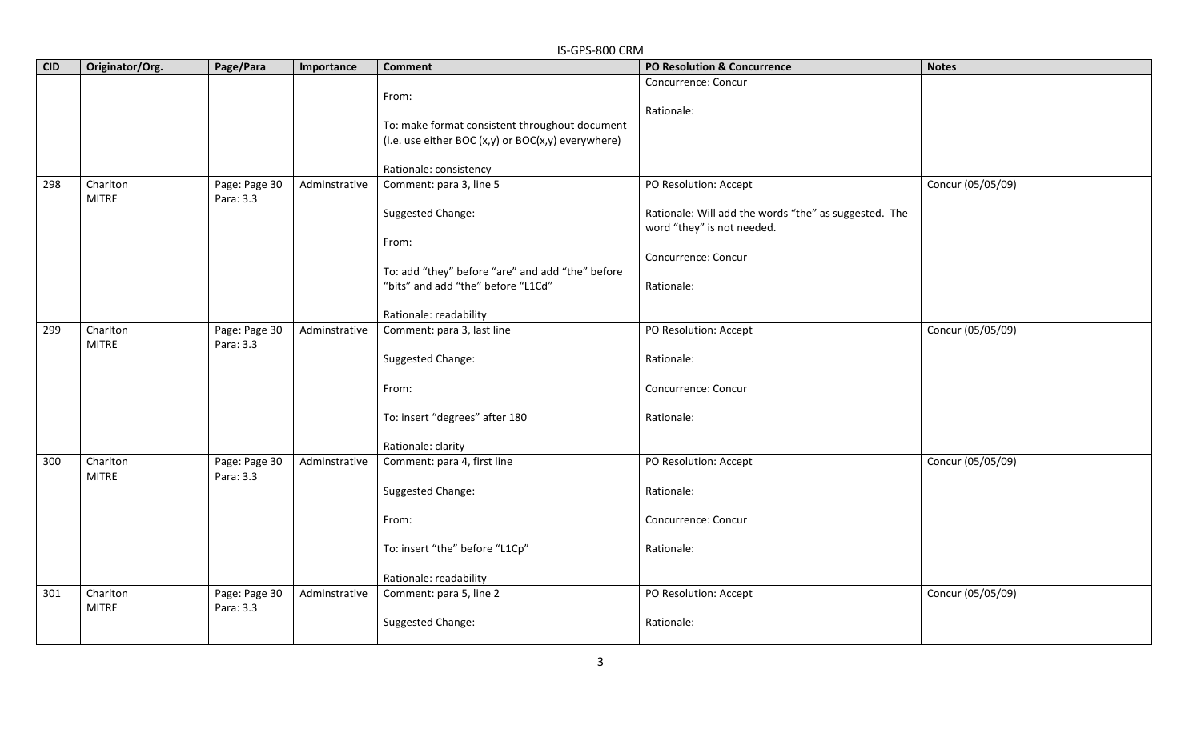| CID | Originator/Org. | Page/Para | Importance | Comment | PO Resolution & Concurrence | Notes |
|---|---|---|---|---|---|---|
| | | | | From:<br><br>To: make format consistent throughout document (i.e. use either BOC (x,y) or BOC(x,y) everywhere)<br><br>Rationale: consistency | Concurrence: Concur<br><br>Rationale: | |
| 298 | Charlton MITRE | Page: Page 30 Para: 3.3 | Adminstrative | Comment: para 3, line 5<br><br>Suggested Change:<br><br>From:<br><br>To: add "they" before "are" and add "the" before "bits" and add "the" before "L1Cd"<br><br>Rationale: readability | PO Resolution: Accept<br><br>Rationale: Will add the words "the" as suggested. The word "they" is not needed.<br><br>Concurrence: Concur<br><br>Rationale: | Concur (05/05/09) |
| 299 | Charlton MITRE | Page: Page 30 Para: 3.3 | Adminstrative | Comment: para 3, last line<br><br>Suggested Change:<br><br>From:<br><br>To: insert "degrees" after 180<br><br>Rationale: clarity | PO Resolution: Accept<br><br>Rationale:<br><br>Concurrence: Concur<br><br>Rationale: | Concur (05/05/09) |
| 300 | Charlton MITRE | Page: Page 30 Para: 3.3 | Adminstrative | Comment: para 4, first line<br><br>Suggested Change:<br><br>From:<br><br>To: insert "the" before "L1Cp"<br><br>Rationale: readability | PO Resolution: Accept<br><br>Rationale:<br><br>Concurrence: Concur<br><br>Rationale: | Concur (05/05/09) |
| 301 | Charlton MITRE | Page: Page 30 Para: 3.3 | Adminstrative | Comment: para 5, line 2<br><br>Suggested Change: | PO Resolution: Accept<br><br>Rationale: | Concur (05/05/09) |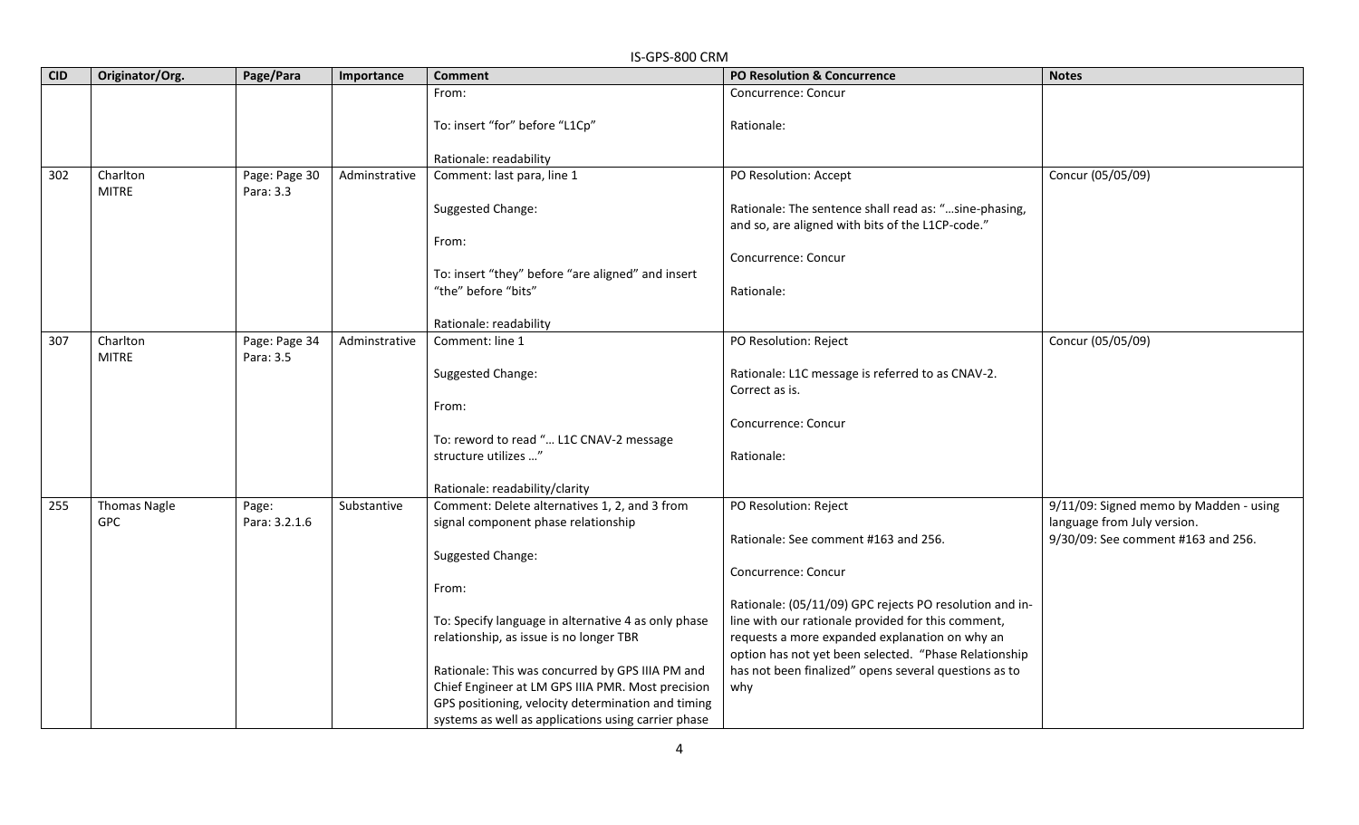| CID | Originator/Org. | Page/Para | Importance | Comment | PO Resolution & Concurrence | Notes |
|---|---|---|---|---|---|---|
| | | | | From:<br><br>To: insert "for" before "L1Cp"<br><br>Rationale: readability | Concurrence: Concur<br><br>Rationale: | |
| 302 | Charlton<br>MITRE | Page: Page 30<br>Para: 3.3 | Adminstrative | Comment: last para, line 1<br><br>Suggested Change:<br><br>From:<br><br>To: insert "they" before "are aligned" and insert "the" before "bits"<br><br>Rationale: readability | PO Resolution: Accept<br><br>Rationale: The sentence shall read as: "…sine-phasing, and so, are aligned with bits of the L1CP-code."<br><br>Concurrence: Concur<br><br>Rationale: | Concur (05/05/09) |
| 307 | Charlton<br>MITRE | Page: Page 34<br>Para: 3.5 | Adminstrative | Comment: line 1<br><br>Suggested Change:<br><br>From:<br><br>To: reword to read "… L1C CNAV-2 message structure utilizes …"<br><br>Rationale: readability/clarity | PO Resolution: Reject<br><br>Rationale: L1C message is referred to as CNAV-2. Correct as is.<br><br>Concurrence: Concur<br><br>Rationale: | Concur (05/05/09) |
| 255 | Thomas Nagle<br>GPC | Page:<br>Para: 3.2.1.6 | Substantive | Comment: Delete alternatives 1, 2, and 3 from signal component phase relationship<br><br>Suggested Change:<br><br>From:<br><br>To: Specify language in alternative 4 as only phase relationship, as issue is no longer TBR<br><br>Rationale: This was concurred by GPS IIIA PM and Chief Engineer at LM GPS IIIA PMR. Most precision GPS positioning, velocity determination and timing systems as well as applications using carrier phase | PO Resolution: Reject<br><br>Rationale: See comment #163 and 256.<br><br>Concurrence: Concur<br><br>Rationale: (05/11/09) GPC rejects PO resolution and in-line with our rationale provided for this comment, requests a more expanded explanation on why an option has not yet been selected. "Phase Relationship has not been finalized" opens several questions as to why | 9/11/09: Signed memo by Madden - using language from July version.<br>9/30/09: See comment #163 and 256. |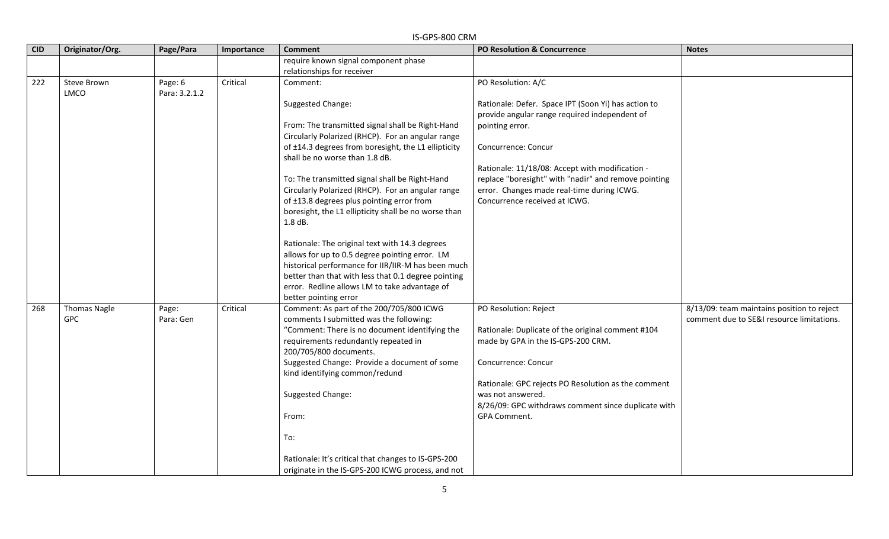| CID | Originator/Org. | Page/Para | Importance | Comment | PO Resolution & Concurrence | Notes |
|---|---|---|---|---|---|---|
| | | | | require known signal component phase relationships for receiver | | |
| 222 | Steve Brown LMCO | Page: 6 Para: 3.2.1.2 | Critical | Comment:<br><br>Suggested Change:<br><br>From: The transmitted signal shall be Right-Hand Circularly Polarized (RHCP). For an angular range of ±14.3 degrees from boresight, the L1 ellipticity shall be no worse than 1.8 dB.<br><br>To: The transmitted signal shall be Right-Hand Circularly Polarized (RHCP). For an angular range of ±13.8 degrees plus pointing error from boresight, the L1 ellipticity shall be no worse than 1.8 dB.<br><br>Rationale: The original text with 14.3 degrees allows for up to 0.5 degree pointing error. LM historical performance for IIR/IIR-M has been much better than that with less that 0.1 degree pointing error. Redline allows LM to take advantage of better pointing error | PO Resolution: A/C<br><br>Rationale: Defer. Space IPT (Soon Yi) has action to provide angular range required independent of pointing error.<br><br>Concurrence: Concur<br><br>Rationale: 11/18/08: Accept with modification - replace "boresight" with "nadir" and remove pointing error. Changes made real-time during ICWG. Concurrence received at ICWG. | |
| 268 | Thomas Nagle GPC | Page: Para: Gen | Critical | Comment: As part of the 200/705/800 ICWG comments I submitted was the following: "Comment: There is no document identifying the requirements redundantly repeated in 200/705/800 documents.<br>Suggested Change: Provide a document of some kind identifying common/redund<br><br>Suggested Change:<br><br>From:<br><br>To:<br><br>Rationale: It's critical that changes to IS-GPS-200 originate in the IS-GPS-200 ICWG process, and not | PO Resolution: Reject<br><br>Rationale: Duplicate of the original comment #104 made by GPA in the IS-GPS-200 CRM.<br><br>Concurrence: Concur<br><br>Rationale: GPC rejects PO Resolution as the comment was not answered.<br>8/26/09: GPC withdraws comment since duplicate with GPA Comment. | 8/13/09: team maintains position to reject comment due to SE&I resource limitations. |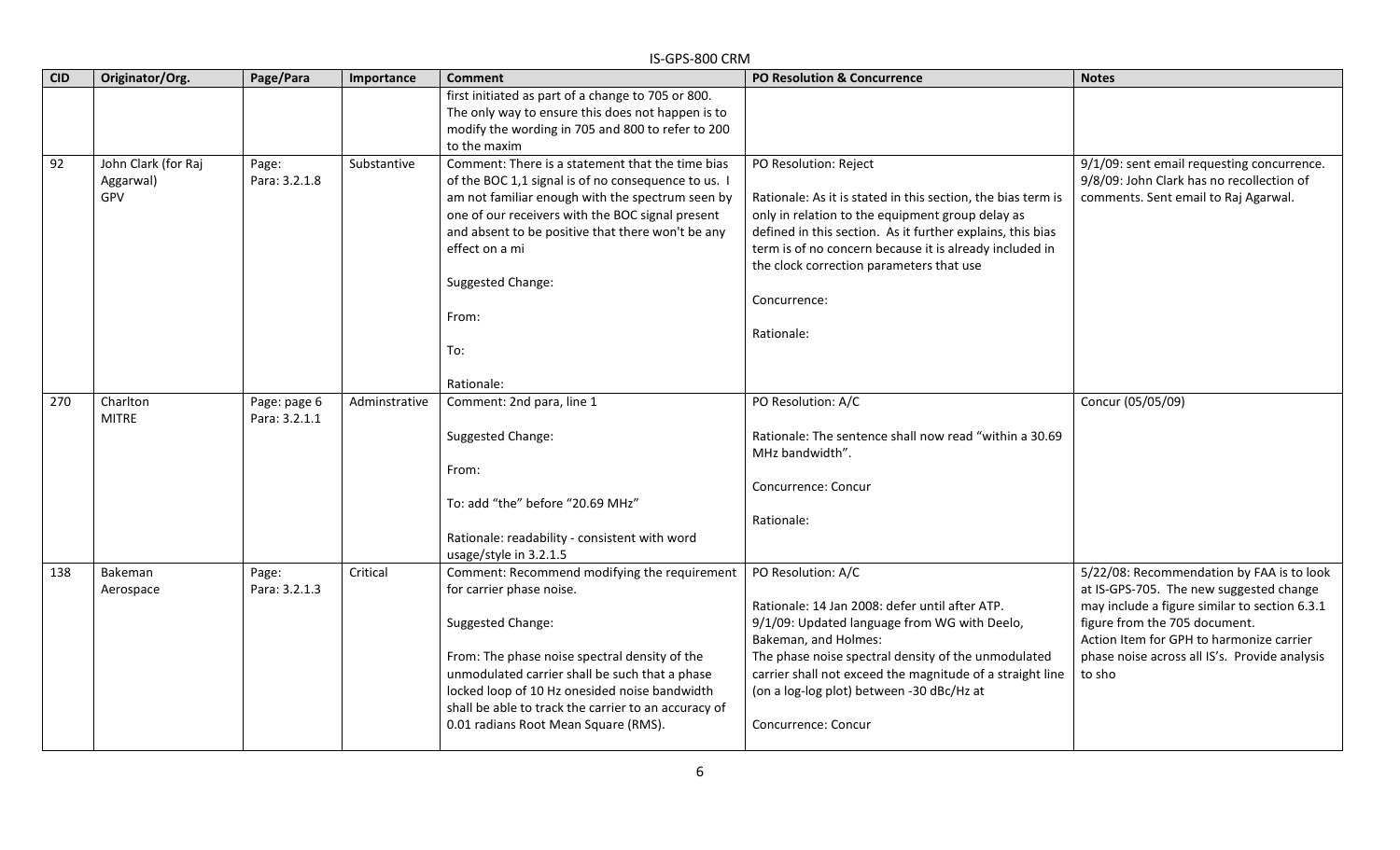| CID | Originator/Org. | Page/Para | Importance | Comment | PO Resolution & Concurrence | Notes |
|---|---|---|---|---|---|---|
| | | | | first initiated as part of a change to 705 or 800. The only way to ensure this does not happen is to modify the wording in 705 and 800 to refer to 200 to the maxim | | |
| 92 | John Clark (for Raj Aggarwal) GPV | Page: Para: 3.2.1.8 | Substantive | Comment: There is a statement that the time bias of the BOC 1,1 signal is of no consequence to us. I am not familiar enough with the spectrum seen by one of our receivers with the BOC signal present and absent to be positive that there won't be any effect on a mi<br><br>Suggested Change:<br><br>From:<br><br>To:<br><br>Rationale: | PO Resolution: Reject<br><br>Rationale: As it is stated in this section, the bias term is only in relation to the equipment group delay as defined in this section. As it further explains, this bias term is of no concern because it is already included in the clock correction parameters that use<br><br>Concurrence:<br><br>Rationale: | 9/1/09: sent email requesting concurrence. 9/8/09: John Clark has no recollection of comments. Sent email to Raj Agarwal. |
| 270 | Charlton MITRE | Page: page 6 Para: 3.2.1.1 | Adminstrative | Comment: 2nd para, line 1<br><br>Suggested Change:<br><br>From:<br><br>To: add "the" before "20.69 MHz"<br><br>Rationale: readability - consistent with word usage/style in 3.2.1.5 | PO Resolution: A/C<br><br>Rationale: The sentence shall now read "within a 30.69 MHz bandwidth".<br><br>Concurrence: Concur<br><br>Rationale: | Concur (05/05/09) |
| 138 | Bakeman Aerospace | Page: Para: 3.2.1.3 | Critical | Comment: Recommend modifying the requirement for carrier phase noise.<br><br>Suggested Change:<br><br>From: The phase noise spectral density of the unmodulated carrier shall be such that a phase locked loop of 10 Hz onesided noise bandwidth shall be able to track the carrier to an accuracy of 0.01 radians Root Mean Square (RMS). | PO Resolution: A/C<br><br>Rationale: 14 Jan 2008: defer until after ATP.<br>9/1/09: Updated language from WG with Deelo, Bakeman, and Holmes:<br>The phase noise spectral density of the unmodulated carrier shall not exceed the magnitude of a straight line (on a log-log plot) between -30 dBc/Hz at<br><br>Concurrence: Concur | 5/22/08: Recommendation by FAA is to look at IS-GPS-705. The new suggested change may include a figure similar to section 6.3.1 figure from the 705 document.<br>Action Item for GPH to harmonize carrier phase noise across all IS's. Provide analysis to sho |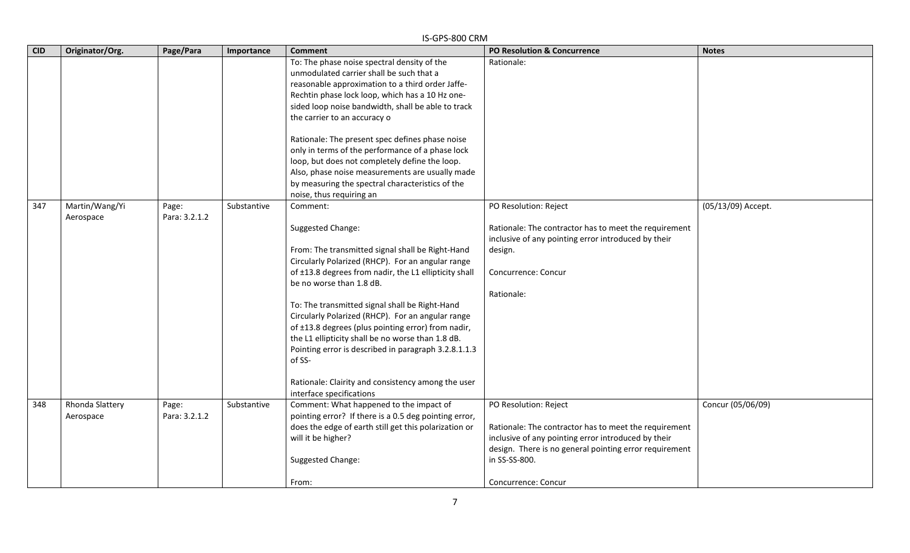| CID | Originator/Org. | Page/Para | Importance | Comment | PO Resolution & Concurrence | Notes |
|---|---|---|---|---|---|---|
| | | | | To: The phase noise spectral density of the unmodulated carrier shall be such that a reasonable approximation to a third order Jaffe-Rechtin phase lock loop, which has a 10 Hz one-sided loop noise bandwidth, shall be able to track the carrier to an accuracy o<br><br>Rationale: The present spec defines phase noise only in terms of the performance of a phase lock loop, but does not completely define the loop. Also, phase noise measurements are usually made by measuring the spectral characteristics of the noise, thus requiring an | Rationale: | |
| 347 | Martin/Wang/Yi Aerospace | Page: Para: 3.2.1.2 | Substantive | Comment:<br><br>Suggested Change:<br><br>From: The transmitted signal shall be Right-Hand Circularly Polarized (RHCP). For an angular range of ±13.8 degrees from nadir, the L1 ellipticity shall be no worse than 1.8 dB.<br><br>To: The transmitted signal shall be Right-Hand Circularly Polarized (RHCP). For an angular range of ±13.8 degrees (plus pointing error) from nadir, the L1 ellipticity shall be no worse than 1.8 dB. Pointing error is described in paragraph 3.2.8.1.1.3 of SS-<br><br>Rationale: Clairity and consistency among the user interface specifications | PO Resolution: Reject<br><br>Rationale: The contractor has to meet the requirement inclusive of any pointing error introduced by their design.<br><br>Concurrence: Concur<br><br>Rationale: | (05/13/09) Accept. |
| 348 | Rhonda Slattery Aerospace | Page: Para: 3.2.1.2 | Substantive | Comment: What happened to the impact of pointing error? If there is a 0.5 deg pointing error, does the edge of earth still get this polarization or will it be higher?<br><br>Suggested Change:<br><br>From: | PO Resolution: Reject<br><br>Rationale: The contractor has to meet the requirement inclusive of any pointing error introduced by their design. There is no general pointing error requirement in SS-SS-800.<br><br>Concurrence: Concur | Concur (05/06/09) |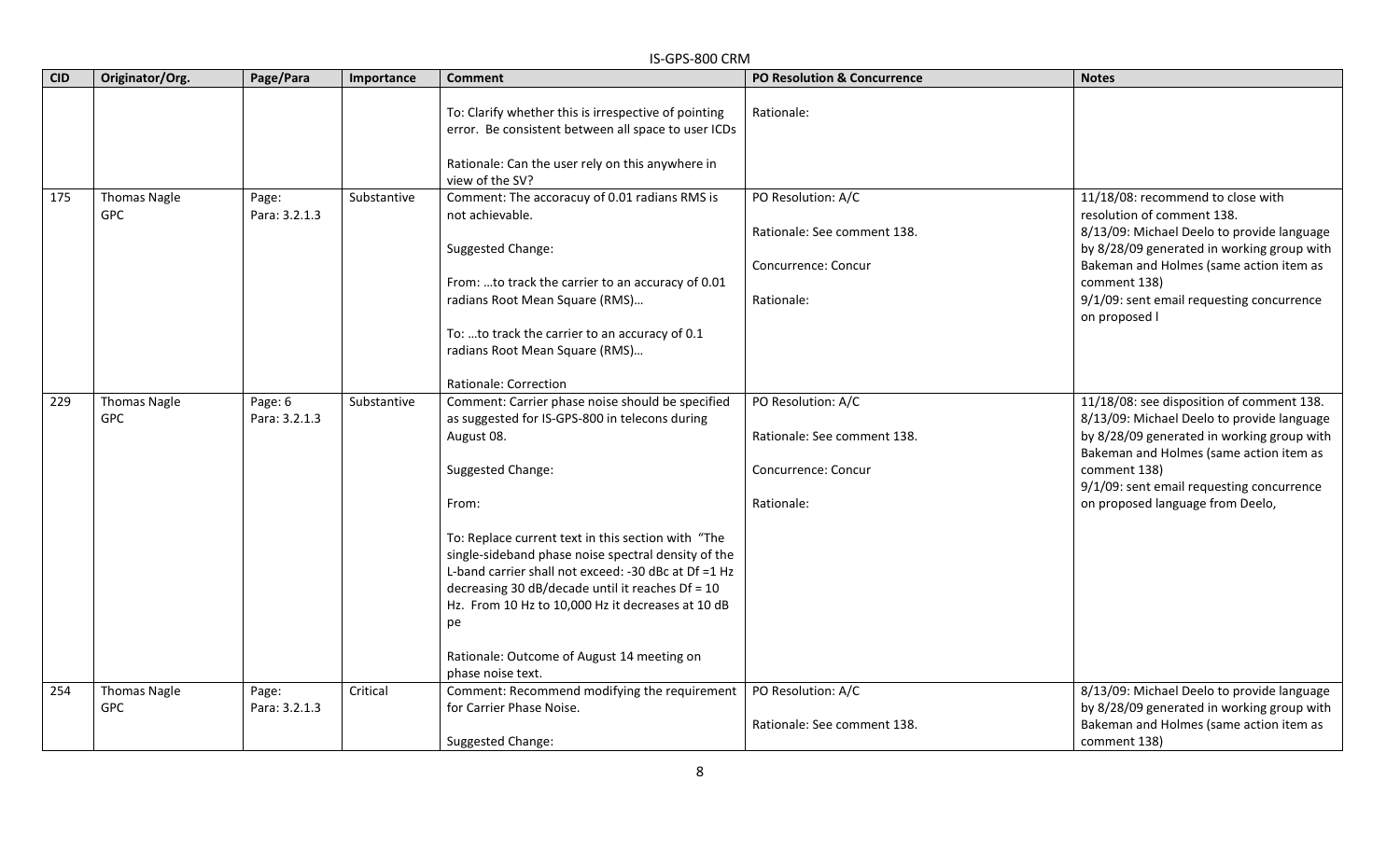| CID | Originator/Org. | Page/Para | Importance | Comment | PO Resolution & Concurrence | Notes |
|---|---|---|---|---|---|---|
| | | | | To: Clarify whether this is irrespective of pointing error. Be consistent between all space to user ICDs<br><br>Rationale: Can the user rely on this anywhere in view of the SV? | Rationale: | |
| 175 | Thomas Nagle GPC | Page: Para: 3.2.1.3 | Substantive | Comment: The accoracuy of 0.01 radians RMS is not achievable.<br><br>Suggested Change:<br><br>From: …to track the carrier to an accuracy of 0.01 radians Root Mean Square (RMS)…<br><br>To: …to track the carrier to an accuracy of 0.1 radians Root Mean Square (RMS)…<br><br>Rationale: Correction | PO Resolution: A/C<br><br>Rationale: See comment 138.<br><br>Concurrence: Concur<br><br>Rationale: | 11/18/08: recommend to close with resolution of comment 138.<br>8/13/09: Michael Deelo to provide language by 8/28/09 generated in working group with Bakeman and Holmes (same action item as comment 138)<br>9/1/09: sent email requesting concurrence on proposed l |
| 229 | Thomas Nagle GPC | Page: 6 Para: 3.2.1.3 | Substantive | Comment: Carrier phase noise should be specified as suggested for IS-GPS-800 in telecons during August 08.<br><br>Suggested Change:<br><br>From:<br><br>To: Replace current text in this section with "The single-sideband phase noise spectral density of the L-band carrier shall not exceed: -30 dBc at Df =1 Hz decreasing 30 dB/decade until it reaches Df = 10 Hz. From 10 Hz to 10,000 Hz it decreases at 10 dB pe<br><br>Rationale: Outcome of August 14 meeting on phase noise text. | PO Resolution: A/C<br><br>Rationale: See comment 138.<br><br>Concurrence: Concur<br><br>Rationale: | 11/18/08: see disposition of comment 138.<br>8/13/09: Michael Deelo to provide language by 8/28/09 generated in working group with Bakeman and Holmes (same action item as comment 138)<br>9/1/09: sent email requesting concurrence on proposed language from Deelo, |
| 254 | Thomas Nagle GPC | Page: Para: 3.2.1.3 | Critical | Comment: Recommend modifying the requirement for Carrier Phase Noise.<br><br>Suggested Change: | PO Resolution: A/C<br><br>Rationale: See comment 138. | 8/13/09: Michael Deelo to provide language by 8/28/09 generated in working group with Bakeman and Holmes (same action item as comment 138) |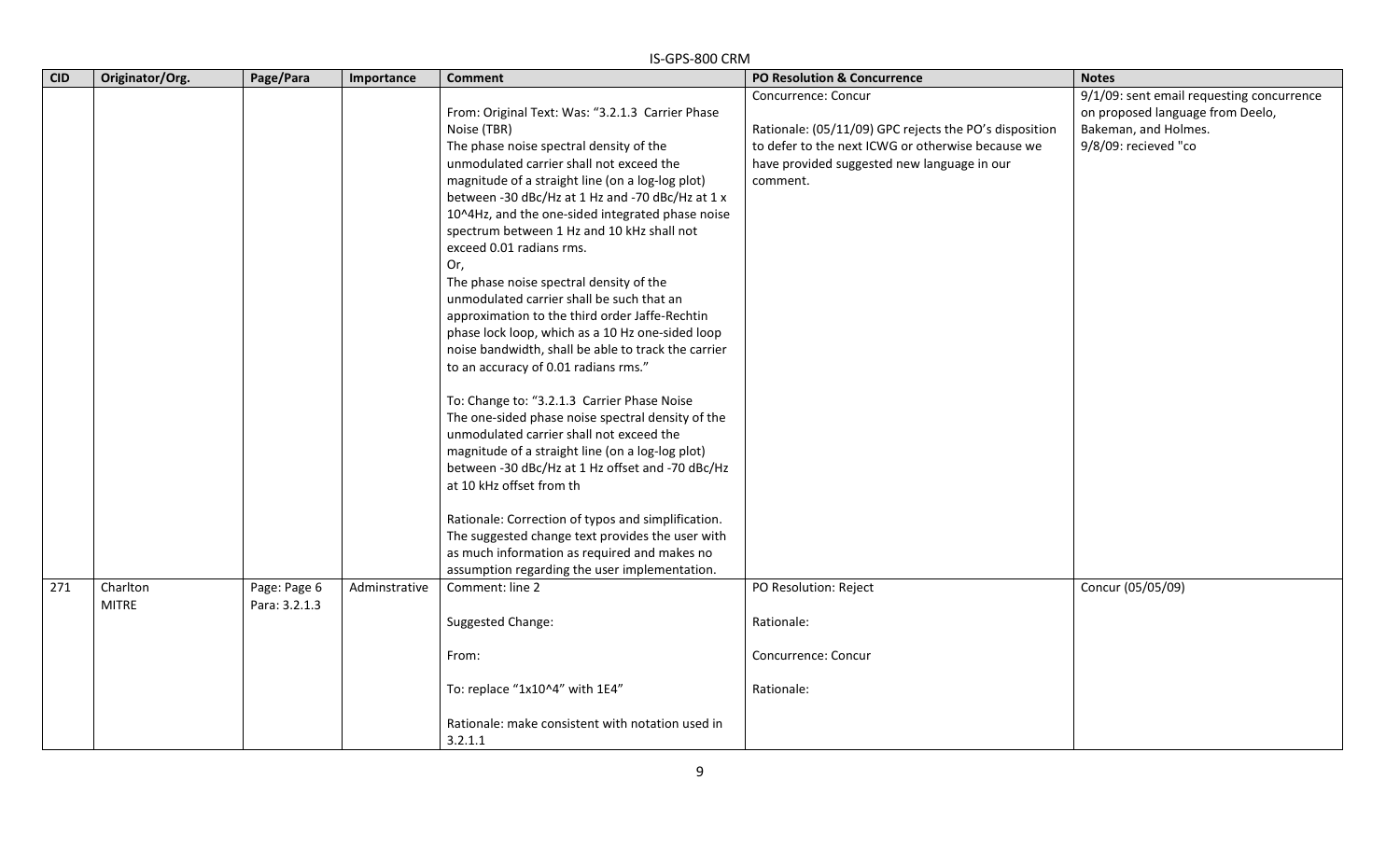| CID | Originator/Org. | Page/Para | Importance | Comment | PO Resolution & Concurrence | Notes |
|---|---|---|---|---|---|---|
| | | | | From: Original Text: Was: “3.2.1.3 Carrier Phase Noise (TBR)<br>The phase noise spectral density of the unmodulated carrier shall not exceed the magnitude of a straight line (on a log-log plot) between -30 dBc/Hz at 1 Hz and -70 dBc/Hz at 1 x 10^4Hz, and the one-sided integrated phase noise spectrum between 1 Hz and 10 kHz shall not exceed 0.01 radians rms.<br>Or,<br>The phase noise spectral density of the unmodulated carrier shall be such that an approximation to the third order Jaffe-Rechtin phase lock loop, which as a 10 Hz one-sided loop noise bandwidth, shall be able to track the carrier to an accuracy of 0.01 radians rms.”<br><br>To: Change to: “3.2.1.3 Carrier Phase Noise<br>The one-sided phase noise spectral density of the unmodulated carrier shall not exceed the magnitude of a straight line (on a log-log plot) between -30 dBc/Hz at 1 Hz offset and -70 dBc/Hz at 10 kHz offset from th<br><br>Rationale: Correction of typos and simplification. The suggested change text provides the user with as much information as required and makes no assumption regarding the user implementation. | Concurrence: Concur<br><br>Rationale: (05/11/09) GPC rejects the PO’s disposition to defer to the next ICWG or otherwise because we have provided suggested new language in our comment. | 9/1/09: sent email requesting concurrence on proposed language from Deelo, Bakeman, and Holmes.<br>9/8/09: recieved "co |
| 271 | Charlton<br>MITRE | Page: Page 6<br>Para: 3.2.1.3 | Adminstrative | Comment: line 2<br><br>Suggested Change:<br><br>From:<br><br>To: replace “1x10^4” with 1E4”<br><br>Rationale: make consistent with notation used in 3.2.1.1 | PO Resolution: Reject<br><br>Rationale:<br><br>Concurrence: Concur<br><br>Rationale: | Concur (05/05/09) |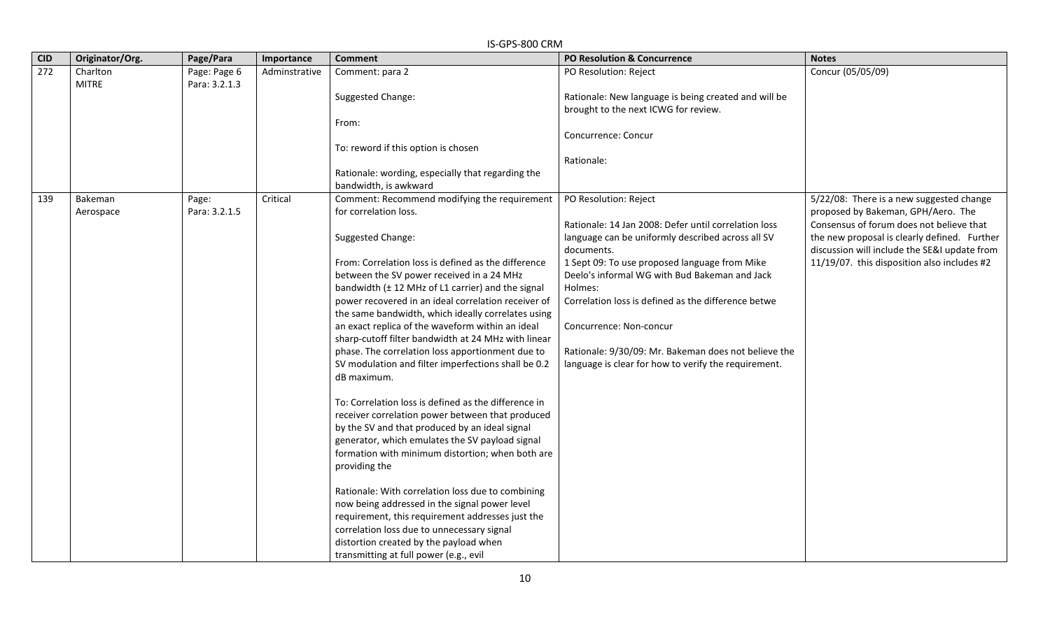| CID | Originator/Org. | Page/Para | Importance | Comment | PO Resolution & Concurrence | Notes |
|---|---|---|---|---|---|---|
| 272 | Charlton MITRE | Page: Page 6 Para: 3.2.1.3 | Adminstrative | Comment: para 2<br><br>Suggested Change:<br><br>From:<br><br>To: reword if this option is chosen<br><br>Rationale: wording, especially that regarding the bandwidth, is awkward | PO Resolution: Reject<br><br>Rationale: New language is being created and will be brought to the next ICWG for review.<br><br>Concurrence: Concur<br><br>Rationale: | Concur (05/05/09) |
| 139 | Bakeman Aerospace | Page: Para: 3.2.1.5 | Critical | Comment: Recommend modifying the requirement for correlation loss.<br><br>Suggested Change:<br><br>From: Correlation loss is defined as the difference between the SV power received in a 24 MHz bandwidth (± 12 MHz of L1 carrier) and the signal power recovered in an ideal correlation receiver of the same bandwidth, which ideally correlates using an exact replica of the waveform within an ideal sharp-cutoff filter bandwidth at 24 MHz with linear phase. The correlation loss apportionment due to SV modulation and filter imperfections shall be 0.2 dB maximum.<br><br>To: Correlation loss is defined as the difference in receiver correlation power between that produced by the SV and that produced by an ideal signal generator, which emulates the SV payload signal formation with minimum distortion; when both are providing the<br><br>Rationale: With correlation loss due to combining now being addressed in the signal power level requirement, this requirement addresses just the correlation loss due to unnecessary signal distortion created by the payload when transmitting at full power (e.g., evil | PO Resolution: Reject<br><br>Rationale: 14 Jan 2008: Defer until correlation loss language can be uniformly described across all SV documents.<br>1 Sept 09: To use proposed language from Mike Deelo's informal WG with Bud Bakeman and Jack Holmes:<br>Correlation loss is defined as the difference betwe<br><br>Concurrence: Non-concur<br><br>Rationale: 9/30/09: Mr. Bakeman does not believe the language is clear for how to verify the requirement. | 5/22/08: There is a new suggested change proposed by Bakeman, GPH/Aero. The Consensus of forum does not believe that the new proposal is clearly defined. Further discussion will include the SE&I update from 11/19/07. this disposition also includes #2 |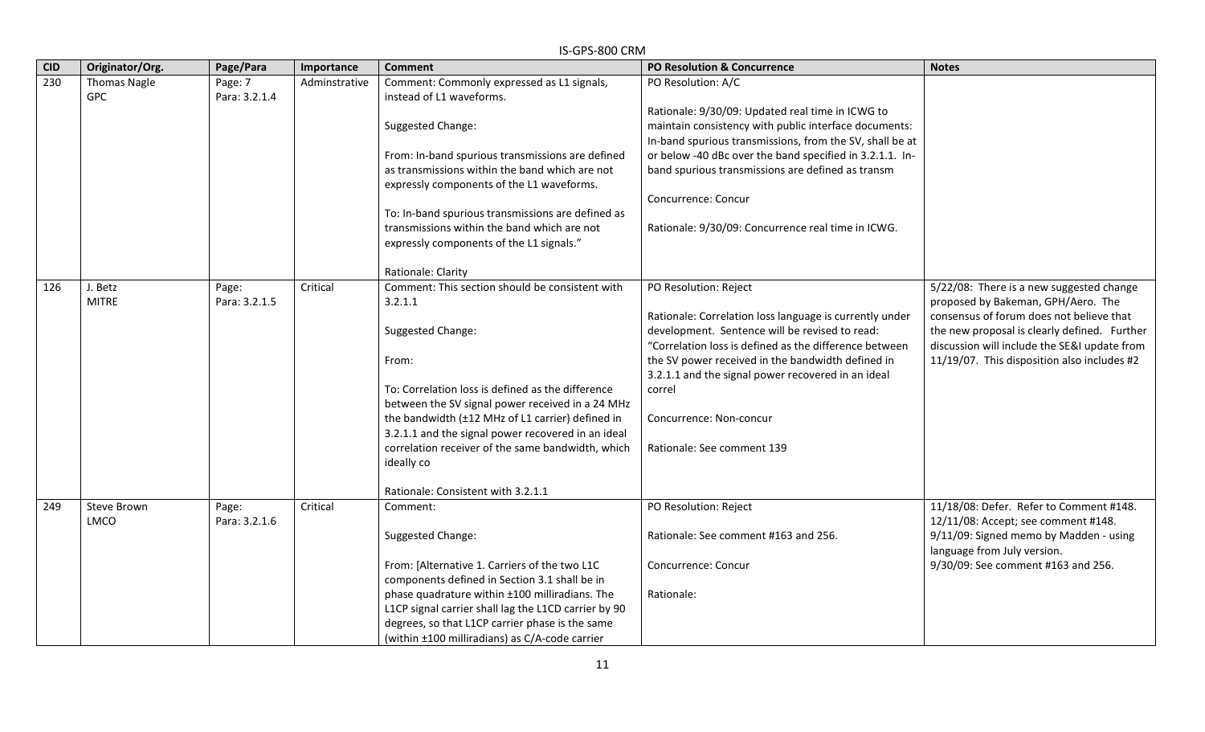| CID | Originator/Org. | Page/Para | Importance | Comment | PO Resolution & Concurrence | Notes |
|---|---|---|---|---|---|---|
| 230 | Thomas Nagle<br>GPC | Page: 7<br>Para: 3.2.1.4 | Adminstrative | Comment: Commonly expressed as L1 signals, instead of L1 waveforms.<br><br>Suggested Change:<br><br>From: In-band spurious transmissions are defined as transmissions within the band which are not expressly components of the L1 waveforms.<br><br>To: In-band spurious transmissions are defined as transmissions within the band which are not expressly components of the L1 signals."<br><br>Rationale: Clarity | PO Resolution: A/C<br><br>Rationale: 9/30/09: Updated real time in ICWG to maintain consistency with public interface documents: In-band spurious transmissions, from the SV, shall be at or below -40 dBc over the band specified in 3.2.1.1. In-band spurious transmissions are defined as transm<br><br>Concurrence: Concur<br><br>Rationale: 9/30/09: Concurrence real time in ICWG. | |
| 126 | J. Betz<br>MITRE | Page:<br>Para: 3.2.1.5 | Critical | Comment: This section should be consistent with 3.2.1.1<br><br>Suggested Change:<br><br>From:<br><br>To: Correlation loss is defined as the difference between the SV signal power received in a 24 MHz the bandwidth (±12 MHz of L1 carrier) defined in 3.2.1.1 and the signal power recovered in an ideal correlation receiver of the same bandwidth, which ideally co<br><br>Rationale: Consistent with 3.2.1.1 | PO Resolution: Reject<br><br>Rationale: Correlation loss language is currently under development. Sentence will be revised to read: "Correlation loss is defined as the difference between the SV power received in the bandwidth defined in 3.2.1.1 and the signal power recovered in an ideal correl<br><br>Concurrence: Non-concur<br><br>Rationale: See comment 139 | 5/22/08: There is a new suggested change proposed by Bakeman, GPH/Aero. The consensus of forum does not believe that the new proposal is clearly defined. Further discussion will include the SE&I update from 11/19/07. This disposition also includes #2 |
| 249 | Steve Brown<br>LMCO | Page:<br>Para: 3.2.1.6 | Critical | Comment:<br><br>Suggested Change:<br><br>From: [Alternative 1. Carriers of the two L1C components defined in Section 3.1 shall be in phase quadrature within ±100 milliradians. The L1CP signal carrier shall lag the L1CD carrier by 90 degrees, so that L1CP carrier phase is the same (within ±100 milliradians) as C/A-code carrier | PO Resolution: Reject<br><br>Rationale: See comment #163 and 256.<br><br>Concurrence: Concur<br><br>Rationale: | 11/18/08: Defer. Refer to Comment #148.<br>12/11/08: Accept; see comment #148.<br>9/11/09: Signed memo by Madden - using language from July version.<br>9/30/09: See comment #163 and 256. |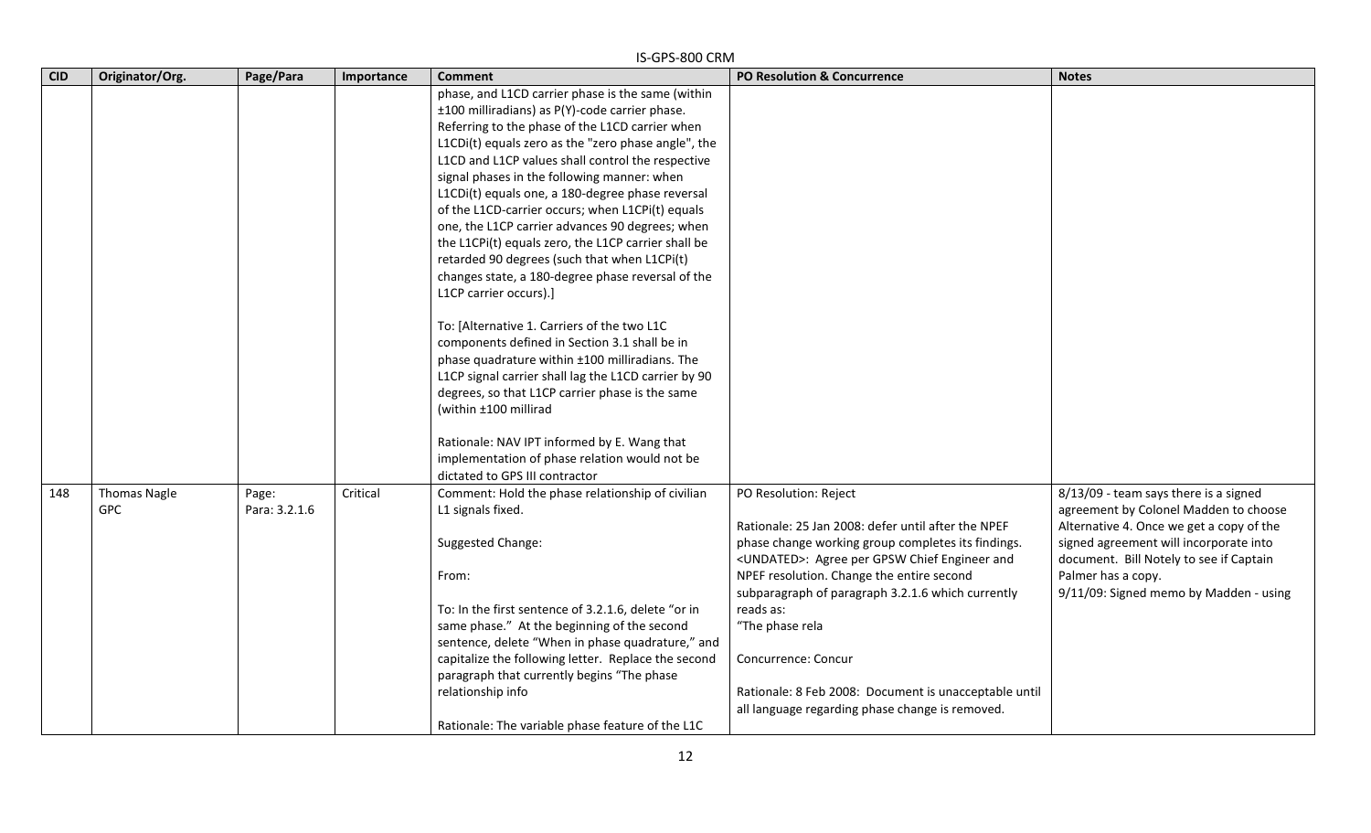| CID | Originator/Org. | Page/Para | Importance | Comment | PO Resolution & Concurrence | Notes |
|---|---|---|---|---|---|---|
| | | | | phase, and L1CD carrier phase is the same (within ±100 milliradians) as P(Y)-code carrier phase. Referring to the phase of the L1CD carrier when L1CDi(t) equals zero as the "zero phase angle", the L1CD and L1CP values shall control the respective signal phases in the following manner: when L1CDi(t) equals one, a 180-degree phase reversal of the L1CD-carrier occurs; when L1CPi(t) equals one, the L1CP carrier advances 90 degrees; when the L1CPi(t) equals zero, the L1CP carrier shall be retarded 90 degrees (such that when L1CPi(t) changes state, a 180-degree phase reversal of the L1CP carrier occurs).]<br><br>To: [Alternative 1. Carriers of the two L1C components defined in Section 3.1 shall be in phase quadrature within ±100 milliradians. The L1CP signal carrier shall lag the L1CD carrier by 90 degrees, so that L1CP carrier phase is the same (within ±100 millirad<br><br>Rationale: NAV IPT informed by E. Wang that implementation of phase relation would not be dictated to GPS III contractor | | |
| 148 | Thomas Nagle GPC | Page: Para: 3.2.1.6 | Critical | Comment: Hold the phase relationship of civilian L1 signals fixed.<br><br>Suggested Change:<br><br>From:<br><br>To: In the first sentence of 3.2.1.6, delete "or in same phase." At the beginning of the second sentence, delete "When in phase quadrature," and capitalize the following letter. Replace the second paragraph that currently begins "The phase relationship info<br><br>Rationale: The variable phase feature of the L1C | PO Resolution: Reject<br><br>Rationale: 25 Jan 2008: defer until after the NPEF phase change working group completes its findings. <UNDATED>: Agree per GPSW Chief Engineer and NPEF resolution. Change the entire second subparagraph of paragraph 3.2.1.6 which currently reads as:<br>"The phase rela<br><br>Concurrence: Concur<br><br>Rationale: 8 Feb 2008: Document is unacceptable until all language regarding phase change is removed. | 8/13/09 - team says there is a signed agreement by Colonel Madden to choose Alternative 4. Once we get a copy of the signed agreement will incorporate into document. Bill Notely to see if Captain Palmer has a copy.<br>9/11/09: Signed memo by Madden - using |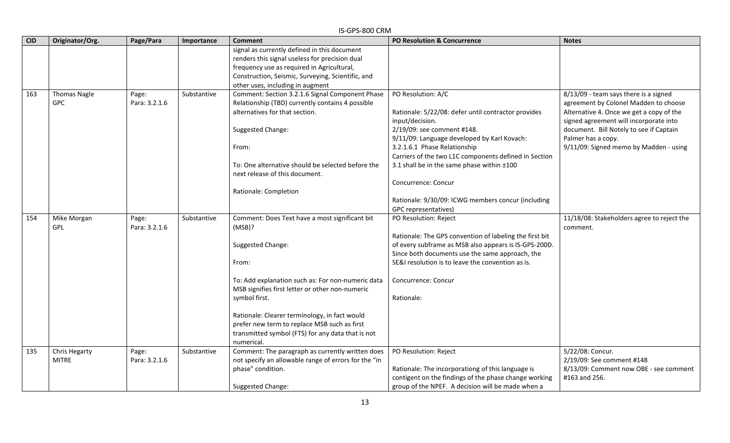| CID | Originator/Org. | Page/Para | Importance | Comment | PO Resolution & Concurrence | Notes |
|---|---|---|---|---|---|---|
| | | | | signal as currently defined in this document renders this signal useless for precision dual frequency use as required in Agricultural, Construction, Seismic, Surveying, Scientific, and other uses, including in augment | | |
| 163 | Thomas Nagle GPC | Page: Para: 3.2.1.6 | Substantive | Comment: Section 3.2.1.6 Signal Component Phase Relationship (TBD) currently contains 4 possible alternatives for that section.<br><br>Suggested Change:<br><br>From:<br><br>To: One alternative should be selected before the next release of this document.<br><br>Rationale: Completion | PO Resolution: A/C<br><br>Rationale: 5/22/08: defer until contractor provides input/decision.<br>2/19/09: see comment #148.<br>9/11/09: Language developed by Karl Kovach:<br>3.2.1.6.1 Phase Relationship<br>Carriers of the two L1C components defined in Section 3.1 shall be in the same phase within ±100<br><br>Concurrence: Concur<br><br>Rationale: 9/30/09: ICWG members concur (including GPC representatives) | 8/13/09 - team says there is a signed agreement by Colonel Madden to choose Alternative 4. Once we get a copy of the signed agreement will incorporate into document. Bill Notely to see if Captain Palmer has a copy.<br>9/11/09: Signed memo by Madden - using |
| 154 | Mike Morgan GPL | Page: Para: 3.2.1.6 | Substantive | Comment: Does Text have a most significant bit (MSB)?<br><br>Suggested Change:<br><br>From:<br><br>To: Add explanation such as: For non-numeric data MSB signifies first letter or other non-numeric symbol first.<br><br>Rationale: Clearer terminology, in fact would prefer new term to replace MSB such as first transmitted symbol (FTS) for any data that is not numerical. | PO Resolution: Reject<br><br>Rationale: The GPS convention of labeling the first bit of every subframe as MSB also appears is IS-GPS-200D. Since both documents use the same approach, the SE&I resolution is to leave the convention as is.<br><br>Concurrence: Concur<br><br>Rationale: | 11/18/08: Stakeholders agree to reject the comment. |
| 135 | Chris Hegarty MITRE | Page: Para: 3.2.1.6 | Substantive | Comment: The paragraph as currently written does not specify an allowable range of errors for the "in phase" condition.<br><br>Suggested Change: | PO Resolution: Reject<br><br>Rationale: The incorporationg of this language is contigent on the findings of the phase change working group of the NPEF. A decision will be made when a | 5/22/08: Concur.<br>2/19/09: See comment #148<br>8/13/09: Comment now OBE - see comment #163 and 256. |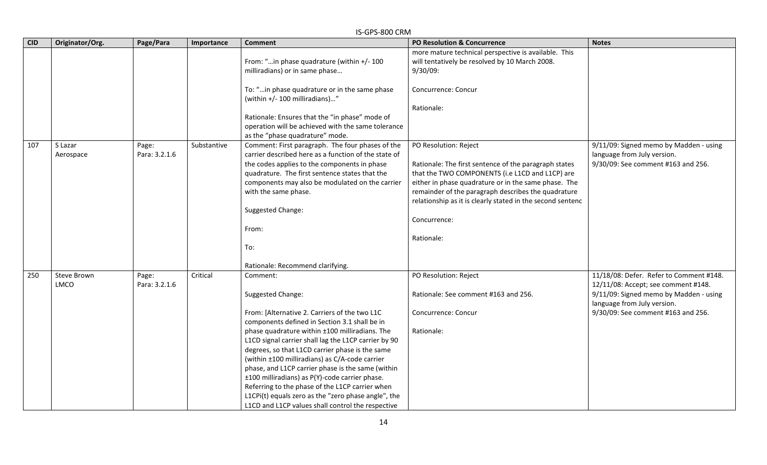| CID | Originator/Org. | Page/Para | Importance | Comment | PO Resolution & Concurrence | Notes |
|---|---|---|---|---|---|---|
| | | | | From: "…in phase quadrature (within +/- 100 milliradians) or in same phase… <br><br> To: "…in phase quadrature or in the same phase (within +/- 100 milliradians)…" <br><br> Rationale: Ensures that the "in phase" mode of operation will be achieved with the same tolerance as the "phase quadrature" mode. | more mature technical perspective is available. This will tentatively be resolved by 10 March 2008. 9/30/09: <br><br> Concurrence: Concur <br><br> Rationale: | |
| 107 | S Lazar Aerospace | Page: Para: 3.2.1.6 | Substantive | Comment: First paragraph. The four phases of the carrier described here as a function of the state of the codes applies to the components in phase quadrature. The first sentence states that the components may also be modulated on the carrier with the same phase. <br><br> Suggested Change: <br><br> From: <br><br> To: <br><br> Rationale: Recommend clarifying. | PO Resolution: Reject <br><br> Rationale: The first sentence of the paragraph states that the TWO COMPONENTS (i.e L1CD and L1CP) are either in phase quadrature or in the same phase. The remainder of the paragraph describes the quadrature relationship as it is clearly stated in the second sentenc <br><br> Concurrence: <br><br> Rationale: | 9/11/09: Signed memo by Madden - using language from July version. <br> 9/30/09: See comment #163 and 256. |
| 250 | Steve Brown LMCO | Page: Para: 3.2.1.6 | Critical | Comment: <br><br> Suggested Change: <br><br> From: [Alternative 2. Carriers of the two L1C components defined in Section 3.1 shall be in phase quadrature within ±100 milliradians. The L1CD signal carrier shall lag the L1CP carrier by 90 degrees, so that L1CD carrier phase is the same (within ±100 milliradians) as C/A-code carrier phase, and L1CP carrier phase is the same (within ±100 milliradians) as P(Y)-code carrier phase. Referring to the phase of the L1CP carrier when L1CPi(t) equals zero as the "zero phase angle", the L1CD and L1CP values shall control the respective | PO Resolution: Reject <br><br> Rationale: See comment #163 and 256. <br><br> Concurrence: Concur <br><br> Rationale: | 11/18/08: Defer. Refer to Comment #148. <br> 12/11/08: Accept; see comment #148. <br> 9/11/09: Signed memo by Madden - using language from July version. <br> 9/30/09: See comment #163 and 256. |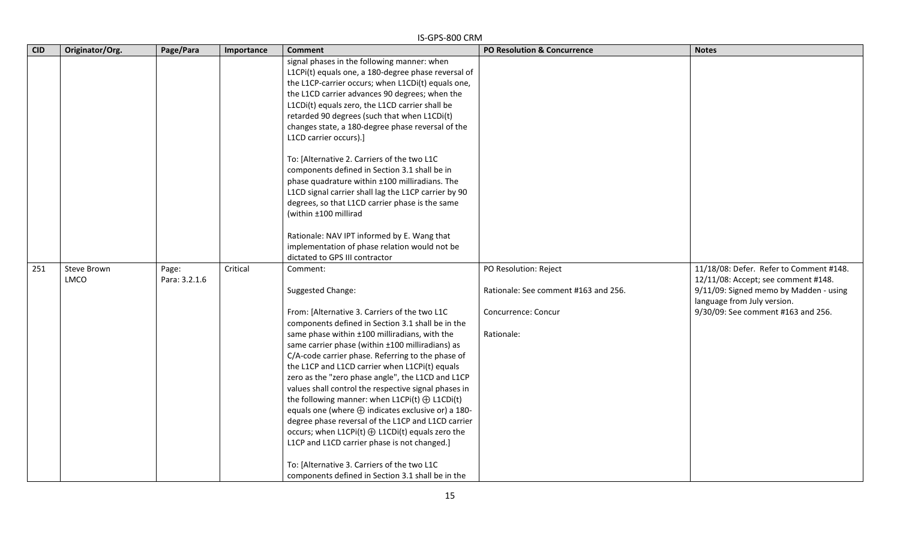| CID | Originator/Org. | Page/Para | Importance | Comment | PO Resolution & Concurrence | Notes |
|---|---|---|---|---|---|---|
| | | | | signal phases in the following manner: when L1CPi(t) equals one, a 180-degree phase reversal of the L1CP-carrier occurs; when L1CDi(t) equals one, the L1CD carrier advances 90 degrees; when the L1CDi(t) equals zero, the L1CD carrier shall be retarded 90 degrees (such that when L1CDi(t) changes state, a 180-degree phase reversal of the L1CD carrier occurs).]<br><br>To: [Alternative 2. Carriers of the two L1C components defined in Section 3.1 shall be in phase quadrature within ±100 milliradians. The L1CD signal carrier shall lag the L1CP carrier by 90 degrees, so that L1CD carrier phase is the same (within ±100 millirad<br><br>Rationale: NAV IPT informed by E. Wang that implementation of phase relation would not be dictated to GPS III contractor | | |
| 251 | Steve Brown<br>LMCO | Page:<br>Para: 3.2.1.6 | Critical | Comment:<br><br>Suggested Change:<br><br>From: [Alternative 3. Carriers of the two L1C components defined in Section 3.1 shall be in the same phase within ±100 milliradians, with the same carrier phase (within ±100 milliradians) as C/A-code carrier phase. Referring to the phase of the L1CP and L1CD carrier when L1CPi(t) equals zero as the "zero phase angle", the L1CD and L1CP values shall control the respective signal phases in the following manner: when L1CPi(t) $\oplus$ L1CDi(t) equals one (where $\oplus$ indicates exclusive or) a 180-degree phase reversal of the L1CP and L1CD carrier occurs; when L1CPi(t) $\oplus$ L1CDi(t) equals zero the L1CP and L1CD carrier phase is not changed.]<br><br>To: [Alternative 3. Carriers of the two L1C components defined in Section 3.1 shall be in the | PO Resolution: Reject<br><br>Rationale: See comment #163 and 256.<br><br>Concurrence: Concur<br><br>Rationale: | 11/18/08: Defer. Refer to Comment #148.<br>12/11/08: Accept; see comment #148.<br>9/11/09: Signed memo by Madden - using language from July version.<br>9/30/09: See comment #163 and 256. |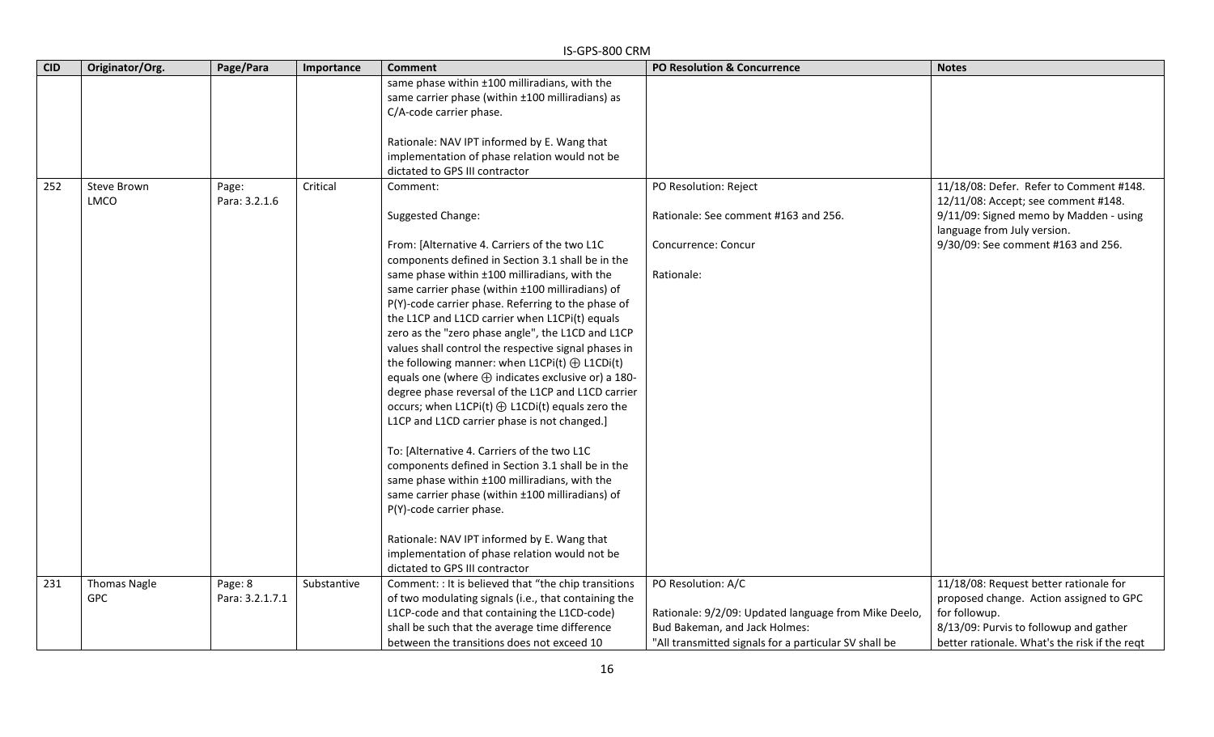| CID | Originator/Org. | Page/Para | Importance | Comment | PO Resolution & Concurrence | Notes |
|---|---|---|---|---|---|---|
| | | | | same phase within ±100 milliradians, with the same carrier phase (within ±100 milliradians) as C/A-code carrier phase.<br><br>Rationale: NAV IPT informed by E. Wang that implementation of phase relation would not be dictated to GPS III contractor | | |
| 252 | Steve Brown<br>LMCO | Page:<br>Para: 3.2.1.6 | Critical | Comment:<br><br>Suggested Change:<br><br>From: [Alternative 4. Carriers of the two L1C components defined in Section 3.1 shall be in the same phase within ±100 milliradians, with the same carrier phase (within ±100 milliradians) of P(Y)-code carrier phase. Referring to the phase of the L1CP and L1CD carrier when L1CPi(t) equals zero as the "zero phase angle", the L1CD and L1CP values shall control the respective signal phases in the following manner: when L1CPi(t) ⊕ L1CDi(t) equals one (where ⊕ indicates exclusive or) a 180-degree phase reversal of the L1CP and L1CD carrier occurs; when L1CPi(t) ⊕ L1CDi(t) equals zero the L1CP and L1CD carrier phase is not changed.]<br><br>To: [Alternative 4. Carriers of the two L1C components defined in Section 3.1 shall be in the same phase within ±100 milliradians, with the same carrier phase (within ±100 milliradians) of P(Y)-code carrier phase.<br><br>Rationale: NAV IPT informed by E. Wang that implementation of phase relation would not be dictated to GPS III contractor | PO Resolution: Reject<br><br>Rationale: See comment #163 and 256.<br><br>Concurrence: Concur<br><br>Rationale: | 11/18/08: Defer. Refer to Comment #148.<br>12/11/08: Accept; see comment #148.<br>9/11/09: Signed memo by Madden - using language from July version.<br>9/30/09: See comment #163 and 256. |
| 231 | Thomas Nagle<br>GPC | Page: 8<br>Para: 3.2.1.7.1 | Substantive | Comment: : It is believed that "the chip transitions of two modulating signals (i.e., that containing the L1CP-code and that containing the L1CD-code) shall be such that the average time difference between the transitions does not exceed 10 | PO Resolution: A/C<br><br>Rationale: 9/2/09: Updated language from Mike Deelo, Bud Bakeman, and Jack Holmes:<br>"All transmitted signals for a particular SV shall be | 11/18/08: Request better rationale for proposed change. Action assigned to GPC for followup.<br>8/13/09: Purvis to followup and gather better rationale. What's the risk if the reqt |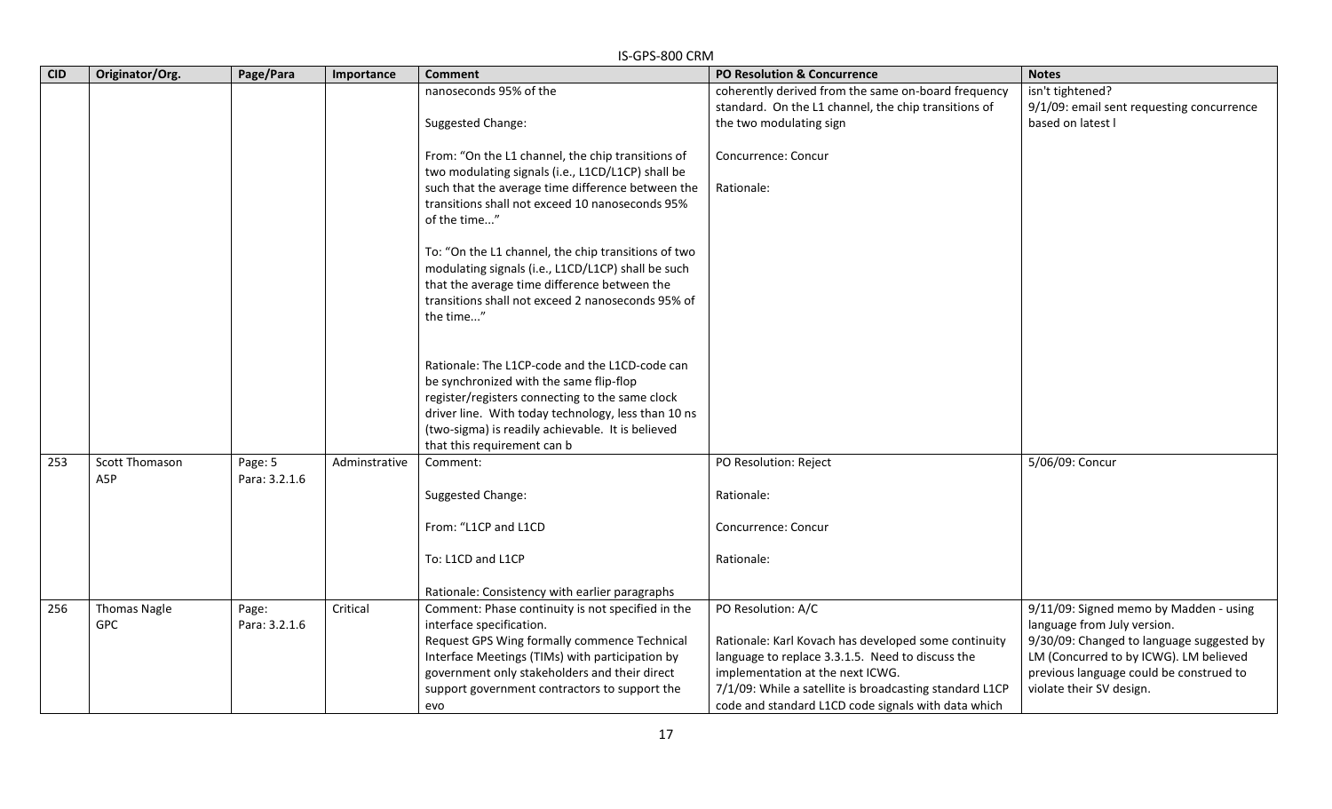| CID | Originator/Org. | Page/Para | Importance | Comment | PO Resolution & Concurrence | Notes |
|---|---|---|---|---|---|---|
| | | | | nanoseconds 95% of the<br><br>Suggested Change:<br><br>From: "On the L1 channel, the chip transitions of two modulating signals (i.e., L1CD/L1CP) shall be such that the average time difference between the transitions shall not exceed 10 nanoseconds 95% of the time..."<br><br>To: "On the L1 channel, the chip transitions of two modulating signals (i.e., L1CD/L1CP) shall be such that the average time difference between the transitions shall not exceed 2 nanoseconds 95% of the time..."<br><br>Rationale: The L1CP-code and the L1CD-code can be synchronized with the same flip-flop register/registers connecting to the same clock driver line. With today technology, less than 10 ns (two-sigma) is readily achievable. It is believed that this requirement can b | coherently derived from the same on-board frequency standard. On the L1 channel, the chip transitions of the two modulating sign<br><br>Concurrence: Concur<br><br>Rationale: | isn't tightened?<br>9/1/09: email sent requesting concurrence based on latest l |
| 253 | Scott Thomason<br>A5P | Page: 5<br>Para: 3.2.1.6 | Adminstrative | Comment:<br><br>Suggested Change:<br><br>From: "L1CP and L1CD<br><br>To: L1CD and L1CP<br><br>Rationale: Consistency with earlier paragraphs | PO Resolution: Reject<br><br>Rationale:<br><br>Concurrence: Concur<br><br>Rationale: | 5/06/09: Concur |
| 256 | Thomas Nagle<br>GPC | Page:<br>Para: 3.2.1.6 | Critical | Comment: Phase continuity is not specified in the interface specification.<br>Request GPS Wing formally commence Technical Interface Meetings (TIMs) with participation by government only stakeholders and their direct support government contractors to support the evo | PO Resolution: A/C<br><br>Rationale: Karl Kovach has developed some continuity language to replace 3.3.1.5. Need to discuss the implementation at the next ICWG.<br>7/1/09: While a satellite is broadcasting standard L1CP code and standard L1CD code signals with data which | 9/11/09: Signed memo by Madden - using language from July version.<br>9/30/09: Changed to language suggested by LM (Concurred to by ICWG). LM believed previous language could be construed to violate their SV design. |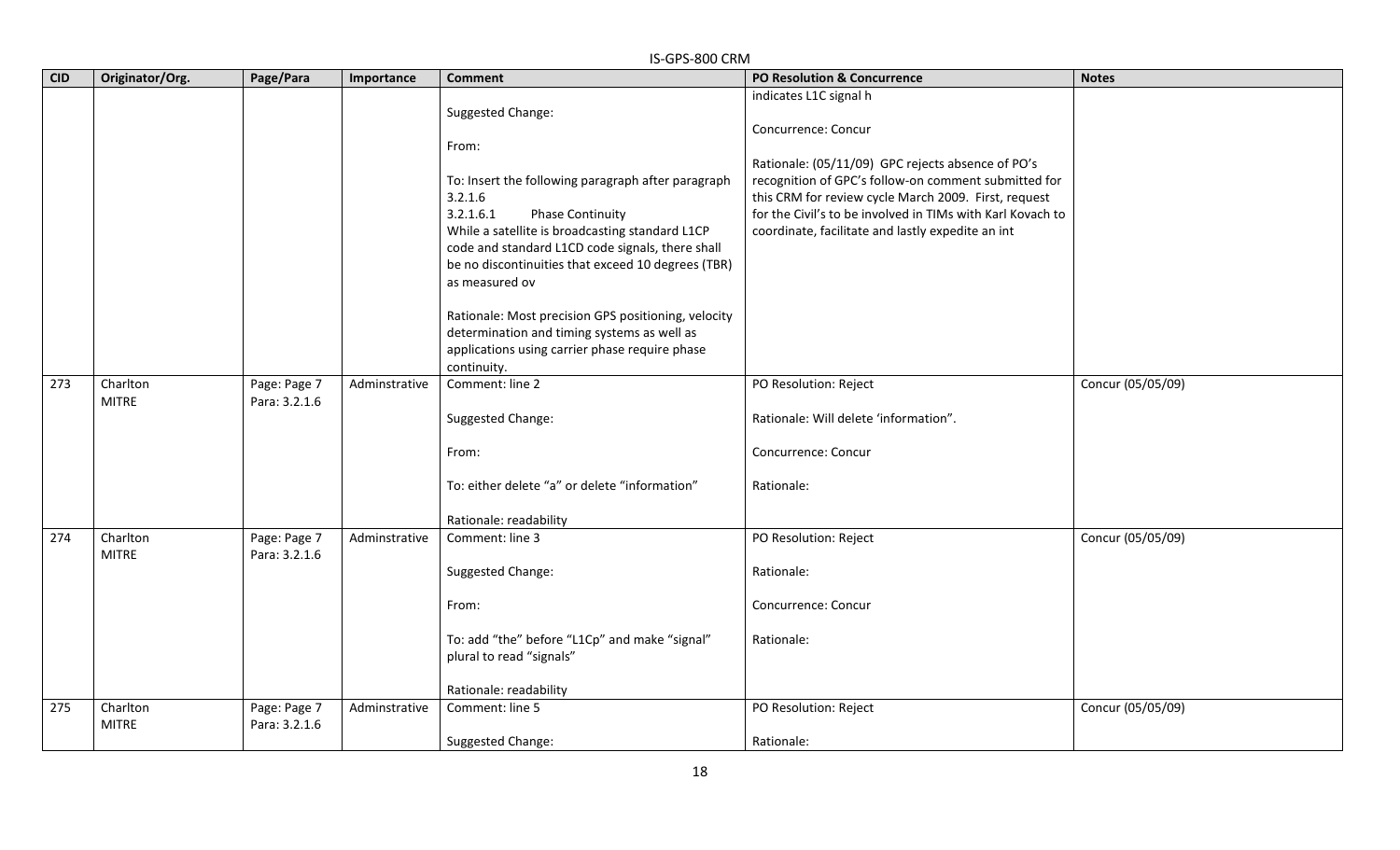| CID | Originator/Org. | Page/Para | Importance | Comment | PO Resolution & Concurrence | Notes |
|---|---|---|---|---|---|---|
| | | | | Suggested Change:<br><br>From:<br><br>To: Insert the following paragraph after paragraph 3.2.1.6<br>3.2.1.6.1 Phase Continuity<br>While a satellite is broadcasting standard L1CP code and standard L1CD code signals, there shall be no discontinuities that exceed 10 degrees (TBR) as measured ov<br><br>Rationale: Most precision GPS positioning, velocity determination and timing systems as well as applications using carrier phase require phase continuity. | indicates L1C signal h<br><br>Concurrence: Concur<br><br>Rationale: (05/11/09) GPC rejects absence of PO's recognition of GPC's follow-on comment submitted for this CRM for review cycle March 2009. First, request for the Civil's to be involved in TIMs with Karl Kovach to coordinate, facilitate and lastly expedite an int | |
| 273 | Charlton<br>MITRE | Page: Page 7<br>Para: 3.2.1.6 | Adminstrative | Comment: line 2<br><br>Suggested Change:<br><br>From:<br><br>To: either delete "a" or delete "information"<br><br>Rationale: readability | PO Resolution: Reject<br><br>Rationale: Will delete 'information".<br><br>Concurrence: Concur<br><br>Rationale: | Concur (05/05/09) |
| 274 | Charlton<br>MITRE | Page: Page 7<br>Para: 3.2.1.6 | Adminstrative | Comment: line 3<br><br>Suggested Change:<br><br>From:<br><br>To: add "the" before "L1Cp" and make "signal" plural to read "signals"<br><br>Rationale: readability | PO Resolution: Reject<br><br>Rationale:<br><br>Concurrence: Concur<br><br>Rationale: | Concur (05/05/09) |
| 275 | Charlton<br>MITRE | Page: Page 7<br>Para: 3.2.1.6 | Adminstrative | Comment: line 5<br><br>Suggested Change: | PO Resolution: Reject<br><br>Rationale: | Concur (05/05/09) |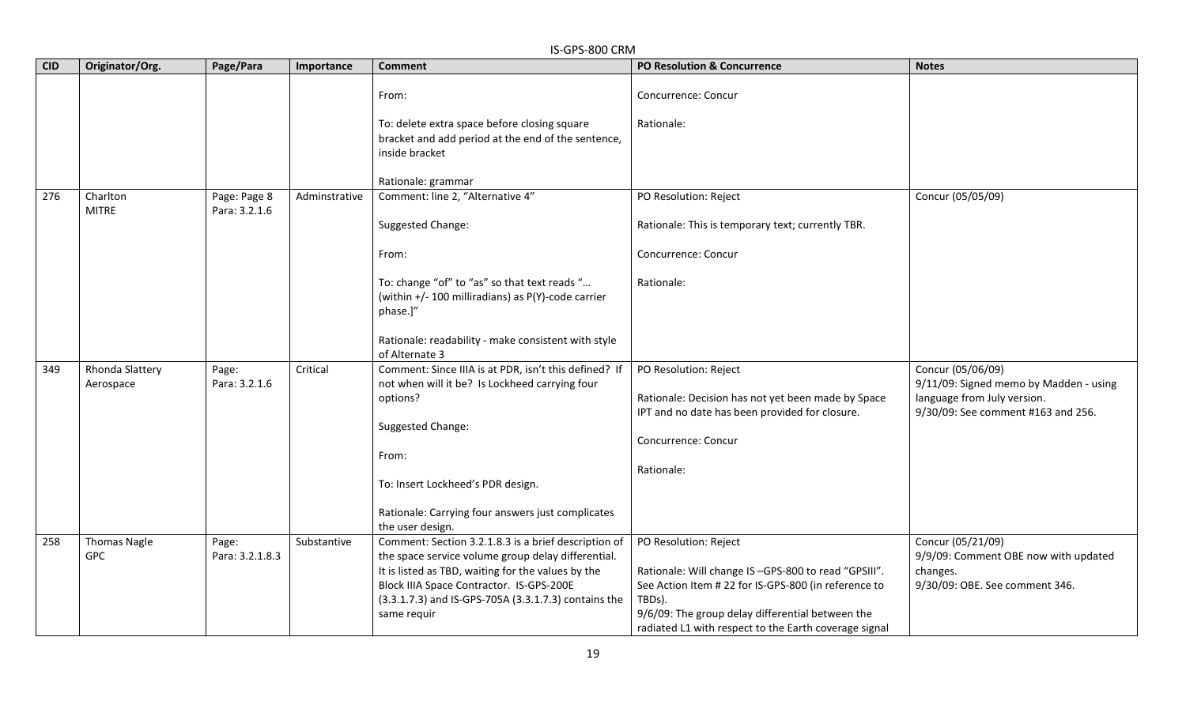| CID | Originator/Org. | Page/Para | Importance | Comment | PO Resolution & Concurrence | Notes |
|---|---|---|---|---|---|---|
| | | | | From:<br><br>To: delete extra space before closing square bracket and add period at the end of the sentence, inside bracket<br><br>Rationale: grammar | Concurrence: Concur<br><br>Rationale: | |
| 276 | Charlton<br>MITRE | Page: Page 8<br>Para: 3.2.1.6 | Adminstrative | Comment: line 2, "Alternative 4"<br><br>Suggested Change:<br><br>From:<br><br>To: change "of" to "as" so that text reads "… (within +/- 100 milliradians) as P(Y)-code carrier phase.]"<br><br>Rationale: readability - make consistent with style of Alternate 3 | PO Resolution: Reject<br><br>Rationale: This is temporary text; currently TBR.<br><br>Concurrence: Concur<br><br>Rationale: | Concur (05/05/09) |
| 349 | Rhonda Slattery<br>Aerospace | Page:<br>Para: 3.2.1.6 | Critical | Comment: Since IIIA is at PDR, isn't this defined? If not when will it be? Is Lockheed carrying four options?<br><br>Suggested Change:<br><br>From:<br><br>To: Insert Lockheed's PDR design.<br><br>Rationale: Carrying four answers just complicates the user design. | PO Resolution: Reject<br><br>Rationale: Decision has not yet been made by Space IPT and no date has been provided for closure.<br><br>Concurrence: Concur<br><br>Rationale: | Concur (05/06/09)<br>9/11/09: Signed memo by Madden - using language from July version.<br>9/30/09: See comment #163 and 256. |
| 258 | Thomas Nagle<br>GPC | Page:<br>Para: 3.2.1.8.3 | Substantive | Comment: Section 3.2.1.8.3 is a brief description of the space service volume group delay differential. It is listed as TBD, waiting for the values by the Block IIIA Space Contractor. IS-GPS-200E (3.3.1.7.3) and IS-GPS-705A (3.3.1.7.3) contains the same requir | PO Resolution: Reject<br><br>Rationale: Will change IS –GPS-800 to read "GPSIII". See Action Item # 22 for IS-GPS-800 (in reference to TBDs).<br>9/6/09: The group delay differential between the radiated L1 with respect to the Earth coverage signal | Concur (05/21/09)<br>9/9/09: Comment OBE now with updated changes.<br>9/30/09: OBE. See comment 346. |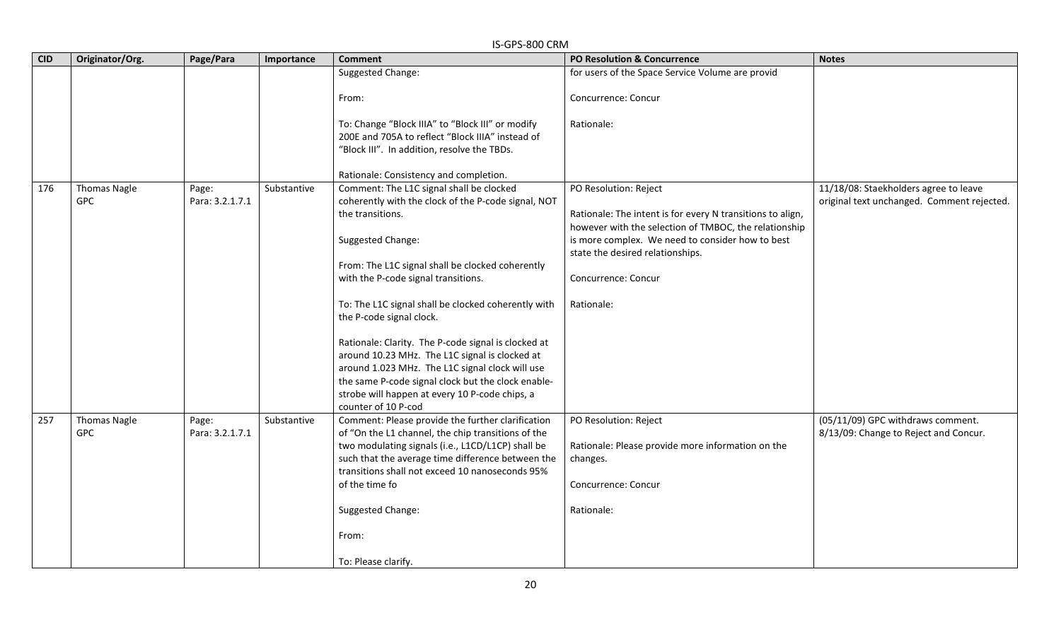| CID | Originator/Org. | Page/Para | Importance | Comment | PO Resolution & Concurrence | Notes |
|---|---|---|---|---|---|---|
| | | | | Suggested Change:<br><br>From:<br><br>To: Change "Block IIIA" to "Block III" or modify 200E and 705A to reflect "Block IIIA" instead of "Block III". In addition, resolve the TBDs.<br><br>Rationale: Consistency and completion. | for users of the Space Service Volume are provid<br><br>Concurrence: Concur<br><br>Rationale: | |
| 176 | Thomas Nagle<br>GPC | Page:<br>Para: 3.2.1.7.1 | Substantive | Comment: The L1C signal shall be clocked coherently with the clock of the P-code signal, NOT the transitions.<br><br>Suggested Change:<br><br>From: The L1C signal shall be clocked coherently with the P-code signal transitions.<br><br>To: The L1C signal shall be clocked coherently with the P-code signal clock.<br><br>Rationale: Clarity. The P-code signal is clocked at around 10.23 MHz. The L1C signal is clocked at around 1.023 MHz. The L1C signal clock will use the same P-code signal clock but the clock enable-strobe will happen at every 10 P-code chips, a counter of 10 P-cod | PO Resolution: Reject<br><br>Rationale: The intent is for every N transitions to align, however with the selection of TMBOC, the relationship is more complex. We need to consider how to best state the desired relationships.<br><br>Concurrence: Concur<br><br>Rationale: | 11/18/08: Staekholders agree to leave original text unchanged. Comment rejected. |
| 257 | Thomas Nagle<br>GPC | Page:<br>Para: 3.2.1.7.1 | Substantive | Comment: Please provide the further clarification of "On the L1 channel, the chip transitions of the two modulating signals (i.e., L1CD/L1CP) shall be such that the average time difference between the transitions shall not exceed 10 nanoseconds 95% of the time fo<br><br>Suggested Change:<br><br>From:<br><br>To: Please clarify. | PO Resolution: Reject<br><br>Rationale: Please provide more information on the changes.<br><br>Concurrence: Concur<br><br>Rationale: | (05/11/09) GPC withdraws comment.<br>8/13/09: Change to Reject and Concur. |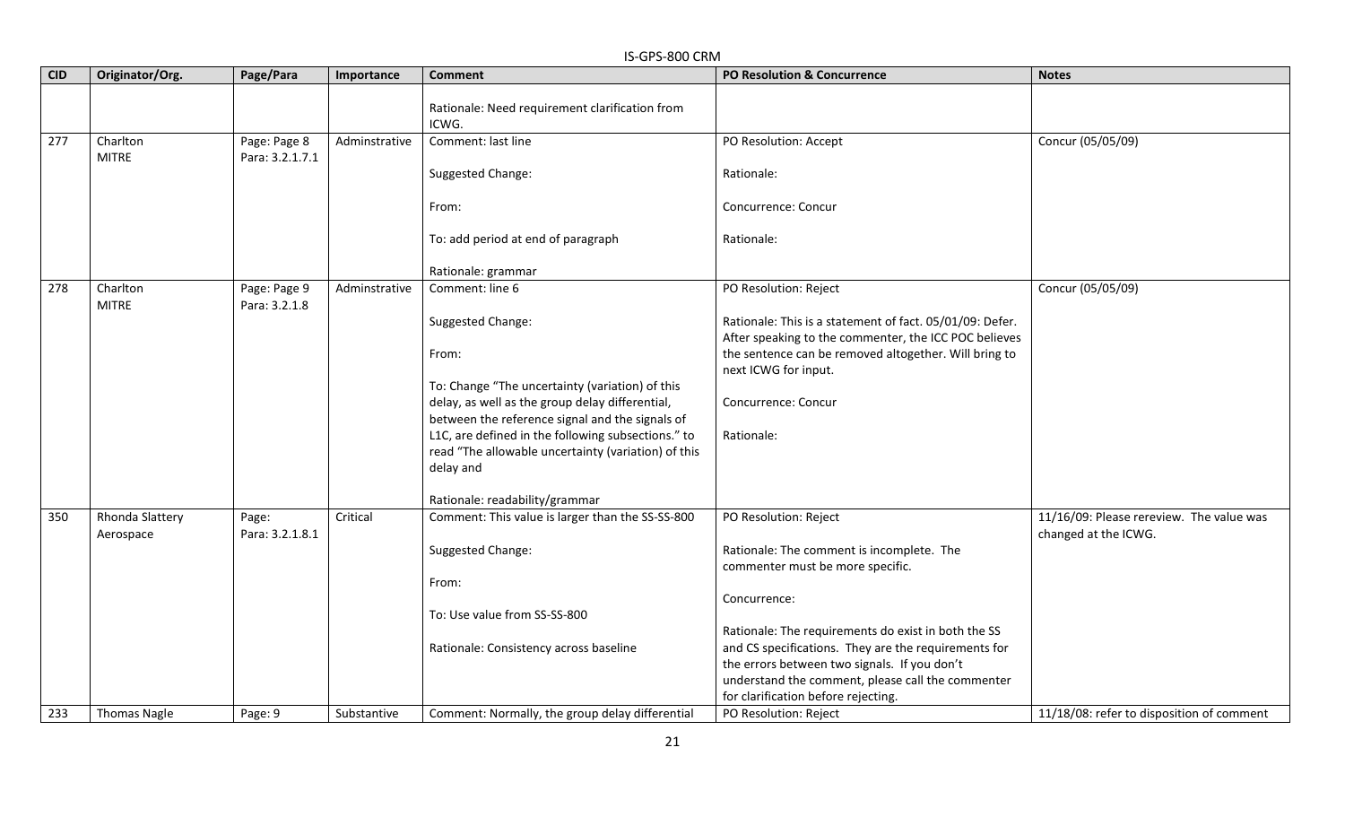| CID | Originator/Org. | Page/Para | Importance | Comment | PO Resolution & Concurrence | Notes |
|---|---|---|---|---|---|---|
| | | | | Rationale: Need requirement clarification from ICWG. | | |
| 277 | Charlton MITRE | Page: Page 8 Para: 3.2.1.7.1 | Adminstrative | Comment: last line<br><br>Suggested Change:<br><br>From:<br><br>To: add period at end of paragraph<br><br>Rationale: grammar | PO Resolution: Accept<br><br>Rationale:<br><br>Concurrence: Concur<br><br>Rationale: | Concur (05/05/09) |
| 278 | Charlton MITRE | Page: Page 9 Para: 3.2.1.8 | Adminstrative | Comment: line 6<br><br>Suggested Change:<br><br>From:<br><br>To: Change "The uncertainty (variation) of this delay, as well as the group delay differential, between the reference signal and the signals of L1C, are defined in the following subsections." to read "The allowable uncertainty (variation) of this delay and<br><br>Rationale: readability/grammar | PO Resolution: Reject<br><br>Rationale: This is a statement of fact. 05/01/09: Defer. After speaking to the commenter, the ICC POC believes the sentence can be removed altogether. Will bring to next ICWG for input.<br><br>Concurrence: Concur<br><br>Rationale: | Concur (05/05/09) |
| 350 | Rhonda Slattery Aerospace | Page: Para: 3.2.1.8.1 | Critical | Comment: This value is larger than the SS-SS-800<br><br>Suggested Change:<br><br>From:<br><br>To: Use value from SS-SS-800<br><br>Rationale: Consistency across baseline | PO Resolution: Reject<br><br>Rationale: The comment is incomplete. The commenter must be more specific.<br><br>Concurrence:<br><br>Rationale: The requirements do exist in both the SS and CS specifications. They are the requirements for the errors between two signals. If you don't understand the comment, please call the commenter for clarification before rejecting. | 11/16/09: Please rereview. The value was changed at the ICWG. |
| 233 | Thomas Nagle | Page: 9 | Substantive | Comment: Normally, the group delay differential | PO Resolution: Reject | 11/18/08: refer to disposition of comment |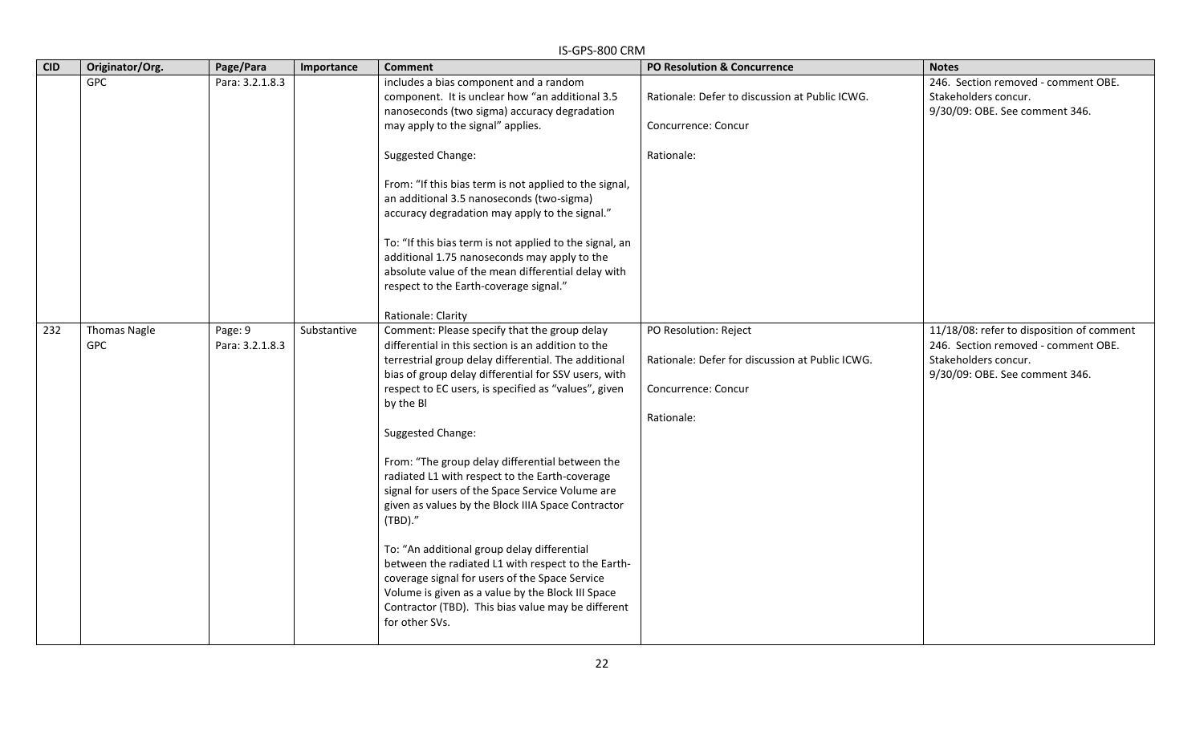| CID | Originator/Org. | Page/Para | Importance | Comment | PO Resolution & Concurrence | Notes |
|---|---|---|---|---|---|---|
| | GPC | Para: 3.2.1.8.3 | | includes a bias component and a random component. It is unclear how "an additional 3.5 nanoseconds (two sigma) accuracy degradation may apply to the signal" applies.<br><br>Suggested Change:<br><br>From: "If this bias term is not applied to the signal, an additional 3.5 nanoseconds (two-sigma) accuracy degradation may apply to the signal."<br><br>To: "If this bias term is not applied to the signal, an additional 1.75 nanoseconds may apply to the absolute value of the mean differential delay with respect to the Earth-coverage signal."<br><br>Rationale: Clarity | Rationale: Defer to discussion at Public ICWG.<br><br>Concurrence: Concur<br><br>Rationale: | 246. Section removed - comment OBE. Stakeholders concur.<br>9/30/09: OBE. See comment 346. |
| 232 | Thomas Nagle<br>GPC | Page: 9<br>Para: 3.2.1.8.3 | Substantive | Comment: Please specify that the group delay differential in this section is an addition to the terrestrial group delay differential. The additional bias of group delay differential for SSV users, with respect to EC users, is specified as "values", given by the Bl<br><br>Suggested Change:<br><br>From: "The group delay differential between the radiated L1 with respect to the Earth-coverage signal for users of the Space Service Volume are given as values by the Block IIIA Space Contractor (TBD)."<br><br>To: "An additional group delay differential between the radiated L1 with respect to the Earth-coverage signal for users of the Space Service Volume is given as a value by the Block III Space Contractor (TBD). This bias value may be different for other SVs. | PO Resolution: Reject<br><br>Rationale: Defer for discussion at Public ICWG.<br><br>Concurrence: Concur<br><br>Rationale: | 11/18/08: refer to disposition of comment 246. Section removed - comment OBE. Stakeholders concur.<br>9/30/09: OBE. See comment 346. |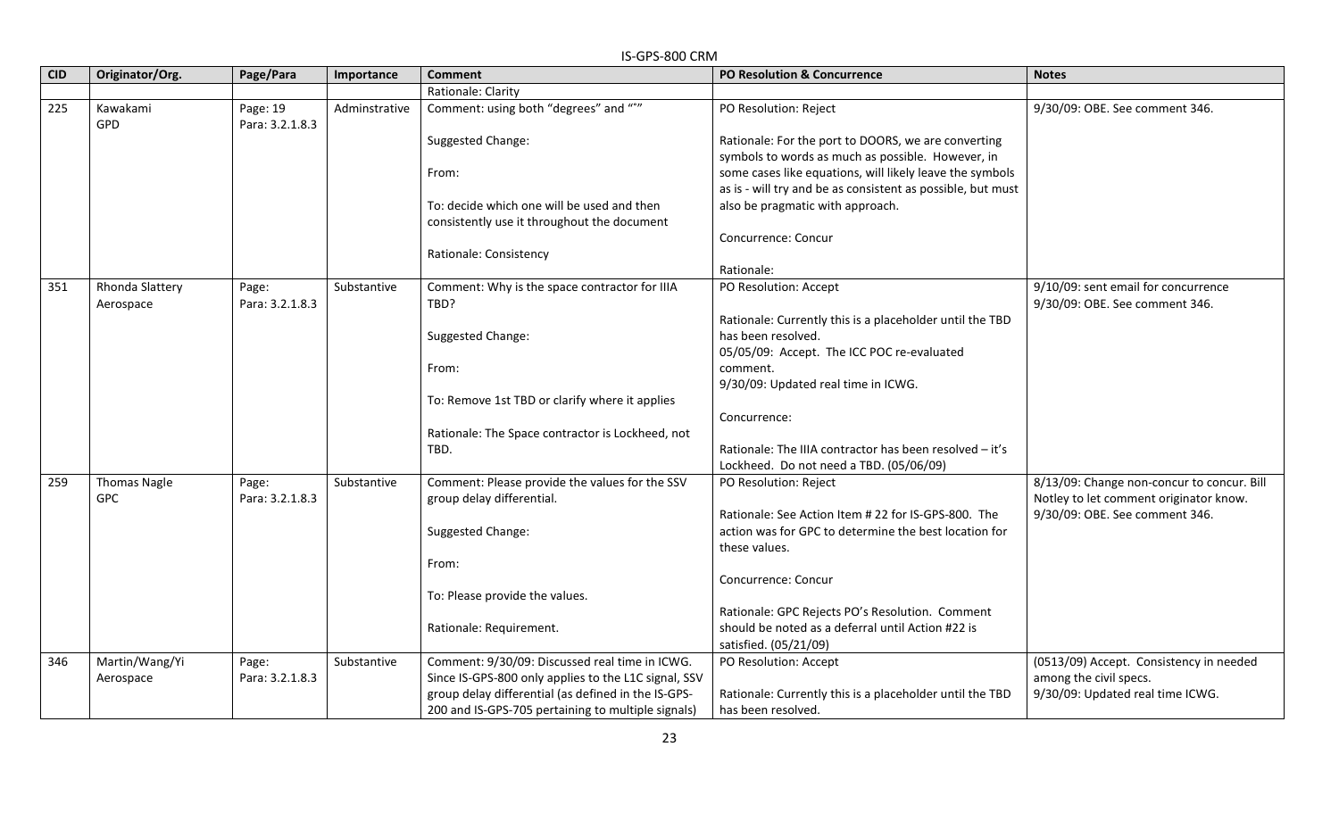| CID | Originator/Org. | Page/Para | Importance | Comment | PO Resolution & Concurrence | Notes |
|---|---|---|---|---|---|---|
| | | | | Rationale: Clarity | | |
| 225 | Kawakami<br>GPD | Page: 19<br>Para: 3.2.1.8.3 | Adminstrative | Comment: using both "degrees" and "°"<br><br>Suggested Change:<br><br>From:<br><br>To: decide which one will be used and then consistently use it throughout the document<br><br>Rationale: Consistency | PO Resolution: Reject<br><br>Rationale: For the port to DOORS, we are converting symbols to words as much as possible. However, in some cases like equations, will likely leave the symbols as is - will try and be as consistent as possible, but must also be pragmatic with approach.<br><br>Concurrence: Concur<br><br>Rationale: | 9/30/09: OBE. See comment 346. |
| 351 | Rhonda Slattery<br>Aerospace | Page:<br>Para: 3.2.1.8.3 | Substantive | Comment: Why is the space contractor for IIIA TBD?<br><br>Suggested Change:<br><br>From:<br><br>To: Remove 1st TBD or clarify where it applies<br><br>Rationale: The Space contractor is Lockheed, not TBD. | PO Resolution: Accept<br><br>Rationale: Currently this is a placeholder until the TBD has been resolved.<br>05/05/09: Accept. The ICC POC re-evaluated comment.<br>9/30/09: Updated real time in ICWG.<br><br>Concurrence:<br><br>Rationale: The IIIA contractor has been resolved – it's Lockheed. Do not need a TBD. (05/06/09) | 9/10/09: sent email for concurrence<br>9/30/09: OBE. See comment 346. |
| 259 | Thomas Nagle<br>GPC | Page:<br>Para: 3.2.1.8.3 | Substantive | Comment: Please provide the values for the SSV group delay differential.<br><br>Suggested Change:<br><br>From:<br><br>To: Please provide the values.<br><br>Rationale: Requirement. | PO Resolution: Reject<br><br>Rationale: See Action Item # 22 for IS-GPS-800. The action was for GPC to determine the best location for these values.<br><br>Concurrence: Concur<br><br>Rationale: GPC Rejects PO's Resolution. Comment should be noted as a deferral until Action #22 is satisfied. (05/21/09) | 8/13/09: Change non-concur to concur. Bill Notley to let comment originator know.<br>9/30/09: OBE. See comment 346. |
| 346 | Martin/Wang/Yi<br>Aerospace | Page:<br>Para: 3.2.1.8.3 | Substantive | Comment: 9/30/09: Discussed real time in ICWG. Since IS-GPS-800 only applies to the L1C signal, SSV group delay differential (as defined in the IS-GPS-200 and IS-GPS-705 pertaining to multiple signals) | PO Resolution: Accept<br><br>Rationale: Currently this is a placeholder until the TBD has been resolved. | (0513/09) Accept. Consistency in needed among the civil specs.<br>9/30/09: Updated real time ICWG. |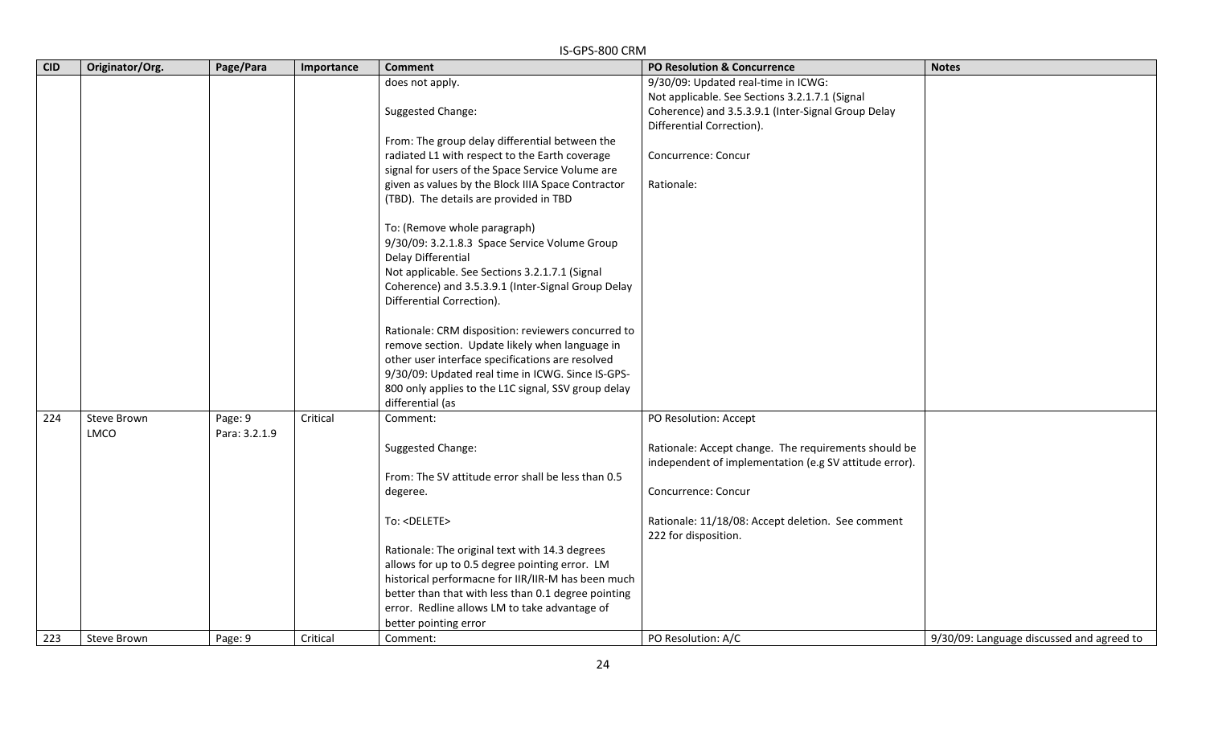| CID | Originator/Org. | Page/Para | Importance | Comment | PO Resolution & Concurrence | Notes |
|---|---|---|---|---|---|---|
| | | | | does not apply.<br><br>Suggested Change:<br><br>From: The group delay differential between the radiated L1 with respect to the Earth coverage signal for users of the Space Service Volume are given as values by the Block IIIA Space Contractor (TBD). The details are provided in TBD<br><br>To: (Remove whole paragraph)<br>9/30/09: 3.2.1.8.3 Space Service Volume Group Delay Differential<br>Not applicable. See Sections 3.2.1.7.1 (Signal Coherence) and 3.5.3.9.1 (Inter-Signal Group Delay Differential Correction).<br><br>Rationale: CRM disposition: reviewers concurred to remove section. Update likely when language in other user interface specifications are resolved<br>9/30/09: Updated real time in ICWG. Since IS-GPS-800 only applies to the L1C signal, SSV group delay differential (as | 9/30/09: Updated real-time in ICWG:<br>Not applicable. See Sections 3.2.1.7.1 (Signal Coherence) and 3.5.3.9.1 (Inter-Signal Group Delay Differential Correction).<br><br>Concurrence: Concur<br><br>Rationale: | |
| 224 | Steve Brown<br>LMCO | Page: 9<br>Para: 3.2.1.9 | Critical | Comment:<br><br>Suggested Change:<br><br>From: The SV attitude error shall be less than 0.5 degeree.<br><br>To: <DELETE><br><br>Rationale: The original text with 14.3 degrees allows for up to 0.5 degree pointing error. LM historical performacne for IIR/IIR-M has been much better than that with less than 0.1 degree pointing error. Redline allows LM to take advantage of better pointing error | PO Resolution: Accept<br><br>Rationale: Accept change. The requirements should be independent of implementation (e.g SV attitude error).<br><br>Concurrence: Concur<br><br>Rationale: 11/18/08: Accept deletion. See comment 222 for disposition. | |
| 223 | Steve Brown | Page: 9 | Critical | Comment: | PO Resolution: A/C | 9/30/09: Language discussed and agreed to |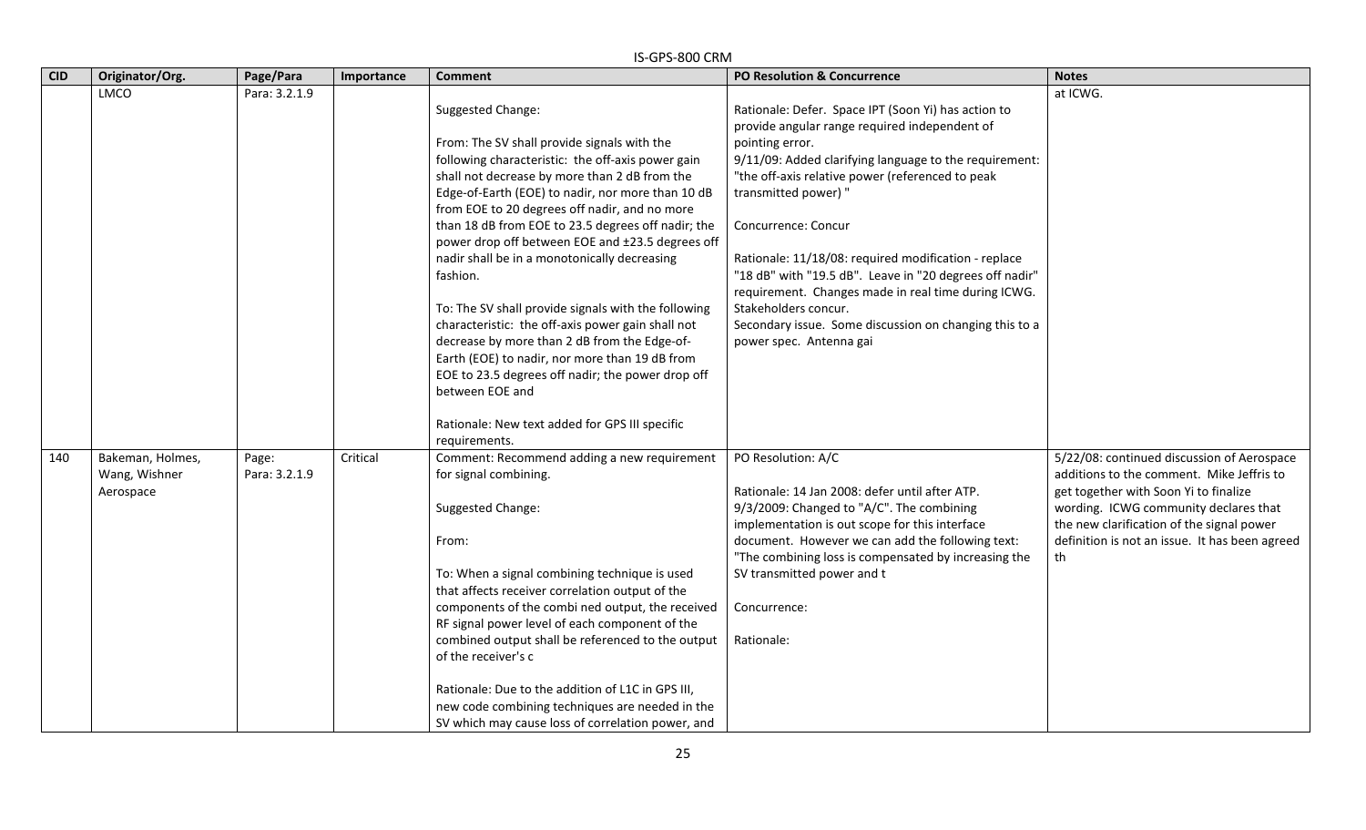| CID | Originator/Org. | Page/Para | Importance | Comment | PO Resolution & Concurrence | Notes |
|---|---|---|---|---|---|---|
| | LMCO | Para: 3.2.1.9 | | Suggested Change:<br><br>From: The SV shall provide signals with the following characteristic: the off-axis power gain shall not decrease by more than 2 dB from the Edge-of-Earth (EOE) to nadir, nor more than 10 dB from EOE to 20 degrees off nadir, and no more than 18 dB from EOE to 23.5 degrees off nadir; the power drop off between EOE and ±23.5 degrees off nadir shall be in a monotonically decreasing fashion.<br><br>To: The SV shall provide signals with the following characteristic: the off-axis power gain shall not decrease by more than 2 dB from the Edge-of-Earth (EOE) to nadir, nor more than 19 dB from EOE to 23.5 degrees off nadir; the power drop off between EOE and<br><br>Rationale: New text added for GPS III specific requirements. | Rationale: Defer. Space IPT (Soon Yi) has action to provide angular range required independent of pointing error.<br>9/11/09: Added clarifying language to the requirement: "the off-axis relative power (referenced to peak transmitted power) "<br><br>Concurrence: Concur<br><br>Rationale: 11/18/08: required modification - replace "18 dB" with "19.5 dB". Leave in "20 degrees off nadir" requirement. Changes made in real time during ICWG. Stakeholders concur.<br>Secondary issue. Some discussion on changing this to a power spec. Antenna gai | at ICWG. |
| 140 | Bakeman, Holmes, Wang, Wishner Aerospace | Page: Para: 3.2.1.9 | Critical | Comment: Recommend adding a new requirement for signal combining.<br><br>Suggested Change:<br><br>From:<br><br>To: When a signal combining technique is used that affects receiver correlation output of the components of the combi ned output, the received RF signal power level of each component of the combined output shall be referenced to the output of the receiver's c<br><br>Rationale: Due to the addition of L1C in GPS III, new code combining techniques are needed in the SV which may cause loss of correlation power, and | PO Resolution: A/C<br><br>Rationale: 14 Jan 2008: defer until after ATP.<br>9/3/2009: Changed to "A/C". The combining implementation is out scope for this interface document. However we can add the following text: "The combining loss is compensated by increasing the SV transmitted power and t<br><br>Concurrence:<br><br>Rationale: | 5/22/08: continued discussion of Aerospace additions to the comment. Mike Jeffris to get together with Soon Yi to finalize wording. ICWG community declares that the new clarification of the signal power definition is not an issue. It has been agreed th |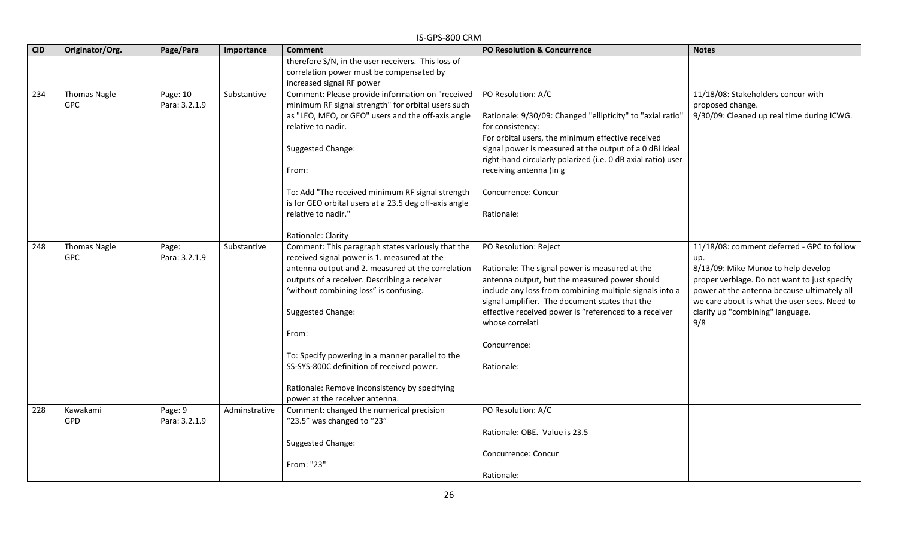| CID | Originator/Org. | Page/Para | Importance | Comment | PO Resolution & Concurrence | Notes |
|---|---|---|---|---|---|---|
| | | | | therefore S/N, in the user receivers. This loss of correlation power must be compensated by increased signal RF power | | |
| 234 | Thomas Nagle GPC | Page: 10 Para: 3.2.1.9 | Substantive | Comment: Please provide information on "received minimum RF signal strength" for orbital users such as "LEO, MEO, or GEO" users and the off-axis angle relative to nadir.<br><br>Suggested Change:<br><br>From:<br><br>To: Add "The received minimum RF signal strength is for GEO orbital users at a 23.5 deg off-axis angle relative to nadir."<br><br>Rationale: Clarity | PO Resolution: A/C<br><br>Rationale: 9/30/09: Changed "ellipticity" to "axial ratio" for consistency:<br>For orbital users, the minimum effective received signal power is measured at the output of a 0 dBi ideal right-hand circularly polarized (i.e. 0 dB axial ratio) user receiving antenna (in g<br><br>Concurrence: Concur<br><br>Rationale: | 11/18/08: Stakeholders concur with proposed change.<br>9/30/09: Cleaned up real time during ICWG. |
| 248 | Thomas Nagle GPC | Page: Para: 3.2.1.9 | Substantive | Comment: This paragraph states variously that the received signal power is 1. measured at the antenna output and 2. measured at the correlation outputs of a receiver. Describing a receiver 'without combining loss" is confusing.<br><br>Suggested Change:<br><br>From:<br><br>To: Specify powering in a manner parallel to the SS-SYS-800C definition of received power.<br><br>Rationale: Remove inconsistency by specifying power at the receiver antenna. | PO Resolution: Reject<br><br>Rationale: The signal power is measured at the antenna output, but the measured power should include any loss from combining multiple signals into a signal amplifier. The document states that the effective received power is "referenced to a receiver whose correlati<br><br>Concurrence:<br><br>Rationale: | 11/18/08: comment deferred - GPC to follow up.<br>8/13/09: Mike Munoz to help develop proper verbiage. Do not want to just specify power at the antenna because ultimately all we care about is what the user sees. Need to clarify up "combining" language.<br>9/8 |
| 228 | Kawakami GPD | Page: 9 Para: 3.2.1.9 | Adminstrative | Comment: changed the numerical precision "23.5" was changed to "23"<br><br>Suggested Change:<br><br>From: "23" | PO Resolution: A/C<br><br>Rationale: OBE. Value is 23.5<br><br>Concurrence: Concur<br><br>Rationale: | |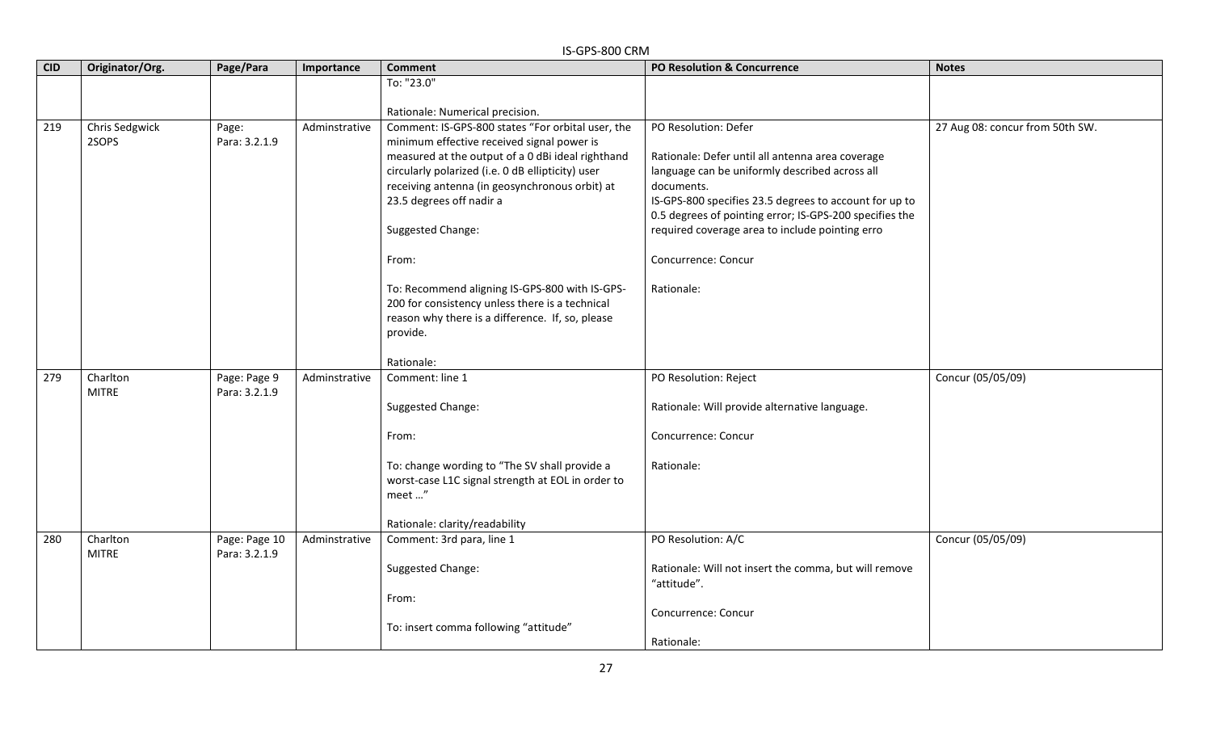| CID | Originator/Org. | Page/Para | Importance | Comment | PO Resolution & Concurrence | Notes |
|---|---|---|---|---|---|---|
| | | | | To: "23.0"<br><br>Rationale: Numerical precision. | | |
| 219 | Chris Sedgwick<br>2SOPS | Page:<br>Para: 3.2.1.9 | Adminstrative | Comment: IS-GPS-800 states "For orbital user, the minimum effective received signal power is measured at the output of a 0 dBi ideal righthand circularly polarized (i.e. 0 dB ellipticity) user receiving antenna (in geosynchronous orbit) at 23.5 degrees off nadir a<br><br>Suggested Change:<br><br>From:<br><br>To: Recommend aligning IS-GPS-800 with IS-GPS-200 for consistency unless there is a technical reason why there is a difference. If, so, please provide.<br><br>Rationale: | PO Resolution: Defer<br><br>Rationale: Defer until all antenna area coverage language can be uniformly described across all documents.<br>IS-GPS-800 specifies 23.5 degrees to account for up to 0.5 degrees of pointing error; IS-GPS-200 specifies the required coverage area to include pointing erro<br><br>Concurrence: Concur<br><br>Rationale: | 27 Aug 08: concur from 50th SW. |
| 279 | Charlton<br>MITRE | Page: Page 9<br>Para: 3.2.1.9 | Adminstrative | Comment: line 1<br><br>Suggested Change:<br><br>From:<br><br>To: change wording to "The SV shall provide a worst-case L1C signal strength at EOL in order to meet …"<br><br>Rationale: clarity/readability | PO Resolution: Reject<br><br>Rationale: Will provide alternative language.<br><br>Concurrence: Concur<br><br>Rationale: | Concur (05/05/09) |
| 280 | Charlton<br>MITRE | Page: Page 10<br>Para: 3.2.1.9 | Adminstrative | Comment: 3rd para, line 1<br><br>Suggested Change:<br><br>From:<br><br>To: insert comma following "attitude" | PO Resolution: A/C<br><br>Rationale: Will not insert the comma, but will remove "attitude".<br><br>Concurrence: Concur<br><br>Rationale: | Concur (05/05/09) |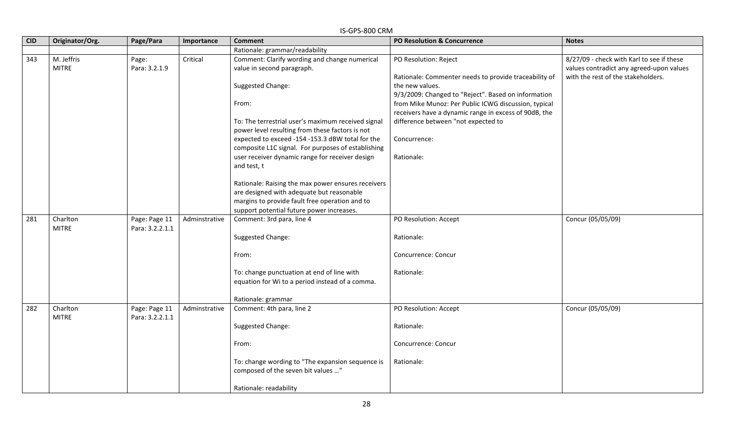| CID | Originator/Org. | Page/Para | Importance | Comment | PO Resolution & Concurrence | Notes |
|---|---|---|---|---|---|---|
| | | | | Rationale: grammar/readability | | |
| 343 | M. Jeffris<br>MITRE | Page:<br>Para: 3.2.1.9 | Critical | Comment: Clarify wording and change numerical value in second paragraph.<br><br>Suggested Change:<br><br>From:<br><br>To: The terrestrial user's maximum received signal power level resulting from these factors is not expected to exceed -154 -153.3 dBW total for the composite L1C signal. For purposes of establishing user receiver dynamic range for receiver design and test, t<br><br>Rationale: Raising the max power ensures receivers are designed with adequate but reasonable margins to provide fault free operation and to support potential future power increases. | PO Resolution: Reject<br><br>Rationale: Commenter needs to provide traceability of the new values.<br>9/3/2009: Changed to "Reject". Based on information from Mike Munoz: Per Public ICWG discussion, typical receivers have a dynamic range in excess of 90dB, the difference between "not expected to<br><br>Concurrence:<br><br>Rationale: | 8/27/09 - check with Karl to see if these values contradict any agreed-upon values with the rest of the stakeholders. |
| 281 | Charlton<br>MITRE | Page: Page 11<br>Para: 3.2.2.1.1 | Adminstrative | Comment: 3rd para, line 4<br><br>Suggested Change:<br><br>From:<br><br>To: change punctuation at end of line with equation for Wi to a period instead of a comma.<br><br>Rationale: grammar | PO Resolution: Accept<br><br>Rationale:<br><br>Concurrence: Concur<br><br>Rationale: | Concur (05/05/09) |
| 282 | Charlton<br>MITRE | Page: Page 11<br>Para: 3.2.2.1.1 | Adminstrative | Comment: 4th para, line 2<br><br>Suggested Change:<br><br>From:<br><br>To: change wording to "The expansion sequence is composed of the seven bit values …"<br><br>Rationale: readability | PO Resolution: Accept<br><br>Rationale:<br><br>Concurrence: Concur<br><br>Rationale: | Concur (05/05/09) |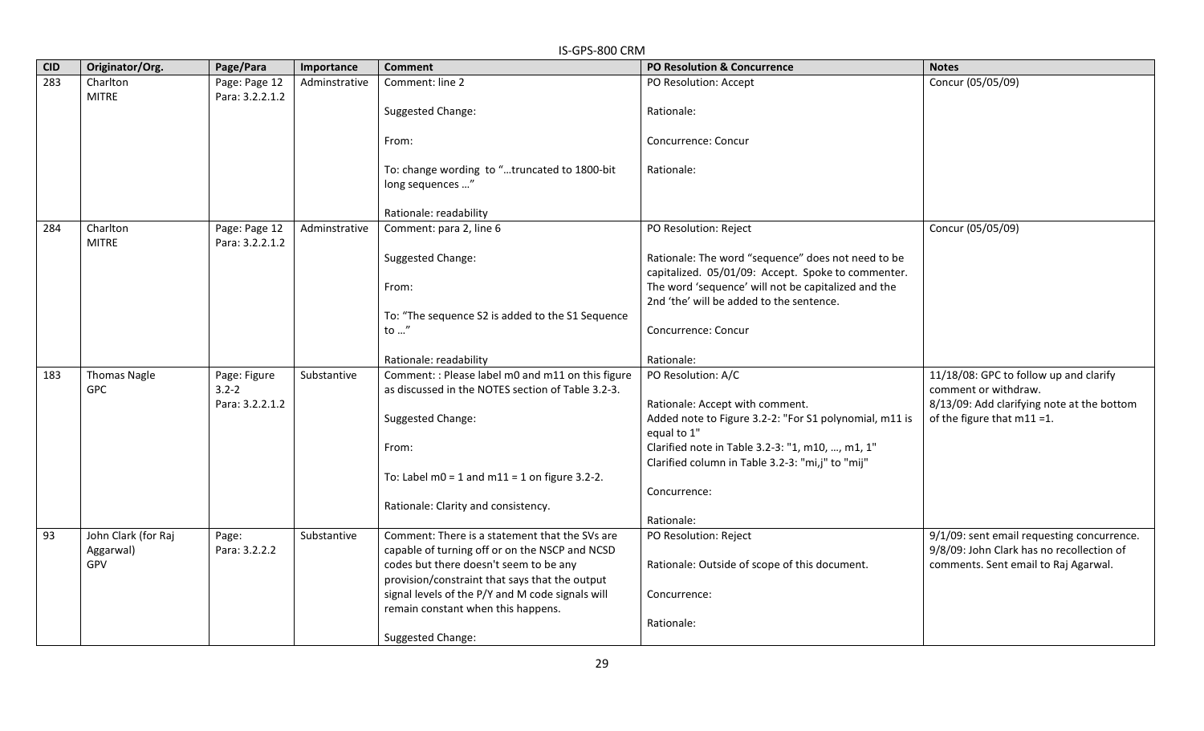| CID | Originator/Org. | Page/Para | Importance | Comment | PO Resolution & Concurrence | Notes |
|---|---|---|---|---|---|---|
| 283 | Charlton MITRE | Page: Page 12 Para: 3.2.2.1.2 | Adminstrative | Comment: line 2<br><br>Suggested Change:<br><br>From:<br><br>To: change wording to "…truncated to 1800-bit long sequences …"<br><br>Rationale: readability | PO Resolution: Accept<br><br>Rationale:<br><br>Concurrence: Concur<br><br>Rationale: | Concur (05/05/09) |
| 284 | Charlton MITRE | Page: Page 12 Para: 3.2.2.1.2 | Adminstrative | Comment: para 2, line 6<br><br>Suggested Change:<br><br>From:<br><br>To: "The sequence S2 is added to the S1 Sequence to …"<br><br>Rationale: readability | PO Resolution: Reject<br><br>Rationale: The word "sequence" does not need to be capitalized. 05/01/09: Accept. Spoke to commenter. The word 'sequence' will not be capitalized and the 2nd 'the' will be added to the sentence.<br><br>Concurrence: Concur<br><br>Rationale: | Concur (05/05/09) |
| 183 | Thomas Nagle GPC | Page: Figure 3.2-2 Para: 3.2.2.1.2 | Substantive | Comment: : Please label m0 and m11 on this figure as discussed in the NOTES section of Table 3.2-3.<br><br>Suggested Change:<br><br>From:<br><br>To: Label m0 = 1 and m11 = 1 on figure 3.2-2.<br><br>Rationale: Clarity and consistency. | PO Resolution: A/C<br><br>Rationale: Accept with comment.<br>Added note to Figure 3.2-2: "For S1 polynomial, m11 is equal to 1"<br>Clarified note in Table 3.2-3: "1, m10, …, m1, 1"<br>Clarified column in Table 3.2-3: "mi,j" to "mij"<br><br>Concurrence:<br><br>Rationale: | 11/18/08: GPC to follow up and clarify comment or withdraw.<br>8/13/09: Add clarifying note at the bottom of the figure that m11 =1. |
| 93 | John Clark (for Raj Aggarwal) GPV | Page: Para: 3.2.2.2 | Substantive | Comment: There is a statement that the SVs are capable of turning off or on the NSCP and NCSD codes but there doesn't seem to be any provision/constraint that says that the output signal levels of the P/Y and M code signals will remain constant when this happens.<br><br>Suggested Change: | PO Resolution: Reject<br><br>Rationale: Outside of scope of this document.<br><br>Concurrence:<br><br>Rationale: | 9/1/09: sent email requesting concurrence.<br>9/8/09: John Clark has no recollection of comments. Sent email to Raj Agarwal. |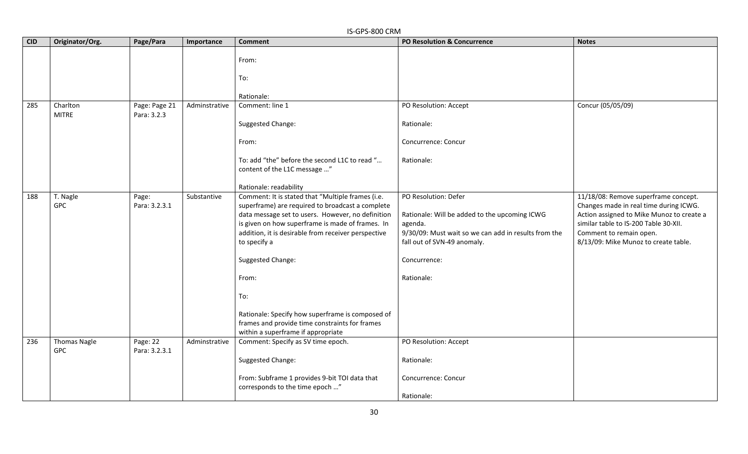| CID | Originator/Org. | Page/Para | Importance | Comment | PO Resolution & Concurrence | Notes |
| --- | --- | --- | --- | --- | --- | --- |
| | | | | From:<br><br>To:<br><br>Rationale: | | |
| 285 | Charlton<br>MITRE | Page: Page 21<br>Para: 3.2.3 | Adminstrative | Comment: line 1<br><br>Suggested Change:<br><br>From:<br><br>To: add "the" before the second L1C to read "… content of the L1C message …"<br><br>Rationale: readability | PO Resolution: Accept<br><br>Rationale:<br><br>Concurrence: Concur<br><br>Rationale: | Concur (05/05/09) |
| 188 | T. Nagle<br>GPC | Page:<br>Para: 3.2.3.1 | Substantive | Comment: It is stated that "Multiple frames (i.e. superframe) are required to broadcast a complete data message set to users. However, no definition is given on how superframe is made of frames. In addition, it is desirable from receiver perspective to specify a<br><br>Suggested Change:<br><br>From:<br><br>To:<br><br>Rationale: Specify how superframe is composed of frames and provide time constraints for frames within a superframe if appropriate | PO Resolution: Defer<br><br>Rationale: Will be added to the upcoming ICWG agenda.<br>9/30/09: Must wait so we can add in results from the fall out of SVN-49 anomaly.<br><br>Concurrence:<br><br>Rationale: | 11/18/08: Remove superframe concept. Changes made in real time during ICWG. Action assigned to Mike Munoz to create a similar table to IS-200 Table 30-XII. Comment to remain open.<br>8/13/09: Mike Munoz to create table. |
| 236 | Thomas Nagle<br>GPC | Page: 22<br>Para: 3.2.3.1 | Adminstrative | Comment: Specify as SV time epoch.<br><br>Suggested Change:<br><br>From: Subframe 1 provides 9-bit TOI data that corresponds to the time epoch …" | PO Resolution: Accept<br><br>Rationale:<br><br>Concurrence: Concur<br><br>Rationale: | |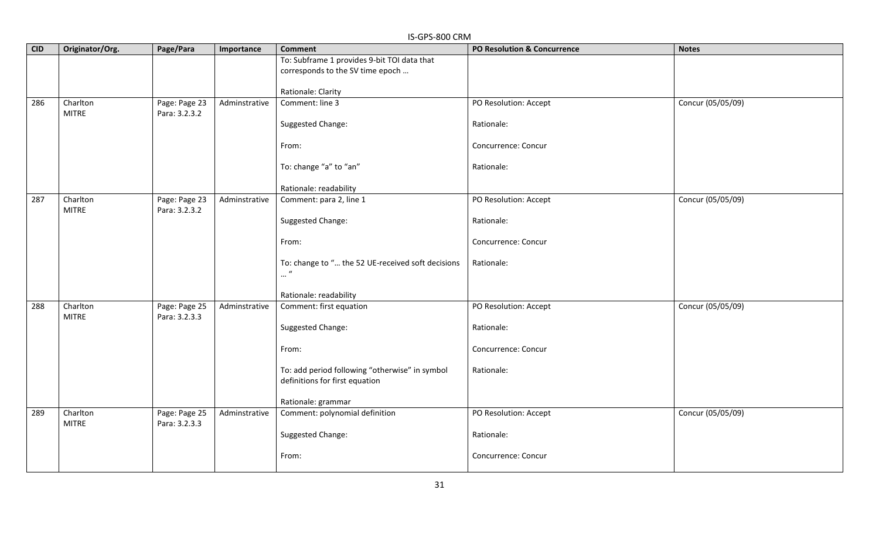| CID | Originator/Org. | Page/Para | Importance | Comment | PO Resolution & Concurrence | Notes |
|---|---|---|---|---|---|---|
| | | | | To: Subframe 1 provides 9-bit TOI data that corresponds to the SV time epoch …<br><br>Rationale: Clarity | | |
| 286 | Charlton MITRE | Page: Page 23 Para: 3.2.3.2 | Adminstrative | Comment: line 3<br><br>Suggested Change:<br><br>From:<br><br>To: change "a" to "an"<br><br>Rationale: readability | PO Resolution: Accept<br><br>Rationale:<br><br>Concurrence: Concur<br><br>Rationale: | Concur (05/05/09) |
| 287 | Charlton MITRE | Page: Page 23 Para: 3.2.3.2 | Adminstrative | Comment: para 2, line 1<br><br>Suggested Change:<br><br>From:<br><br>To: change to "… the 52 UE-received soft decisions … "<br><br>Rationale: readability | PO Resolution: Accept<br><br>Rationale:<br><br>Concurrence: Concur<br><br>Rationale: | Concur (05/05/09) |
| 288 | Charlton MITRE | Page: Page 25 Para: 3.2.3.3 | Adminstrative | Comment: first equation<br><br>Suggested Change:<br><br>From:<br><br>To: add period following "otherwise" in symbol definitions for first equation<br><br>Rationale: grammar | PO Resolution: Accept<br><br>Rationale:<br><br>Concurrence: Concur<br><br>Rationale: | Concur (05/05/09) |
| 289 | Charlton MITRE | Page: Page 25 Para: 3.2.3.3 | Adminstrative | Comment: polynomial definition<br><br>Suggested Change:<br><br>From: | PO Resolution: Accept<br><br>Rationale:<br><br>Concurrence: Concur | Concur (05/05/09) |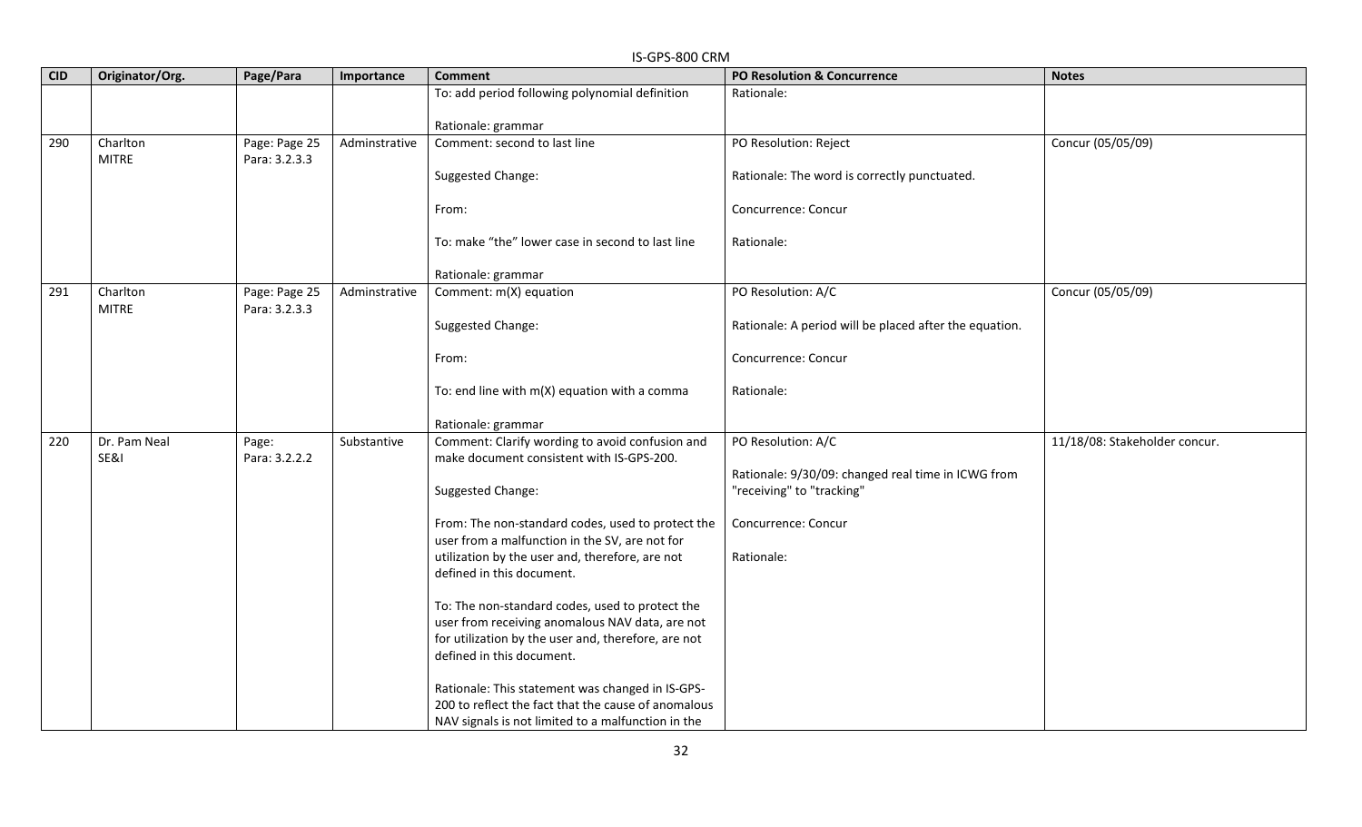| CID | Originator/Org. | Page/Para | Importance | Comment | PO Resolution & Concurrence | Notes |
|---|---|---|---|---|---|---|
| | | | | To: add period following polynomial definition<br><br>Rationale: grammar | Rationale: | |
| 290 | Charlton<br>MITRE | Page: Page 25<br>Para: 3.2.3.3 | Adminstrative | Comment: second to last line<br><br>Suggested Change:<br><br>From:<br><br>To: make "the" lower case in second to last line<br><br>Rationale: grammar | PO Resolution: Reject<br><br>Rationale: The word is correctly punctuated.<br><br>Concurrence: Concur<br><br>Rationale: | Concur (05/05/09) |
| 291 | Charlton<br>MITRE | Page: Page 25<br>Para: 3.2.3.3 | Adminstrative | Comment: m(X) equation<br><br>Suggested Change:<br><br>From:<br><br>To: end line with m(X) equation with a comma<br><br>Rationale: grammar | PO Resolution: A/C<br><br>Rationale: A period will be placed after the equation.<br><br>Concurrence: Concur<br><br>Rationale: | Concur (05/05/09) |
| 220 | Dr. Pam Neal<br>SE&I | Page:<br>Para: 3.2.2.2 | Substantive | Comment: Clarify wording to avoid confusion and make document consistent with IS-GPS-200.<br><br>Suggested Change:<br><br>From: The non-standard codes, used to protect the user from a malfunction in the SV, are not for utilization by the user and, therefore, are not defined in this document.<br><br>To: The non-standard codes, used to protect the user from receiving anomalous NAV data, are not for utilization by the user and, therefore, are not defined in this document.<br><br>Rationale: This statement was changed in IS-GPS-200 to reflect the fact that the cause of anomalous NAV signals is not limited to a malfunction in the | PO Resolution: A/C<br><br>Rationale: 9/30/09: changed real time in ICWG from "receiving" to "tracking"<br><br>Concurrence: Concur<br><br>Rationale: | 11/18/08: Stakeholder concur. |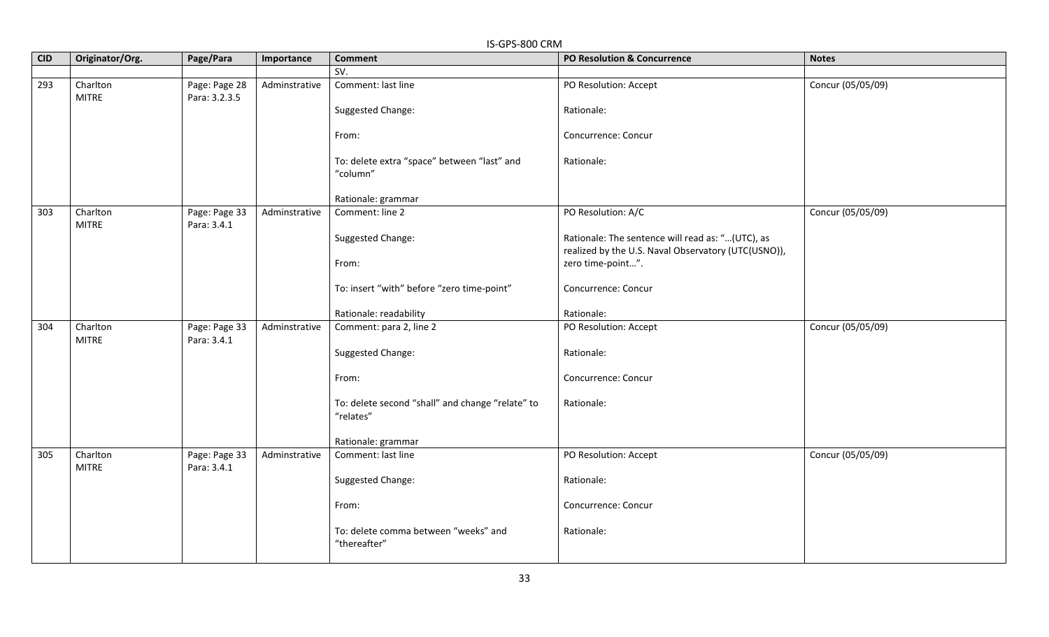| CID | Originator/Org. | Page/Para | Importance | Comment | PO Resolution & Concurrence | Notes |
|---|---|---|---|---|---|---|
| | | | | SV. | | |
| 293 | Charlton MITRE | Page: Page 28 Para: 3.2.3.5 | Adminstrative | Comment: last line<br><br>Suggested Change:<br><br>From:<br><br>To: delete extra "space" between "last" and "column"<br><br>Rationale: grammar | PO Resolution: Accept<br><br>Rationale:<br><br>Concurrence: Concur<br><br>Rationale: | Concur (05/05/09) |
| 303 | Charlton MITRE | Page: Page 33 Para: 3.4.1 | Adminstrative | Comment: line 2<br><br>Suggested Change:<br><br>From:<br><br>To: insert "with" before "zero time-point"<br><br>Rationale: readability | PO Resolution: A/C<br><br>Rationale: The sentence will read as: "…(UTC), as realized by the U.S. Naval Observatory (UTC(USNO)), zero time-point…".<br><br>Concurrence: Concur<br><br>Rationale: | Concur (05/05/09) |
| 304 | Charlton MITRE | Page: Page 33 Para: 3.4.1 | Adminstrative | Comment: para 2, line 2<br><br>Suggested Change:<br><br>From:<br><br>To: delete second "shall" and change "relate" to "relates"<br><br>Rationale: grammar | PO Resolution: Accept<br><br>Rationale:<br><br>Concurrence: Concur<br><br>Rationale: | Concur (05/05/09) |
| 305 | Charlton MITRE | Page: Page 33 Para: 3.4.1 | Adminstrative | Comment: last line<br><br>Suggested Change:<br><br>From:<br><br>To: delete comma between "weeks" and "thereafter" | PO Resolution: Accept<br><br>Rationale:<br><br>Concurrence: Concur<br><br>Rationale: | Concur (05/05/09) |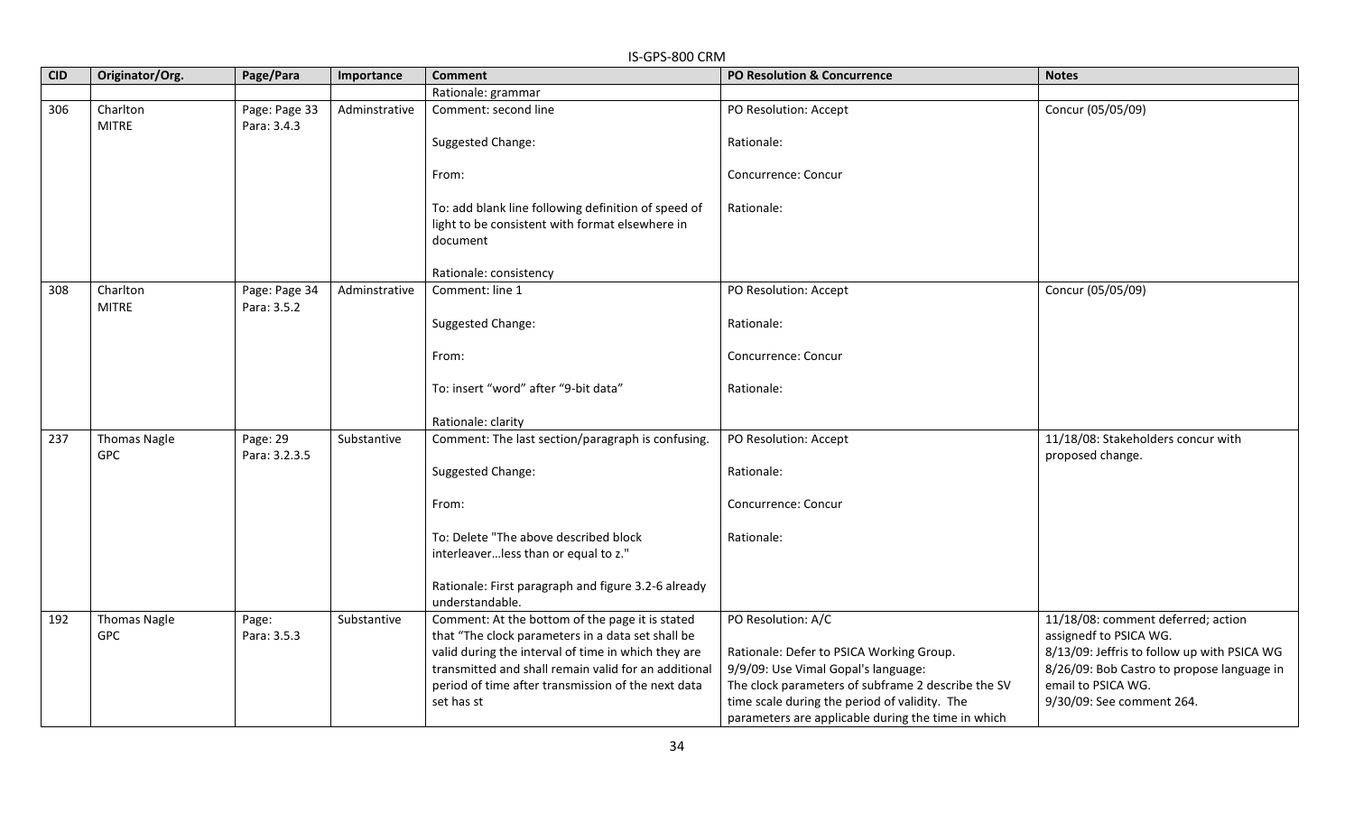| CID | Originator/Org. | Page/Para | Importance | Comment | PO Resolution & Concurrence | Notes |
|---|---|---|---|---|---|---|
| | | | | Rationale: grammar | | |
| 306 | Charlton MITRE | Page: Page 33 Para: 3.4.3 | Adminstrative | Comment: second line<br><br>Suggested Change:<br><br>From:<br><br>To: add blank line following definition of speed of light to be consistent with format elsewhere in document<br><br>Rationale: consistency | PO Resolution: Accept<br><br>Rationale:<br><br>Concurrence: Concur<br><br>Rationale: | Concur (05/05/09) |
| 308 | Charlton MITRE | Page: Page 34 Para: 3.5.2 | Adminstrative | Comment: line 1<br><br>Suggested Change:<br><br>From:<br><br>To: insert "word" after "9-bit data"<br><br>Rationale: clarity | PO Resolution: Accept<br><br>Rationale:<br><br>Concurrence: Concur<br><br>Rationale: | Concur (05/05/09) |
| 237 | Thomas Nagle GPC | Page: 29 Para: 3.2.3.5 | Substantive | Comment: The last section/paragraph is confusing.<br><br>Suggested Change:<br><br>From:<br><br>To: Delete "The above described block interleaver…less than or equal to z."<br><br>Rationale: First paragraph and figure 3.2-6 already understandable. | PO Resolution: Accept<br><br>Rationale:<br><br>Concurrence: Concur<br><br>Rationale: | 11/18/08: Stakeholders concur with proposed change. |
| 192 | Thomas Nagle GPC | Page: Para: 3.5.3 | Substantive | Comment: At the bottom of the page it is stated that "The clock parameters in a data set shall be valid during the interval of time in which they are transmitted and shall remain valid for an additional period of time after transmission of the next data set has st | PO Resolution: A/C<br><br>Rationale: Defer to PSICA Working Group.<br>9/9/09: Use Vimal Gopal's language:<br>The clock parameters of subframe 2 describe the SV time scale during the period of validity. The parameters are applicable during the time in which | 11/18/08: comment deferred; action assignedf to PSICA WG.<br>8/13/09: Jeffris to follow up with PSICA WG<br>8/26/09: Bob Castro to propose language in email to PSICA WG.<br>9/30/09: See comment 264. |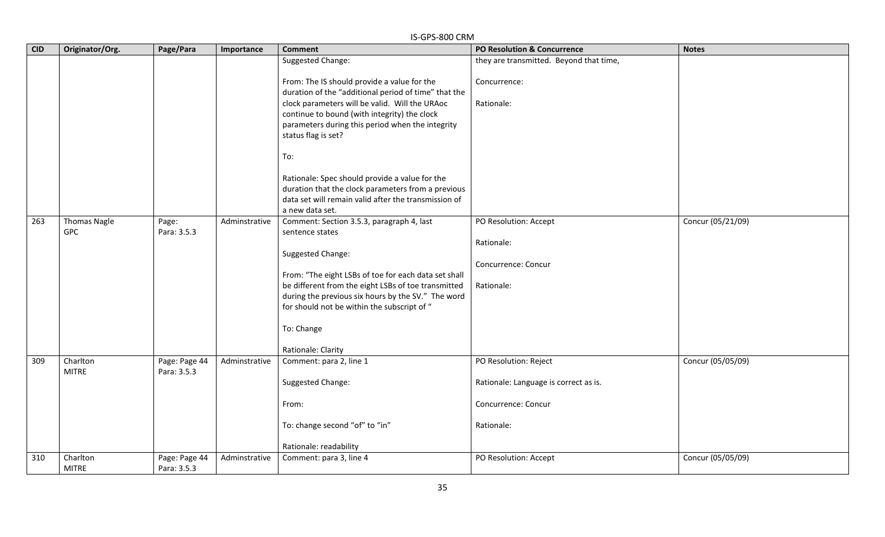| CID | Originator/Org. | Page/Para | Importance | Comment | PO Resolution & Concurrence | Notes |
|---|---|---|---|---|---|---|
| | | | | Suggested Change:<br><br>From: The IS should provide a value for the duration of the "additional period of time" that the clock parameters will be valid. Will the URAoc continue to bound (with integrity) the clock parameters during this period when the integrity status flag is set?<br><br>To:<br><br>Rationale: Spec should provide a value for the duration that the clock parameters from a previous data set will remain valid after the transmission of a new data set. | they are transmitted. Beyond that time,<br><br>Concurrence:<br><br>Rationale: | |
| 263 | Thomas Nagle<br>GPC | Page:<br>Para: 3.5.3 | Adminstrative | Comment: Section 3.5.3, paragraph 4, last sentence states<br><br>Suggested Change:<br><br>From: "The eight LSBs of toe for each data set shall be different from the eight LSBs of toe transmitted during the previous six hours by the SV." The word for should not be within the subscript of "<br><br>To: Change<br><br>Rationale: Clarity | PO Resolution: Accept<br><br>Rationale:<br><br>Concurrence: Concur<br><br>Rationale: | Concur (05/21/09) |
| 309 | Charlton<br>MITRE | Page: Page 44<br>Para: 3.5.3 | Adminstrative | Comment: para 2, line 1<br><br>Suggested Change:<br><br>From:<br><br>To: change second "of" to "in"<br><br>Rationale: readability | PO Resolution: Reject<br><br>Rationale: Language is correct as is.<br><br>Concurrence: Concur<br><br>Rationale: | Concur (05/05/09) |
| 310 | Charlton<br>MITRE | Page: Page 44<br>Para: 3.5.3 | Adminstrative | Comment: para 3, line 4 | PO Resolution: Accept | Concur (05/05/09) |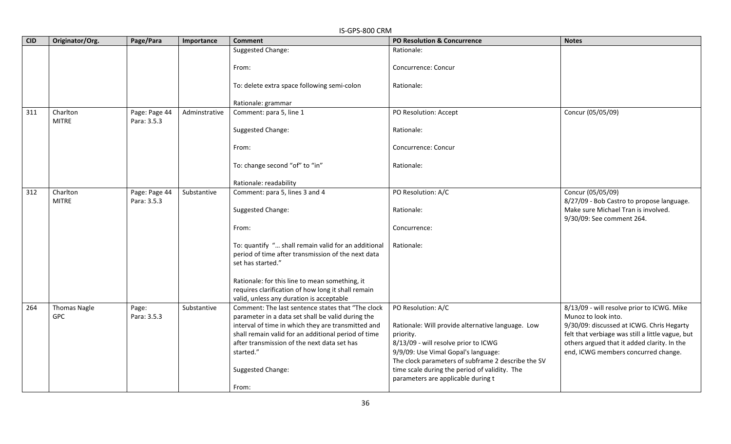| CID | Originator/Org. | Page/Para | Importance | Comment | PO Resolution & Concurrence | Notes |
|---|---|---|---|---|---|---|
| | | | | Suggested Change:<br><br>From:<br><br>To: delete extra space following semi-colon<br><br>Rationale: grammar | Rationale:<br><br>Concurrence: Concur<br><br>Rationale: | |
| 311 | Charlton<br>MITRE | Page: Page 44<br>Para: 3.5.3 | Adminstrative | Comment: para 5, line 1<br><br>Suggested Change:<br><br>From:<br><br>To: change second "of" to "in"<br><br>Rationale: readability | PO Resolution: Accept<br><br>Rationale:<br><br>Concurrence: Concur<br><br>Rationale: | Concur (05/05/09) |
| 312 | Charlton<br>MITRE | Page: Page 44<br>Para: 3.5.3 | Substantive | Comment: para 5, lines 3 and 4<br><br>Suggested Change:<br><br>From:<br><br>To: quantify "… shall remain valid for an additional period of time after transmission of the next data set has started."<br><br>Rationale: for this line to mean something, it requires clarification of how long it shall remain valid, unless any duration is acceptable | PO Resolution: A/C<br><br>Rationale:<br><br>Concurrence:<br><br>Rationale: | Concur (05/05/09)<br>8/27/09 - Bob Castro to propose language. Make sure Michael Tran is involved.<br>9/30/09: See comment 264. |
| 264 | Thomas Nagle<br>GPC | Page:<br>Para: 3.5.3 | Substantive | Comment: The last sentence states that "The clock parameter in a data set shall be valid during the interval of time in which they are transmitted and shall remain valid for an additional period of time after transmission of the next data set has started."<br><br>Suggested Change:<br><br>From: | PO Resolution: A/C<br><br>Rationale: Will provide alternative language. Low priority.<br>8/13/09 - will resolve prior to ICWG<br>9/9/09: Use Vimal Gopal's language:<br>The clock parameters of subframe 2 describe the SV time scale during the period of validity. The parameters are applicable during t | 8/13/09 - will resolve prior to ICWG. Mike Munoz to look into.<br>9/30/09: discussed at ICWG. Chris Hegarty felt that verbiage was still a little vague, but others argued that it added clarity. In the end, ICWG members concurred change. |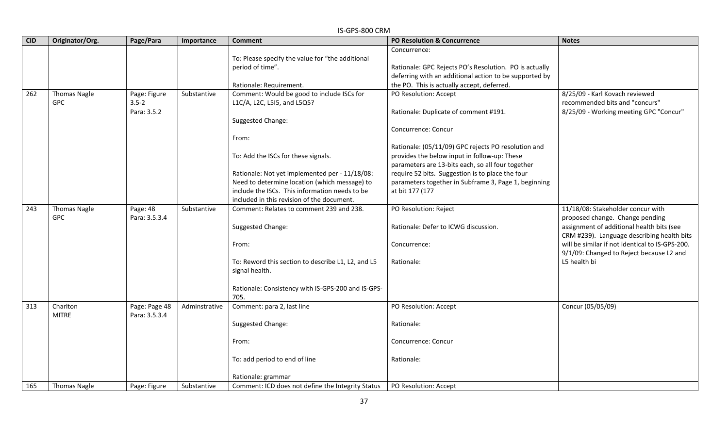| CID | Originator/Org. | Page/Para | Importance | Comment | PO Resolution & Concurrence | Notes |
|---|---|---|---|---|---|---|
| | | | | To: Please specify the value for "the additional period of time".<br><br>Rationale: Requirement. | Concurrence:<br><br>Rationale: GPC Rejects PO's Resolution. PO is actually deferring with an additional action to be supported by the PO. This is actually accept, deferred. | |
| 262 | Thomas Nagle GPC | Page: Figure 3.5-2 Para: 3.5.2 | Substantive | Comment: Would be good to include ISCs for L1C/A, L2C, L5I5, and L5Q5?<br><br>Suggested Change:<br><br>From:<br><br>To: Add the ISCs for these signals.<br><br>Rationale: Not yet implemented per - 11/18/08: Need to determine location (which message) to include the ISCs. This information needs to be included in this revision of the document. | PO Resolution: Accept<br><br>Rationale: Duplicate of comment #191.<br><br>Concurrence: Concur<br><br>Rationale: (05/11/09) GPC rejects PO resolution and provides the below input in follow-up: These parameters are 13-bits each, so all four together require 52 bits. Suggestion is to place the four parameters together in Subframe 3, Page 1, beginning at bit 177 (177 | 8/25/09 - Karl Kovach reviewed recommended bits and "concurs"<br>8/25/09 - Working meeting GPC "Concur" |
| 243 | Thomas Nagle GPC | Page: 48 Para: 3.5.3.4 | Substantive | Comment: Relates to comment 239 and 238.<br><br>Suggested Change:<br><br>From:<br><br>To: Reword this section to describe L1, L2, and L5 signal health.<br><br>Rationale: Consistency with IS-GPS-200 and IS-GPS-705. | PO Resolution: Reject<br><br>Rationale: Defer to ICWG discussion.<br><br>Concurrence:<br><br>Rationale: | 11/18/08: Stakeholder concur with proposed change. Change pending assignment of additional health bits (see CRM #239). Language describing health bits will be similar if not identical to IS-GPS-200.<br>9/1/09: Changed to Reject because L2 and L5 health bi |
| 313 | Charlton MITRE | Page: Page 48 Para: 3.5.3.4 | Adminstrative | Comment: para 2, last line<br><br>Suggested Change:<br><br>From:<br><br>To: add period to end of line<br><br>Rationale: grammar | PO Resolution: Accept<br><br>Rationale:<br><br>Concurrence: Concur<br><br>Rationale: | Concur (05/05/09) |
| 165 | Thomas Nagle | Page: Figure | Substantive | Comment: ICD does not define the Integrity Status | PO Resolution: Accept | |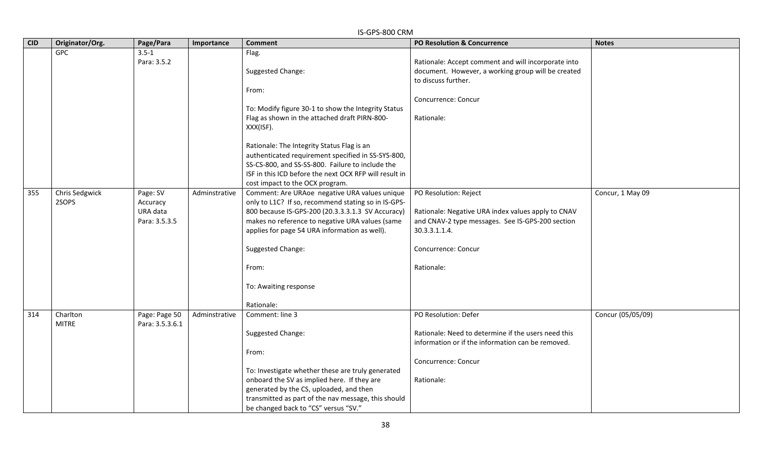| CID | Originator/Org. | Page/Para | Importance | Comment | PO Resolution & Concurrence | Notes |
|---|---|---|---|---|---|---|
| | GPC | 3.5-1<br>Para: 3.5.2 | | Flag.<br><br>Suggested Change:<br><br>From:<br><br>To: Modify figure 30-1 to show the Integrity Status Flag as shown in the attached draft PIRN-800-XXX(ISF).<br><br>Rationale: The Integrity Status Flag is an authenticated requirement specified in SS-SYS-800, SS-CS-800, and SS-SS-800. Failure to include the ISF in this ICD before the next OCX RFP will result in cost impact to the OCX program. | Rationale: Accept comment and will incorporate into document. However, a working group will be created to discuss further.<br><br>Concurrence: Concur<br><br>Rationale: | |
| 355 | Chris Sedgwick<br>2SOPS | Page: SV Accuracy URA data<br>Para: 3.5.3.5 | Adminstrative | Comment: Are URAoe negative URA values unique only to L1C? If so, recommend stating so in IS-GPS-800 because IS-GPS-200 (20.3.3.3.1.3 SV Accuracy) makes no reference to negative URA values (same applies for page 54 URA information as well).<br><br>Suggested Change:<br><br>From:<br><br>To: Awaiting response<br><br>Rationale: | PO Resolution: Reject<br><br>Rationale: Negative URA index values apply to CNAV and CNAV-2 type messages. See IS-GPS-200 section 30.3.3.1.1.4.<br><br>Concurrence: Concur<br><br>Rationale: | Concur, 1 May 09 |
| 314 | Charlton<br>MITRE | Page: Page 50<br>Para: 3.5.3.6.1 | Adminstrative | Comment: line 3<br><br>Suggested Change:<br><br>From:<br><br>To: Investigate whether these are truly generated onboard the SV as implied here. If they are generated by the CS, uploaded, and then transmitted as part of the nav message, this should be changed back to "CS" versus "SV." | PO Resolution: Defer<br><br>Rationale: Need to determine if the users need this information or if the information can be removed.<br><br>Concurrence: Concur<br><br>Rationale: | Concur (05/05/09) |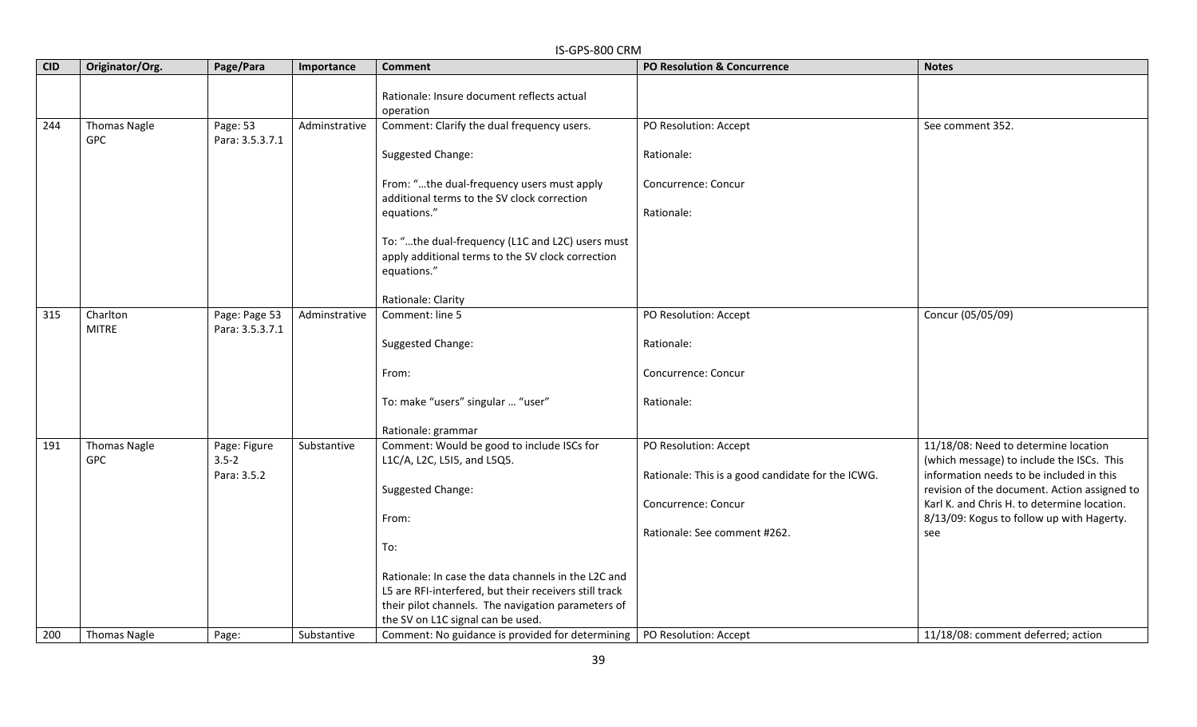| CID | Originator/Org. | Page/Para | Importance | Comment | PO Resolution & Concurrence | Notes |
|---|---|---|---|---|---|---|
| | | | | Rationale: Insure document reflects actual operation | | |
| 244 | Thomas Nagle GPC | Page: 53 Para: 3.5.3.7.1 | Adminstrative | Comment: Clarify the dual frequency users.<br><br>Suggested Change:<br><br>From: "…the dual-frequency users must apply additional terms to the SV clock correction equations."<br><br>To: "…the dual-frequency (L1C and L2C) users must apply additional terms to the SV clock correction equations."<br><br>Rationale: Clarity | PO Resolution: Accept<br><br>Rationale:<br><br>Concurrence: Concur<br><br>Rationale: | See comment 352. |
| 315 | Charlton MITRE | Page: Page 53 Para: 3.5.3.7.1 | Adminstrative | Comment: line 5<br><br>Suggested Change:<br><br>From:<br><br>To: make "users" singular … "user"<br><br>Rationale: grammar | PO Resolution: Accept<br><br>Rationale:<br><br>Concurrence: Concur<br><br>Rationale: | Concur (05/05/09) |
| 191 | Thomas Nagle GPC | Page: Figure 3.5-2 Para: 3.5.2 | Substantive | Comment: Would be good to include ISCs for L1C/A, L2C, L5I5, and L5Q5.<br><br>Suggested Change:<br><br>From:<br><br>To:<br><br>Rationale: In case the data channels in the L2C and L5 are RFI-interfered, but their receivers still track their pilot channels. The navigation parameters of the SV on L1C signal can be used. | PO Resolution: Accept<br><br>Rationale: This is a good candidate for the ICWG.<br><br>Concurrence: Concur<br><br>Rationale: See comment #262. | 11/18/08: Need to determine location (which message) to include the ISCs. This information needs to be included in this revision of the document. Action assigned to Karl K. and Chris H. to determine location. 8/13/09: Kogus to follow up with Hagerty. see |
| 200 | Thomas Nagle | Page: | Substantive | Comment: No guidance is provided for determining | PO Resolution: Accept | 11/18/08: comment deferred; action |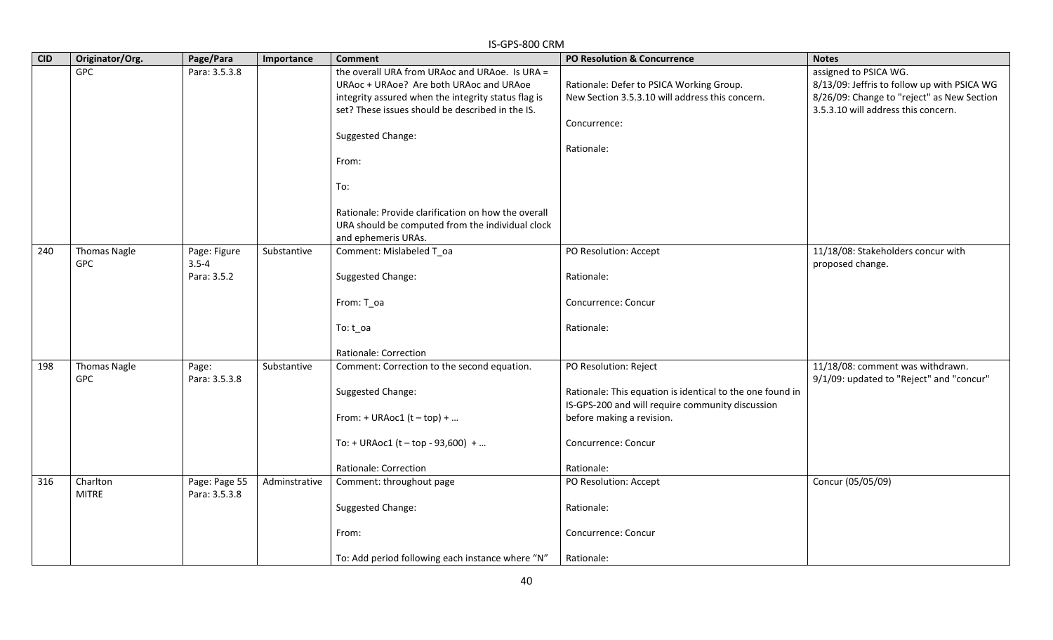| CID | Originator/Org. | Page/Para | Importance | Comment | PO Resolution & Concurrence | Notes |
|---|---|---|---|---|---|---|
| | GPC | Para: 3.5.3.8 | | the overall URA from URAoc and URAoe. Is URA = URAoc + URAoe? Are both URAoc and URAoe integrity assured when the integrity status flag is set? These issues should be described in the IS.<br><br>Suggested Change:<br><br>From:<br><br>To:<br><br>Rationale: Provide clarification on how the overall URA should be computed from the individual clock and ephemeris URAs. | Rationale: Defer to PSICA Working Group. New Section 3.5.3.10 will address this concern.<br><br>Concurrence:<br><br>Rationale: | assigned to PSICA WG.<br>8/13/09: Jeffris to follow up with PSICA WG<br>8/26/09: Change to "reject" as New Section 3.5.3.10 will address this concern. |
| 240 | Thomas Nagle<br>GPC | Page: Figure 3.5-4<br>Para: 3.5.2 | Substantive | Comment: Mislabeled T_oa<br><br>Suggested Change:<br><br>From: T_oa<br><br>To: t_oa<br><br>Rationale: Correction | PO Resolution: Accept<br><br>Rationale:<br><br>Concurrence: Concur<br><br>Rationale: | 11/18/08: Stakeholders concur with proposed change. |
| 198 | Thomas Nagle<br>GPC | Page:<br>Para: 3.5.3.8 | Substantive | Comment: Correction to the second equation.<br><br>Suggested Change:<br><br>From: + URAoc1 (t – top) + …<br><br>To: + URAoc1 (t – top - 93,600) + …<br><br>Rationale: Correction | PO Resolution: Reject<br><br>Rationale: This equation is identical to the one found in IS-GPS-200 and will require community discussion before making a revision.<br><br>Concurrence: Concur<br><br>Rationale: | 11/18/08: comment was withdrawn.<br>9/1/09: updated to "Reject" and "concur" |
| 316 | Charlton<br>MITRE | Page: Page 55<br>Para: 3.5.3.8 | Adminstrative | Comment: throughout page<br><br>Suggested Change:<br><br>From:<br><br>To: Add period following each instance where "N" | PO Resolution: Accept<br><br>Rationale:<br><br>Concurrence: Concur<br><br>Rationale: | Concur (05/05/09) |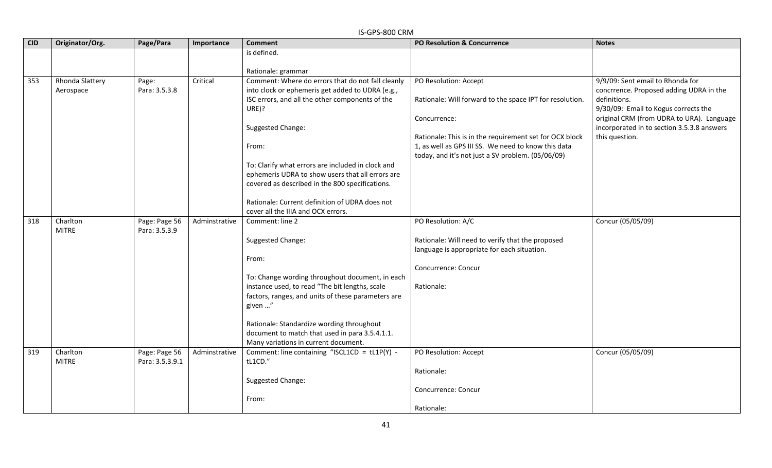| CID | Originator/Org. | Page/Para | Importance | Comment | PO Resolution & Concurrence | Notes |
|---|---|---|---|---|---|---|
| | | | | is defined.<br><br>Rationale: grammar | | |
| 353 | Rhonda Slattery<br>Aerospace | Page:<br>Para: 3.5.3.8 | Critical | Comment: Where do errors that do not fall cleanly into clock or ephemeris get added to UDRA (e.g., ISC errors, and all the other components of the URE)?<br><br>Suggested Change:<br><br>From:<br><br>To: Clarify what errors are included in clock and ephemeris UDRA to show users that all errors are covered as described in the 800 specifications.<br><br>Rationale: Current definition of UDRA does not cover all the IIIA and OCX errors. | PO Resolution: Accept<br><br>Rationale: Will forward to the space IPT for resolution.<br><br>Concurrence:<br><br>Rationale: This is in the requirement set for OCX block 1, as well as GPS III SS. We need to know this data today, and it's not just a SV problem. (05/06/09) | 9/9/09: Sent email to Rhonda for concrrence. Proposed adding UDRA in the definitions.<br>9/30/09: Email to Kogus corrects the original CRM (from UDRA to URA). Language incorporated in to section 3.5.3.8 answers this question. |
| 318 | Charlton<br>MITRE | Page: Page 56<br>Para: 3.5.3.9 | Adminstrative | Comment: line 2<br><br>Suggested Change:<br><br>From:<br><br>To: Change wording throughout document, in each instance used, to read "The bit lengths, scale factors, ranges, and units of these parameters are given …"<br><br>Rationale: Standardize wording throughout document to match that used in para 3.5.4.1.1. Many variations in current document. | PO Resolution: A/C<br><br>Rationale: Will need to verify that the proposed language is appropriate for each situation.<br><br>Concurrence: Concur<br><br>Rationale: | Concur (05/05/09) |
| 319 | Charlton<br>MITRE | Page: Page 56<br>Para: 3.5.3.9.1 | Adminstrative | Comment: line containing "ISCL1CD = tL1P(Y) - tL1CD."<br><br>Suggested Change:<br><br>From: | PO Resolution: Accept<br><br>Rationale:<br><br>Concurrence: Concur<br><br>Rationale: | Concur (05/05/09) |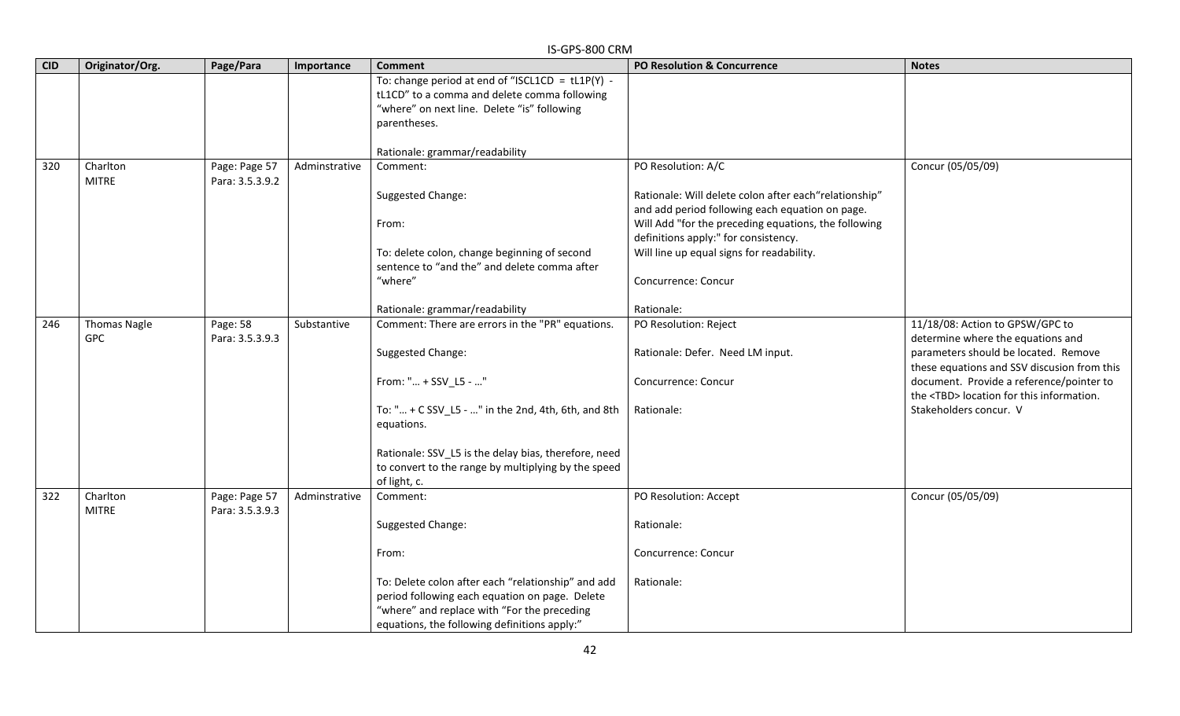| CID | Originator/Org. | Page/Para | Importance | Comment | PO Resolution & Concurrence | Notes |
|---|---|---|---|---|---|---|
| | | | | To: change period at end of "ISCL1CD = tL1P(Y) - tL1CD" to a comma and delete comma following "where" on next line. Delete "is" following parentheses.<br><br>Rationale: grammar/readability | | |
| 320 | Charlton<br>MITRE | Page: Page 57<br>Para: 3.5.3.9.2 | Adminstrative | Comment:<br><br>Suggested Change:<br><br>From:<br><br>To: delete colon, change beginning of second sentence to "and the" and delete comma after "where"<br><br>Rationale: grammar/readability | PO Resolution: A/C<br><br>Rationale: Will delete colon after each"relationship" and add period following each equation on page. Will Add "for the preceding equations, the following definitions apply:" for consistency. Will line up equal signs for readability.<br><br>Concurrence: Concur<br><br>Rationale: | Concur (05/05/09) |
| 246 | Thomas Nagle<br>GPC | Page: 58<br>Para: 3.5.3.9.3 | Substantive | Comment: There are errors in the "PR" equations.<br><br>Suggested Change:<br><br>From: "… + SSV_L5 - …"<br><br>To: "… + C SSV_L5 - …" in the 2nd, 4th, 6th, and 8th equations.<br><br>Rationale: SSV_L5 is the delay bias, therefore, need to convert to the range by multiplying by the speed of light, c. | PO Resolution: Reject<br><br>Rationale: Defer. Need LM input.<br><br>Concurrence: Concur<br><br>Rationale: | 11/18/08: Action to GPSW/GPC to determine where the equations and parameters should be located. Remove these equations and SSV discusion from this document. Provide a reference/pointer to the <TBD> location for this information. Stakeholders concur. V |
| 322 | Charlton<br>MITRE | Page: Page 57<br>Para: 3.5.3.9.3 | Adminstrative | Comment:<br><br>Suggested Change:<br><br>From:<br><br>To: Delete colon after each "relationship" and add period following each equation on page. Delete "where" and replace with "For the preceding equations, the following definitions apply:" | PO Resolution: Accept<br><br>Rationale:<br><br>Concurrence: Concur<br><br>Rationale: | Concur (05/05/09) |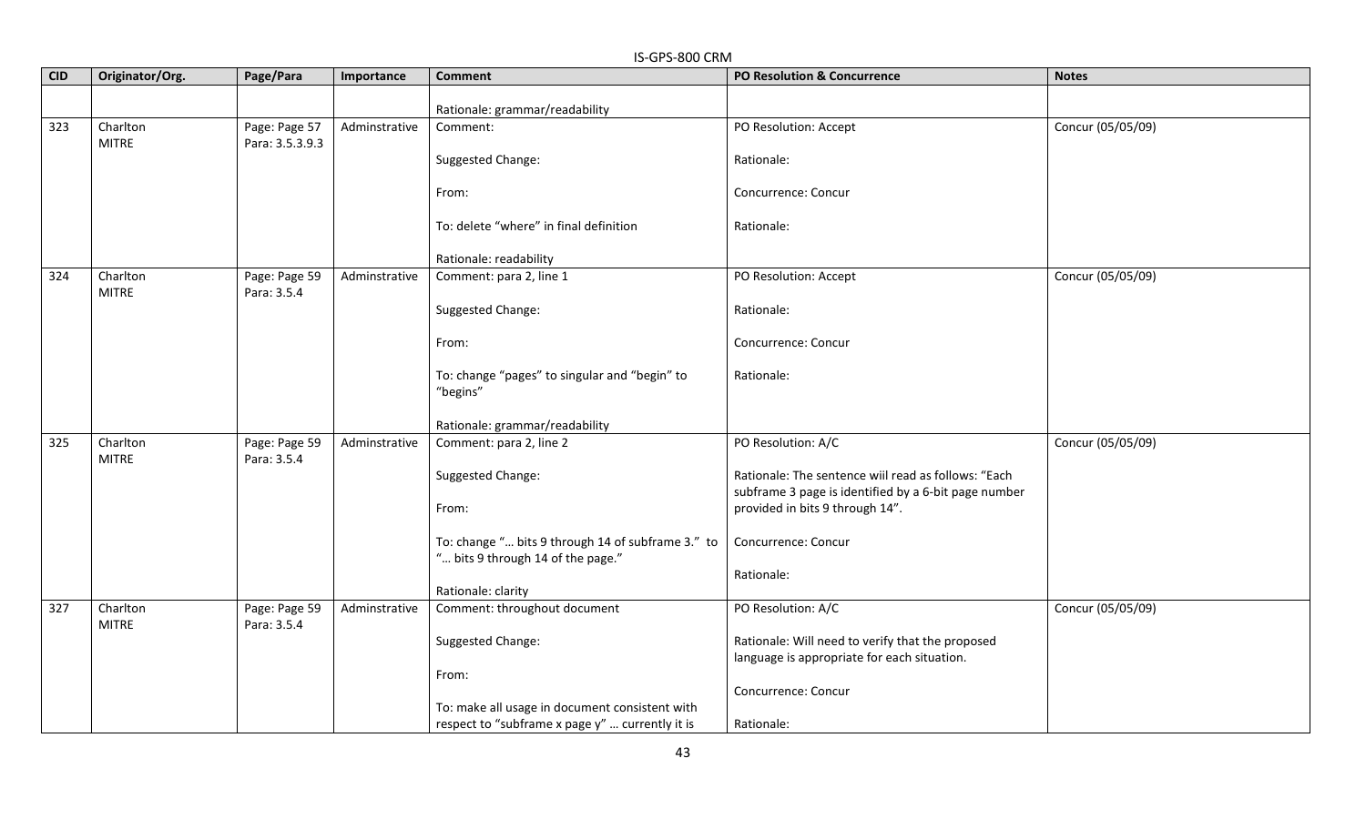| CID | Originator/Org. | Page/Para | Importance | Comment | PO Resolution & Concurrence | Notes |
|---|---|---|---|---|---|---|
| | | | | Rationale: grammar/readability | | |
| 323 | Charlton MITRE | Page: Page 57 Para: 3.5.3.9.3 | Adminstrative | Comment:<br><br>Suggested Change:<br><br>From:<br><br>To: delete "where" in final definition<br><br>Rationale: readability | PO Resolution: Accept<br><br>Rationale:<br><br>Concurrence: Concur<br><br>Rationale: | Concur (05/05/09) |
| 324 | Charlton MITRE | Page: Page 59 Para: 3.5.4 | Adminstrative | Comment: para 2, line 1<br><br>Suggested Change:<br><br>From:<br><br>To: change "pages" to singular and "begin" to "begins"<br><br>Rationale: grammar/readability | PO Resolution: Accept<br><br>Rationale:<br><br>Concurrence: Concur<br><br>Rationale: | Concur (05/05/09) |
| 325 | Charlton MITRE | Page: Page 59 Para: 3.5.4 | Adminstrative | Comment: para 2, line 2<br><br>Suggested Change:<br><br>From:<br><br>To: change "… bits 9 through 14 of subframe 3." to "… bits 9 through 14 of the page."<br><br>Rationale: clarity | PO Resolution: A/C<br><br>Rationale: The sentence wiil read as follows: "Each subframe 3 page is identified by a 6-bit page number provided in bits 9 through 14".<br><br>Concurrence: Concur<br><br>Rationale: | Concur (05/05/09) |
| 327 | Charlton MITRE | Page: Page 59 Para: 3.5.4 | Adminstrative | Comment: throughout document<br><br>Suggested Change:<br><br>From:<br><br>To: make all usage in document consistent with respect to "subframe x page y" … currently it is | PO Resolution: A/C<br><br>Rationale: Will need to verify that the proposed language is appropriate for each situation.<br><br>Concurrence: Concur<br><br>Rationale: | Concur (05/05/09) |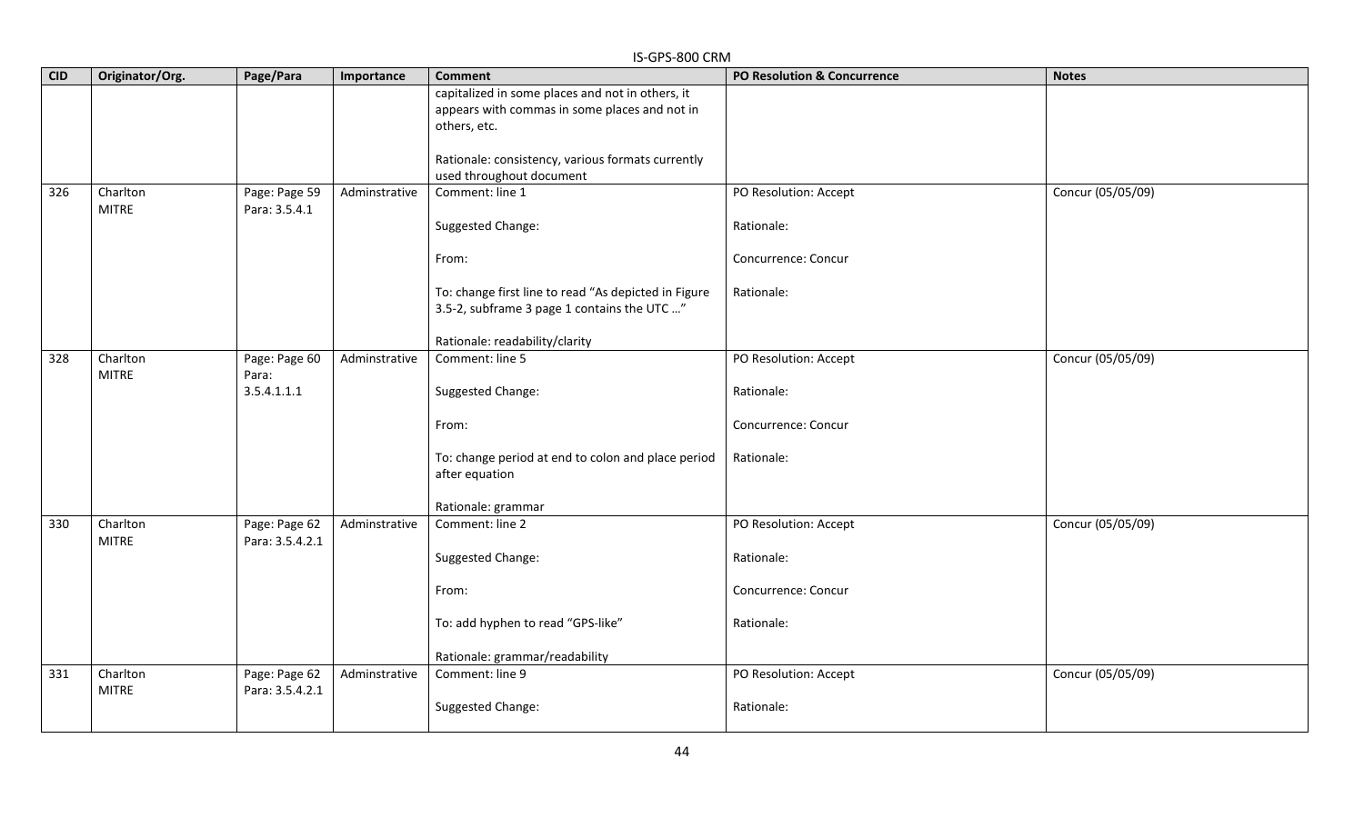| CID | Originator/Org. | Page/Para | Importance | Comment | PO Resolution & Concurrence | Notes |
|---|---|---|---|---|---|---|
| | | | | capitalized in some places and not in others, it appears with commas in some places and not in others, etc.<br><br>Rationale: consistency, various formats currently used throughout document | | |
| 326 | Charlton MITRE | Page: Page 59 Para: 3.5.4.1 | Adminstrative | Comment: line 1<br><br>Suggested Change:<br><br>From:<br><br>To: change first line to read "As depicted in Figure 3.5-2, subframe 3 page 1 contains the UTC ..."<br><br>Rationale: readability/clarity | PO Resolution: Accept<br><br>Rationale:<br><br>Concurrence: Concur<br><br>Rationale: | Concur (05/05/09) |
| 328 | Charlton MITRE | Page: Page 60 Para: 3.5.4.1.1.1 | Adminstrative | Comment: line 5<br><br>Suggested Change:<br><br>From:<br><br>To: change period at end to colon and place period after equation<br><br>Rationale: grammar | PO Resolution: Accept<br><br>Rationale:<br><br>Concurrence: Concur<br><br>Rationale: | Concur (05/05/09) |
| 330 | Charlton MITRE | Page: Page 62 Para: 3.5.4.2.1 | Adminstrative | Comment: line 2<br><br>Suggested Change:<br><br>From:<br><br>To: add hyphen to read "GPS-like"<br><br>Rationale: grammar/readability | PO Resolution: Accept<br><br>Rationale:<br><br>Concurrence: Concur<br><br>Rationale: | Concur (05/05/09) |
| 331 | Charlton MITRE | Page: Page 62 Para: 3.5.4.2.1 | Adminstrative | Comment: line 9<br><br>Suggested Change: | PO Resolution: Accept<br><br>Rationale: | Concur (05/05/09) |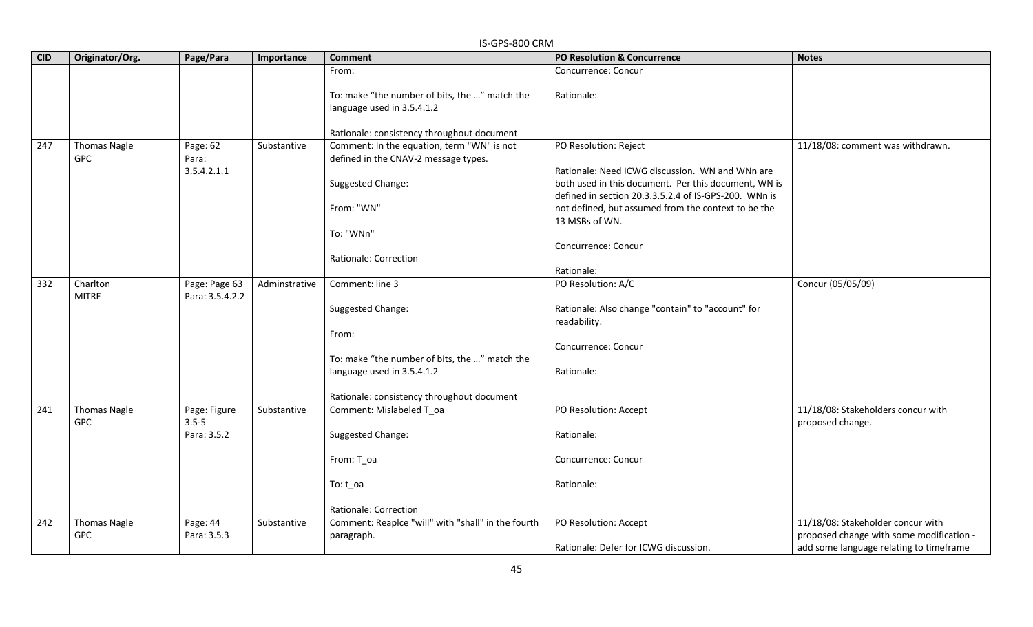| CID | Originator/Org. | Page/Para | Importance | Comment | PO Resolution & Concurrence | Notes |
|---|---|---|---|---|---|---|
| | | | | From:<br><br>To: make "the number of bits, the …" match the language used in 3.5.4.1.2<br><br>Rationale: consistency throughout document | Concurrence: Concur<br><br>Rationale: | |
| 247 | Thomas Nagle GPC | Page: 62 Para: 3.5.4.2.1.1 | Substantive | Comment: In the equation, term "WN" is not defined in the CNAV-2 message types.<br><br>Suggested Change:<br><br>From: "WN"<br><br>To: "WNn"<br><br>Rationale: Correction | PO Resolution: Reject<br><br>Rationale: Need ICWG discussion. WN and WNn are both used in this document. Per this document, WN is defined in section 20.3.3.5.2.4 of IS-GPS-200. WNn is not defined, but assumed from the context to be the 13 MSBs of WN.<br><br>Concurrence: Concur<br><br>Rationale: | 11/18/08: comment was withdrawn. |
| 332 | Charlton MITRE | Page: Page 63 Para: 3.5.4.2.2 | Adminstrative | Comment: line 3<br><br>Suggested Change:<br><br>From:<br><br>To: make "the number of bits, the …" match the language used in 3.5.4.1.2<br><br>Rationale: consistency throughout document | PO Resolution: A/C<br><br>Rationale: Also change "contain" to "account" for readability.<br><br>Concurrence: Concur<br><br>Rationale: | Concur (05/05/09) |
| 241 | Thomas Nagle GPC | Page: Figure 3.5-5 Para: 3.5.2 | Substantive | Comment: Mislabeled T_oa<br><br>Suggested Change:<br><br>From: T_oa<br><br>To: t_oa<br><br>Rationale: Correction | PO Resolution: Accept<br><br>Rationale:<br><br>Concurrence: Concur<br><br>Rationale: | 11/18/08: Stakeholders concur with proposed change. |
| 242 | Thomas Nagle GPC | Page: 44 Para: 3.5.3 | Substantive | Comment: Reaplce "will" with "shall" in the fourth paragraph. | PO Resolution: Accept<br><br>Rationale: Defer for ICWG discussion. | 11/18/08: Stakeholder concur with proposed change with some modification - add some language relating to timeframe |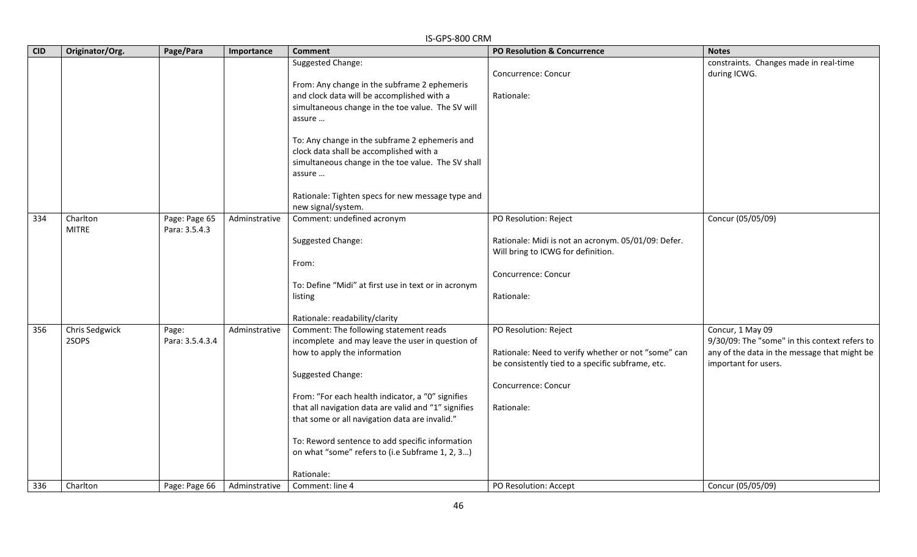| CID | Originator/Org. | Page/Para | Importance | Comment | PO Resolution & Concurrence | Notes |
|---|---|---|---|---|---|---|
| | | | | Suggested Change:<br><br>From: Any change in the subframe 2 ephemeris and clock data will be accomplished with a simultaneous change in the toe value. The SV will assure …<br><br>To: Any change in the subframe 2 ephemeris and clock data shall be accomplished with a simultaneous change in the toe value. The SV shall assure …<br><br>Rationale: Tighten specs for new message type and new signal/system. | Concurrence: Concur<br><br>Rationale: | constraints. Changes made in real-time during ICWG. |
| 334 | Charlton<br>MITRE | Page: Page 65<br>Para: 3.5.4.3 | Adminstrative | Comment: undefined acronym<br><br>Suggested Change:<br><br>From:<br><br>To: Define "Midi" at first use in text or in acronym listing<br><br>Rationale: readability/clarity | PO Resolution: Reject<br><br>Rationale: Midi is not an acronym. 05/01/09: Defer. Will bring to ICWG for definition.<br><br>Concurrence: Concur<br><br>Rationale: | Concur (05/05/09) |
| 356 | Chris Sedgwick<br>2SOPS | Page:<br>Para: 3.5.4.3.4 | Adminstrative | Comment: The following statement reads incomplete and may leave the user in question of how to apply the information<br><br>Suggested Change:<br><br>From: "For each health indicator, a "0" signifies that all navigation data are valid and "1" signifies that some or all navigation data are invalid."<br><br>To: Reword sentence to add specific information on what "some" refers to (i.e Subframe 1, 2, 3…)<br><br>Rationale: | PO Resolution: Reject<br><br>Rationale: Need to verify whether or not "some" can be consistently tied to a specific subframe, etc.<br><br>Concurrence: Concur<br><br>Rationale: | Concur, 1 May 09<br>9/30/09: The "some" in this context refers to any of the data in the message that might be important for users. |
| 336 | Charlton | Page: Page 66 | Adminstrative | Comment: line 4 | PO Resolution: Accept | Concur (05/05/09) |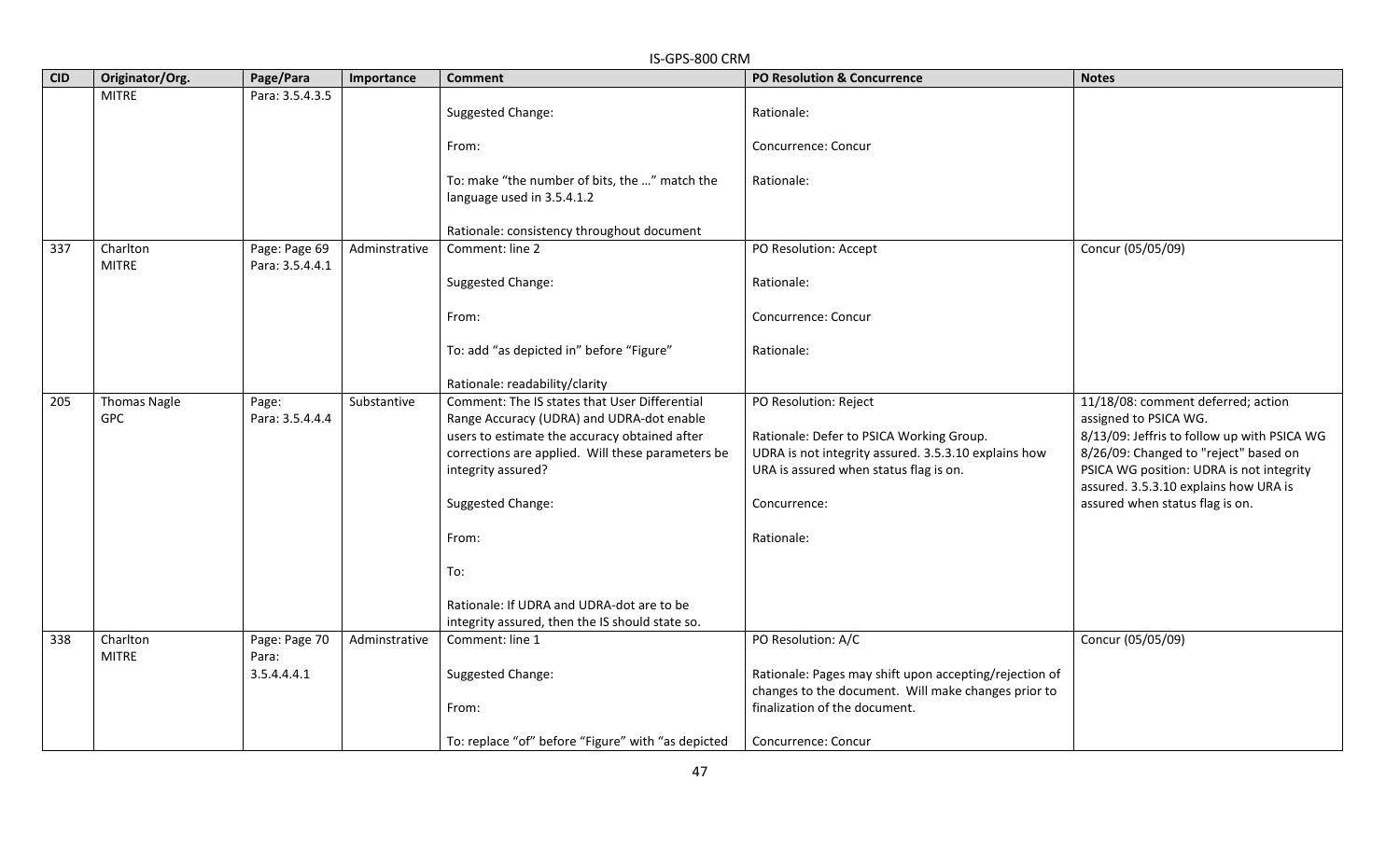| CID | Originator/Org. | Page/Para | Importance | Comment | PO Resolution & Concurrence | Notes |
|---|---|---|---|---|---|---|
| | MITRE | Para: 3.5.4.3.5 | | Suggested Change:<br><br>From:<br><br>To: make "the number of bits, the …" match the language used in 3.5.4.1.2<br><br>Rationale: consistency throughout document | Rationale:<br><br>Concurrence: Concur<br><br>Rationale: | |
| 337 | Charlton<br>MITRE | Page: Page 69<br>Para: 3.5.4.4.1 | Adminstrative | Comment: line 2<br><br>Suggested Change:<br><br>From:<br><br>To: add "as depicted in" before "Figure"<br><br>Rationale: readability/clarity | PO Resolution: Accept<br><br>Rationale:<br><br>Concurrence: Concur<br><br>Rationale: | Concur (05/05/09) |
| 205 | Thomas Nagle<br>GPC | Page:<br>Para: 3.5.4.4.4 | Substantive | Comment: The IS states that User Differential Range Accuracy (UDRA) and UDRA-dot enable users to estimate the accuracy obtained after corrections are applied. Will these parameters be integrity assured?<br><br>Suggested Change:<br><br>From:<br><br>To:<br><br>Rationale: If UDRA and UDRA-dot are to be integrity assured, then the IS should state so. | PO Resolution: Reject<br><br>Rationale: Defer to PSICA Working Group. UDRA is not integrity assured. 3.5.3.10 explains how URA is assured when status flag is on.<br><br>Concurrence:<br><br>Rationale: | 11/18/08: comment deferred; action assigned to PSICA WG.<br>8/13/09: Jeffris to follow up with PSICA WG<br>8/26/09: Changed to "reject" based on PSICA WG position: UDRA is not integrity assured. 3.5.3.10 explains how URA is assured when status flag is on. |
| 338 | Charlton<br>MITRE | Page: Page 70<br>Para:<br>3.5.4.4.4.1 | Adminstrative | Comment: line 1<br><br>Suggested Change:<br><br>From:<br><br>To: replace "of" before "Figure" with "as depicted | PO Resolution: A/C<br><br>Rationale: Pages may shift upon accepting/rejection of changes to the document. Will make changes prior to finalization of the document.<br><br>Concurrence: Concur | Concur (05/05/09) |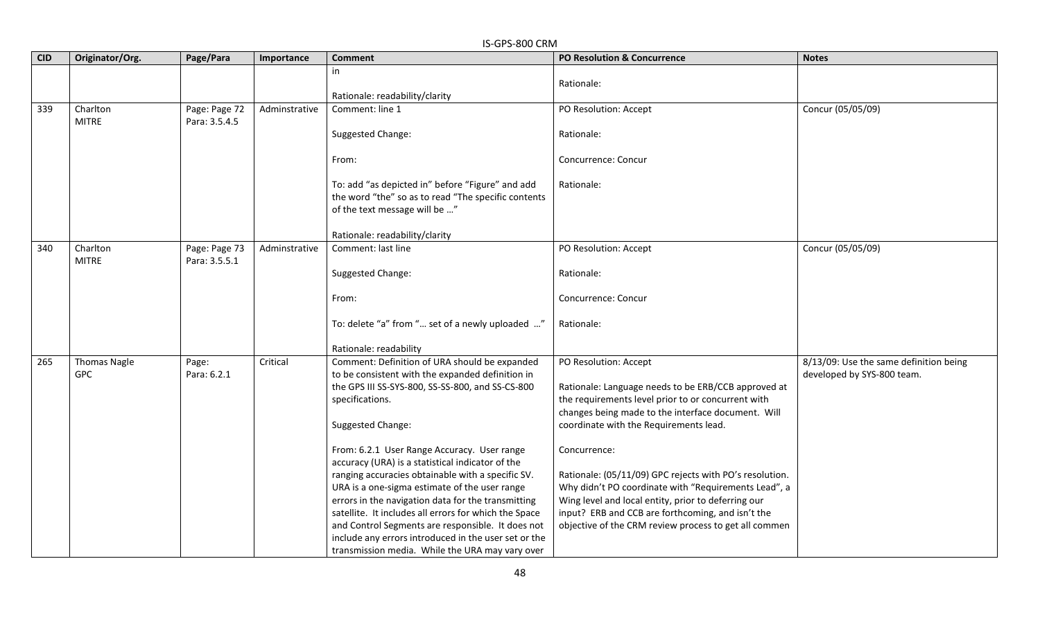| CID | Originator/Org. | Page/Para | Importance | Comment | PO Resolution & Concurrence | Notes |
|---|---|---|---|---|---|---|
| | | | | in<br><br>Rationale: readability/clarity | Rationale: | |
| 339 | Charlton<br>MITRE | Page: Page 72<br>Para: 3.5.4.5 | Adminstrative | Comment: line 1<br><br>Suggested Change:<br><br>From:<br><br>To: add "as depicted in" before "Figure" and add the word "the" so as to read "The specific contents of the text message will be …"<br><br>Rationale: readability/clarity | PO Resolution: Accept<br><br>Rationale:<br><br>Concurrence: Concur<br><br>Rationale: | Concur (05/05/09) |
| 340 | Charlton<br>MITRE | Page: Page 73<br>Para: 3.5.5.1 | Adminstrative | Comment: last line<br><br>Suggested Change:<br><br>From:<br><br>To: delete "a" from "… set of a newly uploaded …"<br><br>Rationale: readability | PO Resolution: Accept<br><br>Rationale:<br><br>Concurrence: Concur<br><br>Rationale: | Concur (05/05/09) |
| 265 | Thomas Nagle<br>GPC | Page:<br>Para: 6.2.1 | Critical | Comment: Definition of URA should be expanded to be consistent with the expanded definition in the GPS III SS-SYS-800, SS-SS-800, and SS-CS-800 specifications.<br><br>Suggested Change:<br><br>From: 6.2.1 User Range Accuracy. User range accuracy (URA) is a statistical indicator of the ranging accuracies obtainable with a specific SV. URA is a one-sigma estimate of the user range errors in the navigation data for the transmitting satellite. It includes all errors for which the Space and Control Segments are responsible. It does not include any errors introduced in the user set or the transmission media. While the URA may vary over | PO Resolution: Accept<br><br>Rationale: Language needs to be ERB/CCB approved at the requirements level prior to or concurrent with changes being made to the interface document. Will coordinate with the Requirements lead.<br><br>Concurrence:<br><br>Rationale: (05/11/09) GPC rejects with PO's resolution. Why didn't PO coordinate with "Requirements Lead", a Wing level and local entity, prior to deferring our input? ERB and CCB are forthcoming, and isn't the objective of the CRM review process to get all commen | 8/13/09: Use the same definition being developed by SYS-800 team. |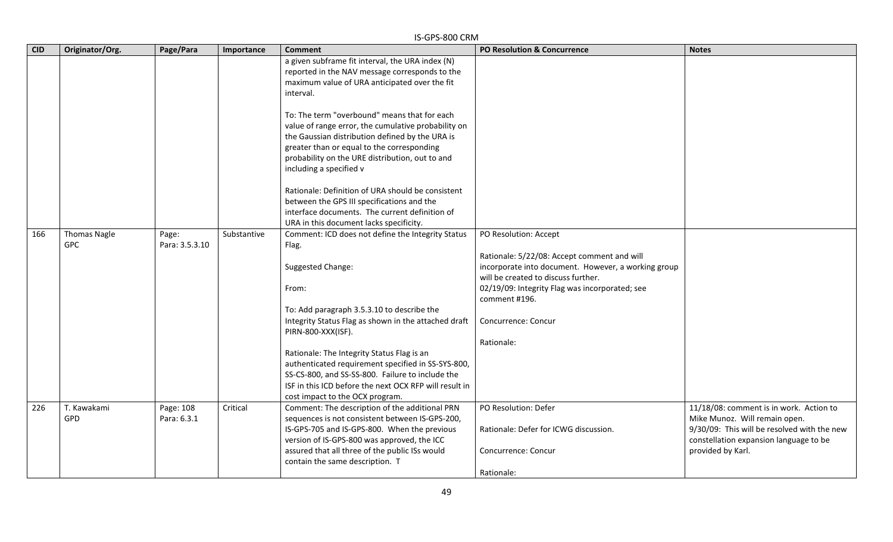| CID | Originator/Org. | Page/Para | Importance | Comment | PO Resolution & Concurrence | Notes |
|---|---|---|---|---|---|---|
| | | | | a given subframe fit interval, the URA index (N) reported in the NAV message corresponds to the maximum value of URA anticipated over the fit interval.<br><br>To: The term "overbound" means that for each value of range error, the cumulative probability on the Gaussian distribution defined by the URA is greater than or equal to the corresponding probability on the URE distribution, out to and including a specified v<br><br>Rationale: Definition of URA should be consistent between the GPS III specifications and the interface documents. The current definition of URA in this document lacks specificity. | | |
| 166 | Thomas Nagle<br>GPC | Page:<br>Para: 3.5.3.10 | Substantive | Comment: ICD does not define the Integrity Status Flag.<br><br>Suggested Change:<br><br>From:<br><br>To: Add paragraph 3.5.3.10 to describe the Integrity Status Flag as shown in the attached draft PIRN-800-XXX(ISF).<br><br>Rationale: The Integrity Status Flag is an authenticated requirement specified in SS-SYS-800, SS-CS-800, and SS-SS-800. Failure to include the ISF in this ICD before the next OCX RFP will result in cost impact to the OCX program. | PO Resolution: Accept<br><br>Rationale: 5/22/08: Accept comment and will incorporate into document. However, a working group will be created to discuss further.<br>02/19/09: Integrity Flag was incorporated; see comment #196.<br><br>Concurrence: Concur<br><br>Rationale: | |
| 226 | T. Kawakami<br>GPD | Page: 108<br>Para: 6.3.1 | Critical | Comment: The description of the additional PRN sequences is not consistent between IS-GPS-200, IS-GPS-705 and IS-GPS-800. When the previous version of IS-GPS-800 was approved, the ICC assured that all three of the public ISs would contain the same description. T | PO Resolution: Defer<br><br>Rationale: Defer for ICWG discussion.<br><br>Concurrence: Concur<br><br>Rationale: | 11/18/08: comment is in work. Action to Mike Munoz. Will remain open.<br>9/30/09: This will be resolved with the new constellation expansion language to be provided by Karl. |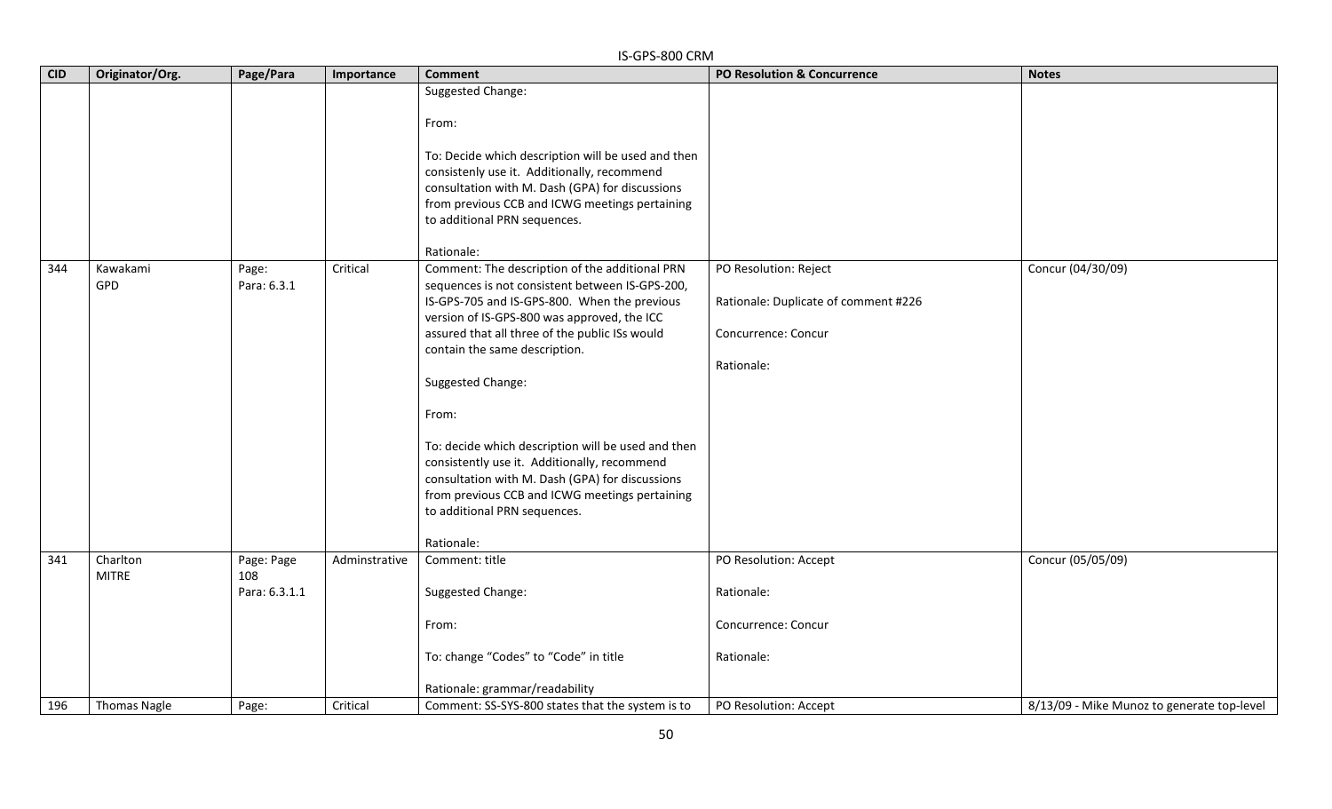| CID | Originator/Org. | Page/Para | Importance | Comment | PO Resolution & Concurrence | Notes |
|---|---|---|---|---|---|---|
| | | | | Suggested Change:<br><br>From:<br><br>To: Decide which description will be used and then consistenly use it. Additionally, recommend consultation with M. Dash (GPA) for discussions from previous CCB and ICWG meetings pertaining to additional PRN sequences.<br><br>Rationale: | | |
| 344 | Kawakami<br>GPD | Page:<br>Para: 6.3.1 | Critical | Comment: The description of the additional PRN sequences is not consistent between IS-GPS-200, IS-GPS-705 and IS-GPS-800. When the previous version of IS-GPS-800 was approved, the ICC assured that all three of the public ISs would contain the same description.<br><br>Suggested Change:<br><br>From:<br><br>To: decide which description will be used and then consistently use it. Additionally, recommend consultation with M. Dash (GPA) for discussions from previous CCB and ICWG meetings pertaining to additional PRN sequences.<br><br>Rationale: | PO Resolution: Reject<br><br>Rationale: Duplicate of comment #226<br><br>Concurrence: Concur<br><br>Rationale: | Concur (04/30/09) |
| 341 | Charlton<br>MITRE | Page: Page 108<br>Para: 6.3.1.1 | Adminstrative | Comment: title<br><br>Suggested Change:<br><br>From:<br><br>To: change "Codes" to "Code" in title<br><br>Rationale: grammar/readability | PO Resolution: Accept<br><br>Rationale:<br><br>Concurrence: Concur<br><br>Rationale: | Concur (05/05/09) |
| 196 | Thomas Nagle | Page: | Critical | Comment: SS-SYS-800 states that the system is to | PO Resolution: Accept | 8/13/09 - Mike Munoz to generate top-level |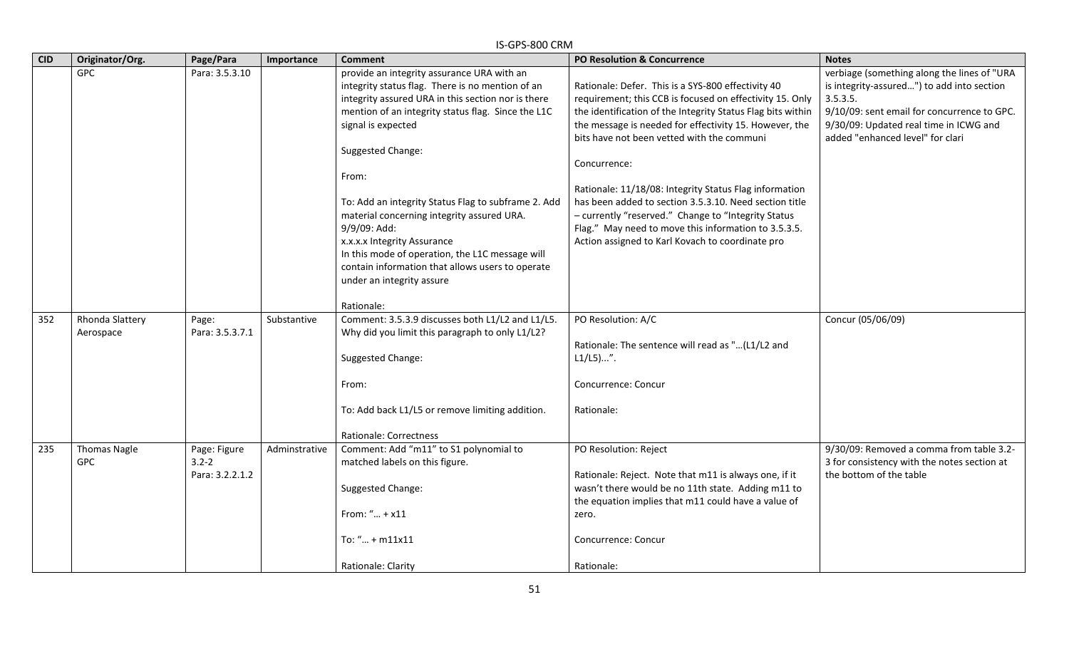| CID | Originator/Org. | Page/Para | Importance | Comment | PO Resolution & Concurrence | Notes |
|---|---|---|---|---|---|---|
| | GPC | Para: 3.5.3.10 | | provide an integrity assurance URA with an integrity status flag. There is no mention of an integrity assured URA in this section nor is there mention of an integrity status flag. Since the L1C signal is expected<br><br>Suggested Change:<br><br>From:<br><br>To: Add an integrity Status Flag to subframe 2. Add material concerning integrity assured URA.<br>9/9/09: Add:<br>x.x.x.x Integrity Assurance<br>In this mode of operation, the L1C message will contain information that allows users to operate under an integrity assure<br><br>Rationale: | Rationale: Defer. This is a SYS-800 effectivity 40 requirement; this CCB is focused on effectivity 15. Only the identification of the Integrity Status Flag bits within the message is needed for effectivity 15. However, the bits have not been vetted with the communi<br><br>Concurrence:<br><br>Rationale: 11/18/08: Integrity Status Flag information has been added to section 3.5.3.10. Need section title – currently "reserved." Change to "Integrity Status Flag." May need to move this information to 3.5.3.5. Action assigned to Karl Kovach to coordinate pro | verbiage (something along the lines of "URA is integrity-assured…") to add into section 3.5.3.5.<br>9/10/09: sent email for concurrence to GPC.<br>9/30/09: Updated real time in ICWG and added "enhanced level" for clari |
| 352 | Rhonda Slattery<br>Aerospace | Page:<br>Para: 3.5.3.7.1 | Substantive | Comment: 3.5.3.9 discusses both L1/L2 and L1/L5. Why did you limit this paragraph to only L1/L2?<br><br>Suggested Change:<br><br>From:<br><br>To: Add back L1/L5 or remove limiting addition.<br><br>Rationale: Correctness | PO Resolution: A/C<br><br>Rationale: The sentence will read as "…(L1/L2 and L1/L5)…".<br><br>Concurrence: Concur<br><br>Rationale: | Concur (05/06/09) |
| 235 | Thomas Nagle<br>GPC | Page: Figure 3.2-2<br>Para: 3.2.2.1.2 | Adminstrative | Comment: Add "m11" to S1 polynomial to matched labels on this figure.<br><br>Suggested Change:<br><br>From: "… + x11<br><br>To: "… + m11x11<br><br>Rationale: Clarity | PO Resolution: Reject<br><br>Rationale: Reject. Note that m11 is always one, if it wasn't there would be no 11th state. Adding m11 to the equation implies that m11 could have a value of zero.<br><br>Concurrence: Concur<br><br>Rationale: | 9/30/09: Removed a comma from table 3.2-3 for consistency with the notes section at the bottom of the table |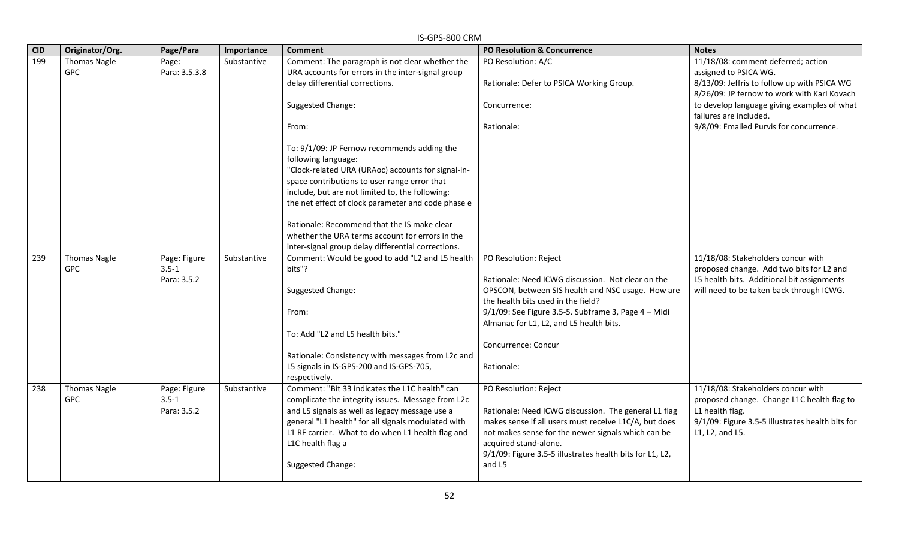| CID | Originator/Org. | Page/Para | Importance | Comment | PO Resolution & Concurrence | Notes |
|---|---|---|---|---|---|---|
| 199 | Thomas Nagle GPC | Page: Para: 3.5.3.8 | Substantive | Comment: The paragraph is not clear whether the URA accounts for errors in the inter-signal group delay differential corrections.<br><br>Suggested Change:<br><br>From:<br><br>To: 9/1/09: JP Fernow recommends adding the following language:<br>"Clock-related URA (URAoc) accounts for signal-in-space contributions to user range error that include, but are not limited to, the following: the net effect of clock parameter and code phase e<br><br>Rationale: Recommend that the IS make clear whether the URA terms account for errors in the inter-signal group delay differential corrections. | PO Resolution: A/C<br><br>Rationale: Defer to PSICA Working Group.<br><br>Concurrence:<br><br>Rationale: | 11/18/08: comment deferred; action assigned to PSICA WG.<br>8/13/09: Jeffris to follow up with PSICA WG<br>8/26/09: JP fernow to work with Karl Kovach to develop language giving examples of what failures are included.<br>9/8/09: Emailed Purvis for concurrence. |
| 239 | Thomas Nagle GPC | Page: Figure 3.5-1 Para: 3.5.2 | Substantive | Comment: Would be good to add "L2 and L5 health bits"?<br><br>Suggested Change:<br><br>From:<br><br>To: Add "L2 and L5 health bits."<br><br>Rationale: Consistency with messages from L2c and L5 signals in IS-GPS-200 and IS-GPS-705, respectively. | PO Resolution: Reject<br><br>Rationale: Need ICWG discussion. Not clear on the OPSCON, between SIS health and NSC usage. How are the health bits used in the field?<br>9/1/09: See Figure 3.5-5. Subframe 3, Page 4 – Midi Almanac for L1, L2, and L5 health bits.<br><br>Concurrence: Concur<br><br>Rationale: | 11/18/08: Stakeholders concur with proposed change. Add two bits for L2 and L5 health bits. Additional bit assignments will need to be taken back through ICWG. |
| 238 | Thomas Nagle GPC | Page: Figure 3.5-1 Para: 3.5.2 | Substantive | Comment: "Bit 33 indicates the L1C health" can complicate the integrity issues. Message from L2c and L5 signals as well as legacy message use a general "L1 health" for all signals modulated with L1 RF carrier. What to do when L1 health flag and L1C health flag a<br><br>Suggested Change: | PO Resolution: Reject<br><br>Rationale: Need ICWG discussion. The general L1 flag makes sense if all users must receive L1C/A, but does not makes sense for the newer signals which can be acquired stand-alone.<br>9/1/09: Figure 3.5-5 illustrates health bits for L1, L2, and L5 | 11/18/08: Stakeholders concur with proposed change. Change L1C health flag to L1 health flag.<br>9/1/09: Figure 3.5-5 illustrates health bits for L1, L2, and L5. |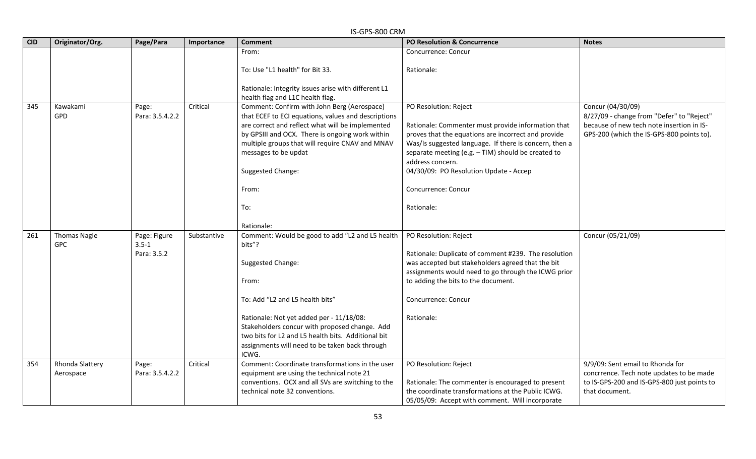| CID | Originator/Org. | Page/Para | Importance | Comment | PO Resolution & Concurrence | Notes |
|---|---|---|---|---|---|---|
| | | | | From:<br><br>To: Use "L1 health" for Bit 33.<br><br>Rationale: Integrity issues arise with different L1 health flag and L1C health flag. | Concurrence: Concur<br><br>Rationale: | |
| 345 | Kawakami<br>GPD | Page:<br>Para: 3.5.4.2.2 | Critical | Comment: Confirm with John Berg (Aerospace) that ECEF to ECI equations, values and descriptions are correct and reflect what will be implemented by GPSIII and OCX. There is ongoing work within multiple groups that will require CNAV and MNAV messages to be updat<br><br>Suggested Change:<br><br>From:<br><br>To:<br><br>Rationale: | PO Resolution: Reject<br><br>Rationale: Commenter must provide information that proves that the equations are incorrect and provide Was/Is suggested language. If there is concern, then a separate meeting (e.g. – TIM) should be created to address concern.<br>04/30/09: PO Resolution Update - Accep<br><br>Concurrence: Concur<br><br>Rationale: | Concur (04/30/09)<br>8/27/09 - change from "Defer" to "Reject" because of new tech note insertion in IS-GPS-200 (which the IS-GPS-800 points to). |
| 261 | Thomas Nagle<br>GPC | Page: Figure 3.5-1<br>Para: 3.5.2 | Substantive | Comment: Would be good to add "L2 and L5 health bits"?<br><br>Suggested Change:<br><br>From:<br><br>To: Add "L2 and L5 health bits"<br><br>Rationale: Not yet added per - 11/18/08: Stakeholders concur with proposed change. Add two bits for L2 and L5 health bits. Additional bit assignments will need to be taken back through ICWG. | PO Resolution: Reject<br><br>Rationale: Duplicate of comment #239. The resolution was accepted but stakeholders agreed that the bit assignments would need to go through the ICWG prior to adding the bits to the document.<br><br>Concurrence: Concur<br><br>Rationale: | Concur (05/21/09) |
| 354 | Rhonda Slattery<br>Aerospace | Page:<br>Para: 3.5.4.2.2 | Critical | Comment: Coordinate transformations in the user equipment are using the technical note 21 conventions. OCX and all SVs are switching to the technical note 32 conventions. | PO Resolution: Reject<br><br>Rationale: The commenter is encouraged to present the coordinate transformations at the Public ICWG.<br>05/05/09: Accept with comment. Will incorporate | 9/9/09: Sent email to Rhonda for concrrence. Tech note updates to be made to IS-GPS-200 and IS-GPS-800 just points to that document. |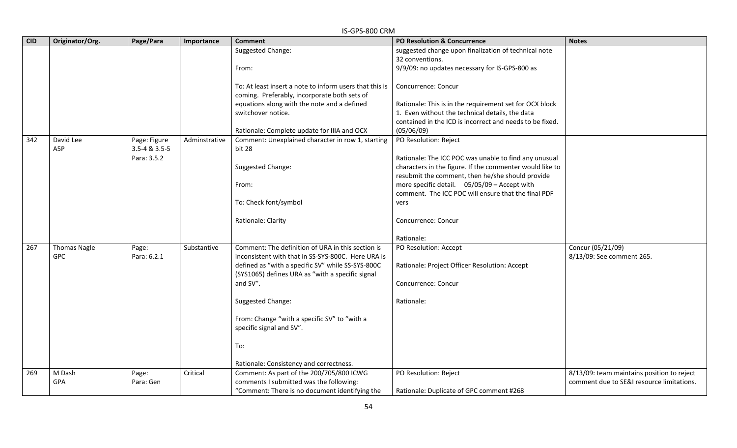| CID | Originator/Org. | Page/Para | Importance | Comment | PO Resolution & Concurrence | Notes |
|---|---|---|---|---|---|---|
| | | | | Suggested Change:<br><br>From:<br><br>To: At least insert a note to inform users that this is coming. Preferably, incorporate both sets of equations along with the note and a defined switchover notice.<br><br>Rationale: Complete update for IIIA and OCX | suggested change upon finalization of technical note 32 conventions.<br>9/9/09: no updates necessary for IS-GPS-800 as<br><br>Concurrence: Concur<br><br>Rationale: This is in the requirement set for OCX block 1. Even without the technical details, the data contained in the ICD is incorrect and needs to be fixed. (05/06/09) | |
| 342 | David Lee<br>A5P | Page: Figure 3.5-4 & 3.5-5<br>Para: 3.5.2 | Adminstrative | Comment: Unexplained character in row 1, starting bit 28<br><br>Suggested Change:<br><br>From:<br><br>To: Check font/symbol<br><br>Rationale: Clarity | PO Resolution: Reject<br><br>Rationale: The ICC POC was unable to find any unusual characters in the figure. If the commenter would like to resubmit the comment, then he/she should provide more specific detail. 05/05/09 – Accept with comment. The ICC POC will ensure that the final PDF vers<br><br>Concurrence: Concur<br><br>Rationale: | |
| 267 | Thomas Nagle<br>GPC | Page:<br>Para: 6.2.1 | Substantive | Comment: The definition of URA in this section is inconsistent with that in SS-SYS-800C. Here URA is defined as "with a specific SV" while SS-SYS-800C (SYS1065) defines URA as "with a specific signal and SV".<br><br>Suggested Change:<br><br>From: Change "with a specific SV" to "with a specific signal and SV".<br><br>To:<br><br>Rationale: Consistency and correctness. | PO Resolution: Accept<br><br>Rationale: Project Officer Resolution: Accept<br><br>Concurrence: Concur<br><br>Rationale: | Concur (05/21/09)<br>8/13/09: See comment 265. |
| 269 | M Dash<br>GPA | Page:<br>Para: Gen | Critical | Comment: As part of the 200/705/800 ICWG comments I submitted was the following:<br>"Comment: There is no document identifying the | PO Resolution: Reject<br><br>Rationale: Duplicate of GPC comment #268 | 8/13/09: team maintains position to reject comment due to SE&I resource limitations. |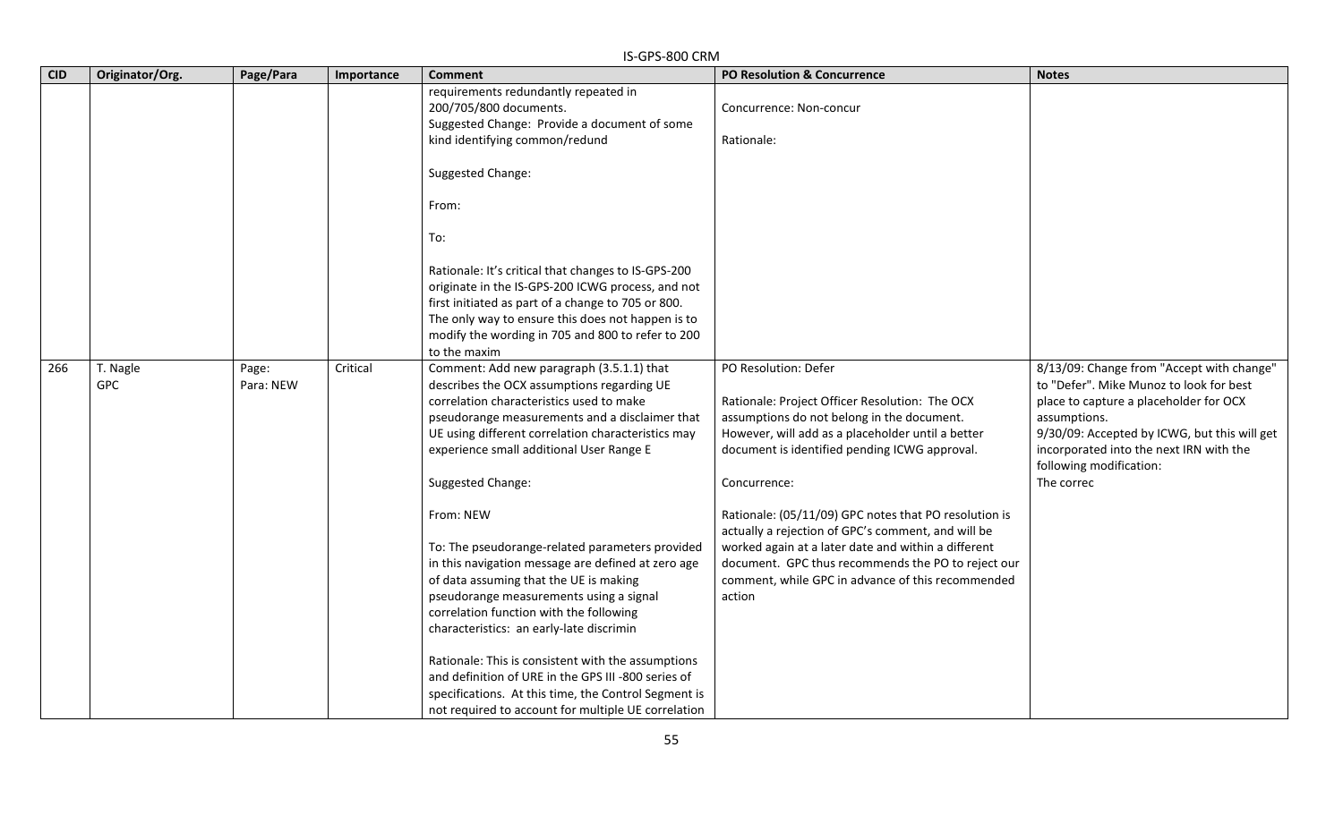| CID | Originator/Org. | Page/Para | Importance | Comment | PO Resolution & Concurrence | Notes |
|---|---|---|---|---|---|---|
| | | | | requirements redundantly repeated in 200/705/800 documents.<br>Suggested Change: Provide a document of some kind identifying common/redund<br><br>Suggested Change:<br><br>From:<br><br>To:<br><br>Rationale: It's critical that changes to IS-GPS-200 originate in the IS-GPS-200 ICWG process, and not first initiated as part of a change to 705 or 800. The only way to ensure this does not happen is to modify the wording in 705 and 800 to refer to 200 to the maxim | Concurrence: Non-concur<br><br>Rationale: | |
| 266 | T. Nagle<br>GPC | Page:<br>Para: NEW | Critical | Comment: Add new paragraph (3.5.1.1) that describes the OCX assumptions regarding UE correlation characteristics used to make pseudorange measurements and a disclaimer that UE using different correlation characteristics may experience small additional User Range E<br><br>Suggested Change:<br><br>From: NEW<br><br>To: The pseudorange-related parameters provided in this navigation message are defined at zero age of data assuming that the UE is making pseudorange measurements using a signal correlation function with the following characteristics: an early-late discrimin<br><br>Rationale: This is consistent with the assumptions and definition of URE in the GPS III -800 series of specifications. At this time, the Control Segment is not required to account for multiple UE correlation | PO Resolution: Defer<br><br>Rationale: Project Officer Resolution: The OCX assumptions do not belong in the document. However, will add as a placeholder until a better document is identified pending ICWG approval.<br><br>Concurrence:<br><br>Rationale: (05/11/09) GPC notes that PO resolution is actually a rejection of GPC's comment, and will be worked again at a later date and within a different document. GPC thus recommends the PO to reject our comment, while GPC in advance of this recommended action | 8/13/09: Change from "Accept with change" to "Defer". Mike Munoz to look for best place to capture a placeholder for OCX assumptions.<br>9/30/09: Accepted by ICWG, but this will get incorporated into the next IRN with the following modification:<br>The correc |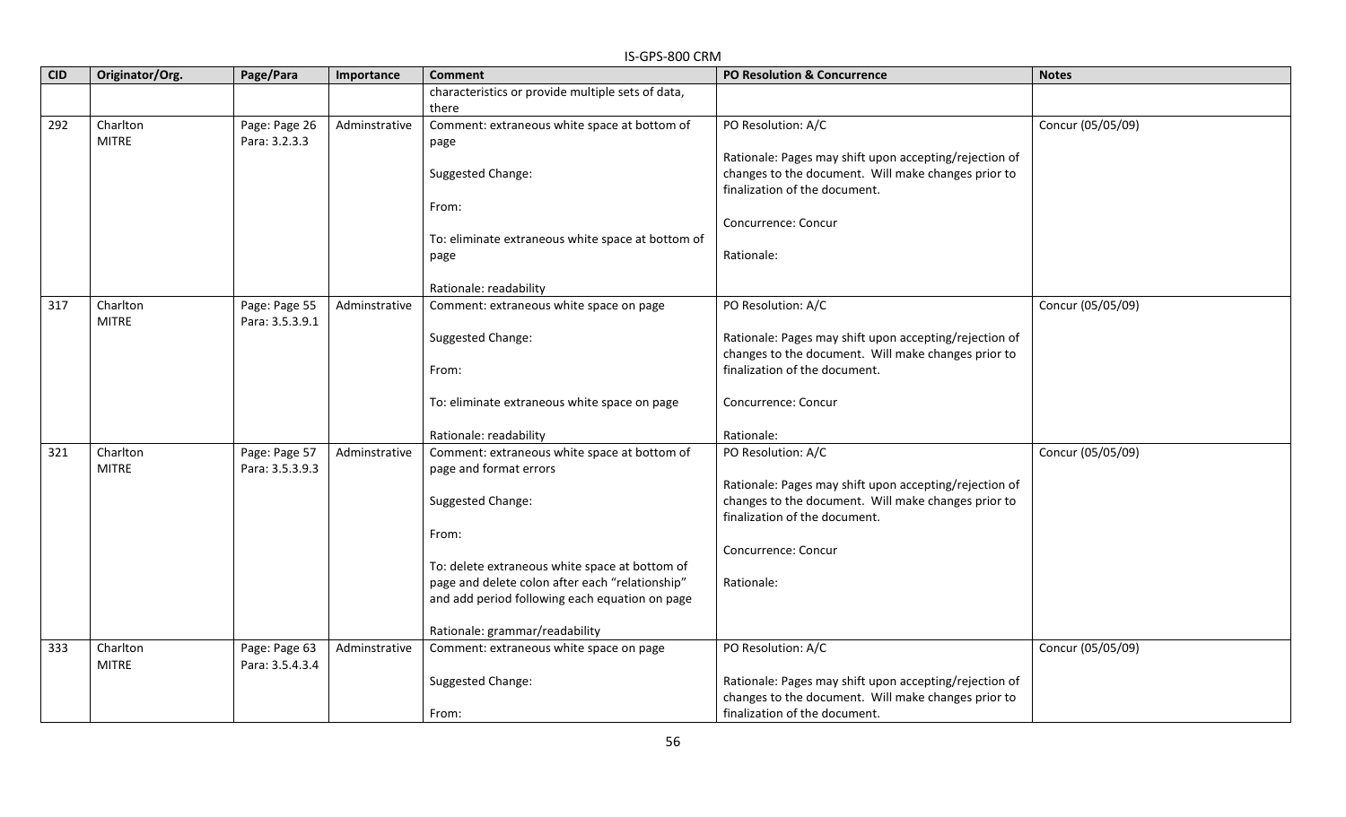| CID | Originator/Org. | Page/Para | Importance | Comment | PO Resolution & Concurrence | Notes |
|---|---|---|---|---|---|---|
| | | | | characteristics or provide multiple sets of data, there | | |
| 292 | Charlton MITRE | Page: Page 26 Para: 3.2.3.3 | Adminstrative | Comment: extraneous white space at bottom of page<br><br>Suggested Change:<br><br>From:<br><br>To: eliminate extraneous white space at bottom of page<br><br>Rationale: readability | PO Resolution: A/C<br><br>Rationale: Pages may shift upon accepting/rejection of changes to the document. Will make changes prior to finalization of the document.<br><br>Concurrence: Concur<br><br>Rationale: | Concur (05/05/09) |
| 317 | Charlton MITRE | Page: Page 55 Para: 3.5.3.9.1 | Adminstrative | Comment: extraneous white space on page<br><br>Suggested Change:<br><br>From:<br><br>To: eliminate extraneous white space on page<br><br>Rationale: readability | PO Resolution: A/C<br><br>Rationale: Pages may shift upon accepting/rejection of changes to the document. Will make changes prior to finalization of the document.<br><br>Concurrence: Concur<br><br>Rationale: | Concur (05/05/09) |
| 321 | Charlton MITRE | Page: Page 57 Para: 3.5.3.9.3 | Adminstrative | Comment: extraneous white space at bottom of page and format errors<br><br>Suggested Change:<br><br>From:<br><br>To: delete extraneous white space at bottom of page and delete colon after each "relationship" and add period following each equation on page<br><br>Rationale: grammar/readability | PO Resolution: A/C<br><br>Rationale: Pages may shift upon accepting/rejection of changes to the document. Will make changes prior to finalization of the document.<br><br>Concurrence: Concur<br><br>Rationale: | Concur (05/05/09) |
| 333 | Charlton MITRE | Page: Page 63 Para: 3.5.4.3.4 | Adminstrative | Comment: extraneous white space on page<br><br>Suggested Change:<br><br>From: | PO Resolution: A/C<br><br>Rationale: Pages may shift upon accepting/rejection of changes to the document. Will make changes prior to finalization of the document. | Concur (05/05/09) |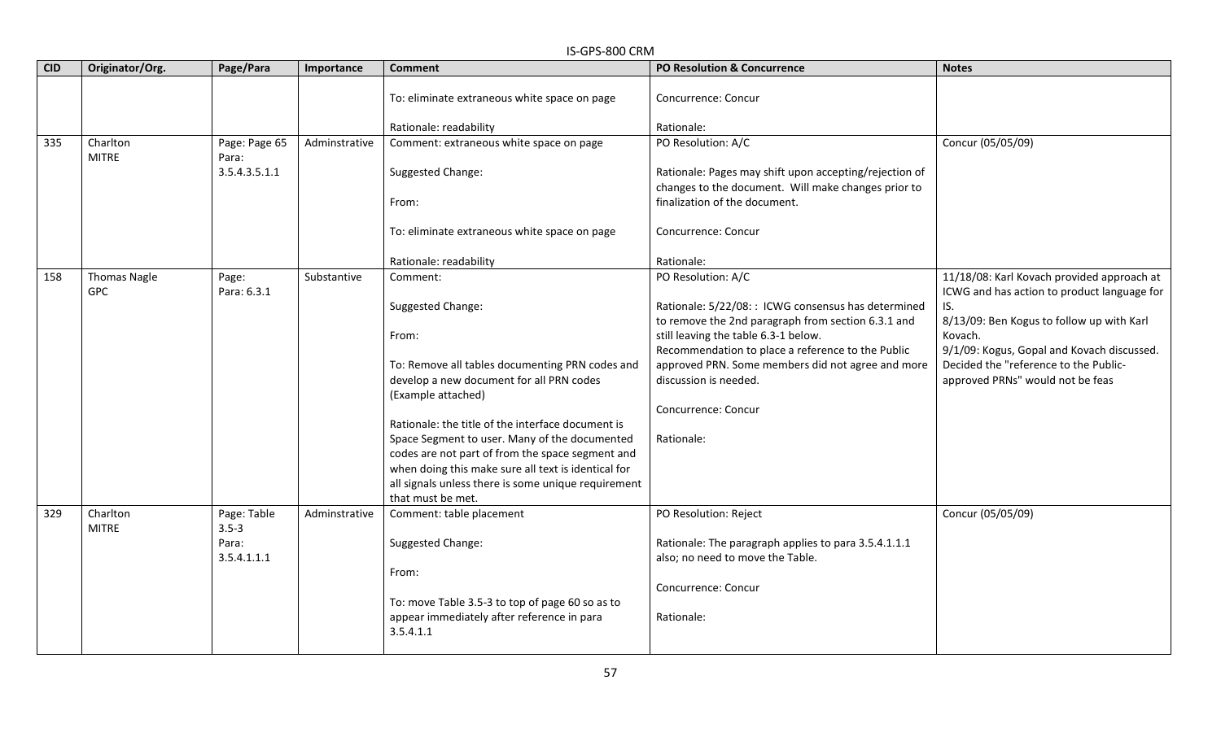| CID | Originator/Org. | Page/Para | Importance | Comment | PO Resolution & Concurrence | Notes |
|---|---|---|---|---|---|---|
| | | | | To: eliminate extraneous white space on page<br><br>Rationale: readability | Concurrence: Concur<br><br>Rationale: | |
| 335 | Charlton<br>MITRE | Page: Page 65<br>Para:<br>3.5.4.3.5.1.1 | Adminstrative | Comment: extraneous white space on page<br><br>Suggested Change:<br><br>From:<br><br>To: eliminate extraneous white space on page<br><br>Rationale: readability | PO Resolution: A/C<br><br>Rationale: Pages may shift upon accepting/rejection of changes to the document. Will make changes prior to finalization of the document.<br><br>Concurrence: Concur<br><br>Rationale: | Concur (05/05/09) |
| 158 | Thomas Nagle<br>GPC | Page:<br>Para: 6.3.1 | Substantive | Comment:<br><br>Suggested Change:<br><br>From:<br><br>To: Remove all tables documenting PRN codes and develop a new document for all PRN codes (Example attached)<br><br>Rationale: the title of the interface document is Space Segment to user. Many of the documented codes are not part of from the space segment and when doing this make sure all text is identical for all signals unless there is some unique requirement that must be met. | PO Resolution: A/C<br><br>Rationale: 5/22/08: : ICWG consensus has determined to remove the 2nd paragraph from section 6.3.1 and still leaving the table 6.3-1 below. Recommendation to place a reference to the Public approved PRN. Some members did not agree and more discussion is needed.<br><br>Concurrence: Concur<br><br>Rationale: | 11/18/08: Karl Kovach provided approach at ICWG and has action to product language for IS.<br>8/13/09: Ben Kogus to follow up with Karl Kovach.<br>9/1/09: Kogus, Gopal and Kovach discussed. Decided the "reference to the Public-approved PRNs" would not be feas |
| 329 | Charlton<br>MITRE | Page: Table 3.5-3<br>Para:<br>3.5.4.1.1.1 | Adminstrative | Comment: table placement<br><br>Suggested Change:<br><br>From:<br><br>To: move Table 3.5-3 to top of page 60 so as to appear immediately after reference in para 3.5.4.1.1 | PO Resolution: Reject<br><br>Rationale: The paragraph applies to para 3.5.4.1.1.1 also; no need to move the Table.<br><br>Concurrence: Concur<br><br>Rationale: | Concur (05/05/09) |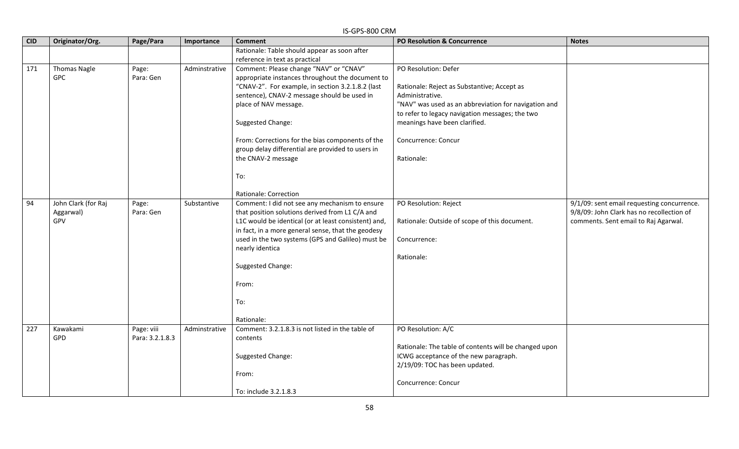| CID | Originator/Org. | Page/Para | Importance | Comment | PO Resolution & Concurrence | Notes |
|---|---|---|---|---|---|---|
| | | | | Rationale: Table should appear as soon after reference in text as practical | | |
| 171 | Thomas Nagle GPC | Page: Para: Gen | Adminstrative | Comment: Please change "NAV" or "CNAV" appropriate instances throughout the document to "CNAV-2". For example, in section 3.2.1.8.2 (last sentence), CNAV-2 message should be used in place of NAV message.<br><br>Suggested Change:<br><br>From: Corrections for the bias components of the group delay differential are provided to users in the CNAV-2 message<br><br>To:<br><br>Rationale: Correction | PO Resolution: Defer<br><br>Rationale: Reject as Substantive; Accept as Administrative.<br>"NAV" was used as an abbreviation for navigation and to refer to legacy navigation messages; the two meanings have been clarified.<br><br>Concurrence: Concur<br><br>Rationale: | |
| 94 | John Clark (for Raj Aggarwal) GPV | Page: Para: Gen | Substantive | Comment: I did not see any mechanism to ensure that position solutions derived from L1 C/A and L1C would be identical (or at least consistent) and, in fact, in a more general sense, that the geodesy used in the two systems (GPS and Galileo) must be nearly identica<br><br>Suggested Change:<br><br>From:<br><br>To:<br><br>Rationale: | PO Resolution: Reject<br><br>Rationale: Outside of scope of this document.<br><br>Concurrence:<br><br>Rationale: | 9/1/09: sent email requesting concurrence.<br>9/8/09: John Clark has no recollection of comments. Sent email to Raj Agarwal. |
| 227 | Kawakami GPD | Page: viii Para: 3.2.1.8.3 | Adminstrative | Comment: 3.2.1.8.3 is not listed in the table of contents<br><br>Suggested Change:<br><br>From:<br><br>To: include 3.2.1.8.3 | PO Resolution: A/C<br><br>Rationale: The table of contents will be changed upon ICWG acceptance of the new paragraph.<br>2/19/09: TOC has been updated.<br><br>Concurrence: Concur | |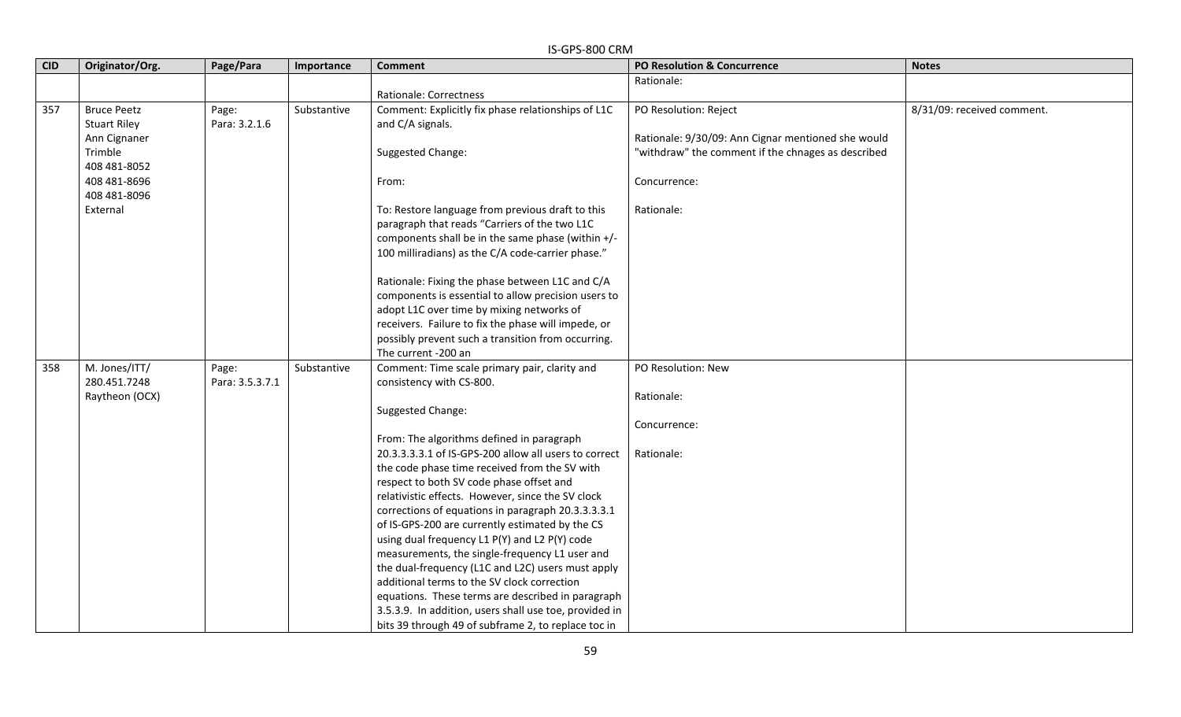| CID | Originator/Org. | Page/Para | Importance | Comment | PO Resolution & Concurrence | Notes |
|---|---|---|---|---|---|---|
| | | | | Rationale: Correctness | Rationale: | |
| 357 | Bruce Peetz<br>Stuart Riley<br>Ann Cignaner<br>Trimble<br>408 481-8052<br>408 481-8696<br>408 481-8096<br>External | Page:<br>Para: 3.2.1.6 | Substantive | Comment: Explicitly fix phase relationships of L1C and C/A signals.<br><br>Suggested Change:<br><br>From:<br><br>To: Restore language from previous draft to this paragraph that reads "Carriers of the two L1C components shall be in the same phase (within +/- 100 milliradians) as the C/A code-carrier phase."<br><br>Rationale: Fixing the phase between L1C and C/A components is essential to allow precision users to adopt L1C over time by mixing networks of receivers. Failure to fix the phase will impede, or possibly prevent such a transition from occurring. The current -200 an | PO Resolution: Reject<br><br>Rationale: 9/30/09: Ann Cignar mentioned she would "withdraw" the comment if the chnages as described<br><br>Concurrence:<br><br>Rationale: | 8/31/09: received comment. |
| 358 | M. Jones/ITT/<br>280.451.7248<br>Raytheon (OCX) | Page:<br>Para: 3.5.3.7.1 | Substantive | Comment: Time scale primary pair, clarity and consistency with CS-800.<br><br>Suggested Change:<br><br>From: The algorithms defined in paragraph 20.3.3.3.3.1 of IS-GPS-200 allow all users to correct the code phase time received from the SV with respect to both SV code phase offset and relativistic effects. However, since the SV clock corrections of equations in paragraph 20.3.3.3.3.1 of IS-GPS-200 are currently estimated by the CS using dual frequency L1 P(Y) and L2 P(Y) code measurements, the single-frequency L1 user and the dual-frequency (L1C and L2C) users must apply additional terms to the SV clock correction equations. These terms are described in paragraph 3.5.3.9. In addition, users shall use toe, provided in bits 39 through 49 of subframe 2, to replace toc in | PO Resolution: New<br><br>Rationale:<br><br>Concurrence:<br><br>Rationale: | |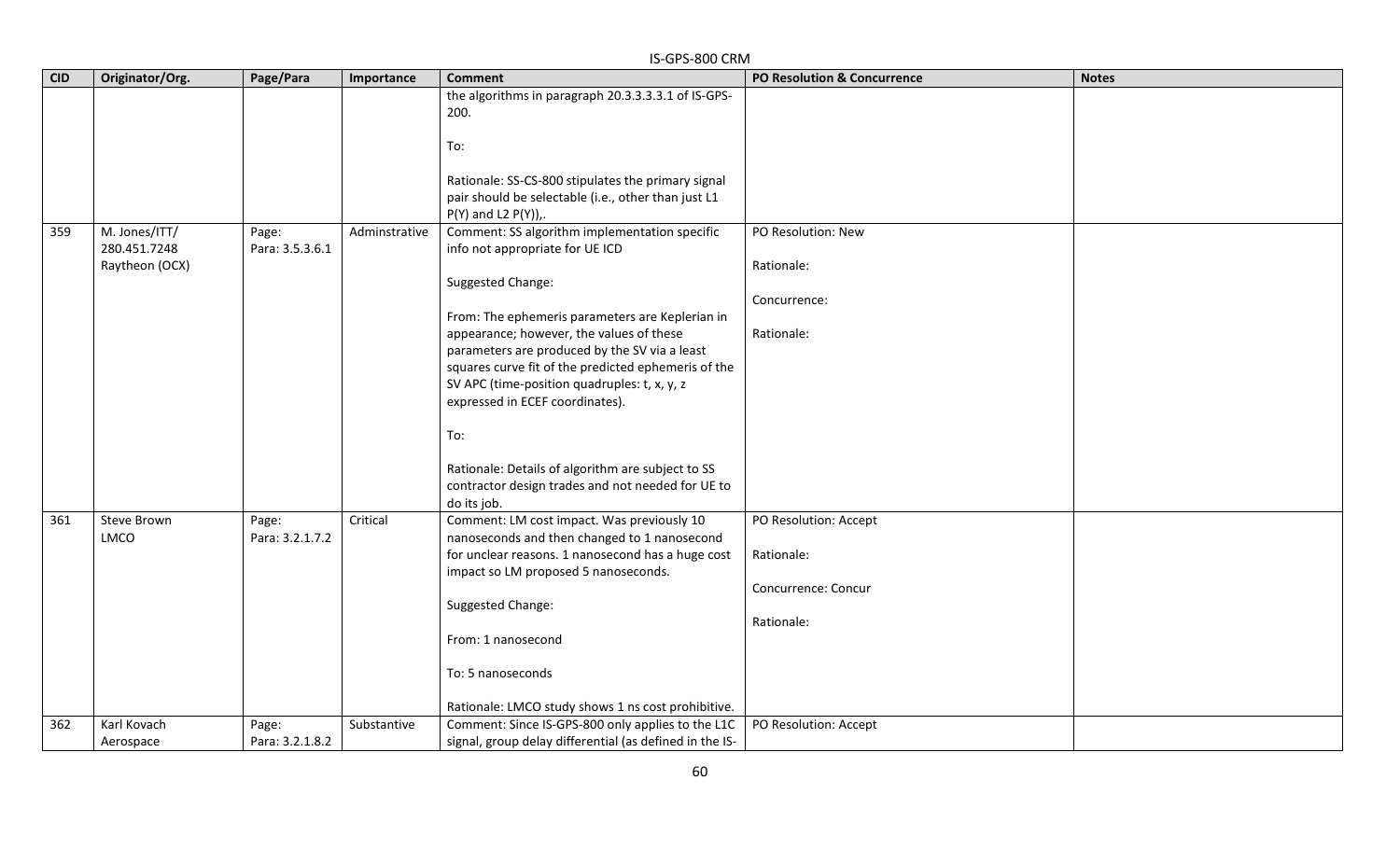| CID | Originator/Org. | Page/Para | Importance | Comment | PO Resolution & Concurrence | Notes |
|---|---|---|---|---|---|---|
| | | | | the algorithms in paragraph 20.3.3.3.3.1 of IS-GPS-200.<br><br>To:<br><br>Rationale: SS-CS-800 stipulates the primary signal pair should be selectable (i.e., other than just L1 P(Y) and L2 P(Y)),. | | |
| 359 | M. Jones/ITT/<br>280.451.7248<br>Raytheon (OCX) | Page:<br>Para: 3.5.3.6.1 | Adminstrative | Comment: SS algorithm implementation specific info not appropriate for UE ICD<br><br>Suggested Change:<br><br>From: The ephemeris parameters are Keplerian in appearance; however, the values of these parameters are produced by the SV via a least squares curve fit of the predicted ephemeris of the SV APC (time-position quadruples: t, x, y, z expressed in ECEF coordinates).<br><br>To:<br><br>Rationale: Details of algorithm are subject to SS contractor design trades and not needed for UE to do its job. | PO Resolution: New<br><br>Rationale:<br><br>Concurrence:<br><br>Rationale: | |
| 361 | Steve Brown<br>LMCO | Page:<br>Para: 3.2.1.7.2 | Critical | Comment: LM cost impact. Was previously 10 nanoseconds and then changed to 1 nanosecond for unclear reasons. 1 nanosecond has a huge cost impact so LM proposed 5 nanoseconds.<br><br>Suggested Change:<br><br>From: 1 nanosecond<br><br>To: 5 nanoseconds<br><br>Rationale: LMCO study shows 1 ns cost prohibitive. | PO Resolution: Accept<br><br>Rationale:<br><br>Concurrence: Concur<br><br>Rationale: | |
| 362 | Karl Kovach<br>Aerospace | Page:<br>Para: 3.2.1.8.2 | Substantive | Comment: Since IS-GPS-800 only applies to the L1C signal, group delay differential (as defined in the IS- | PO Resolution: Accept | |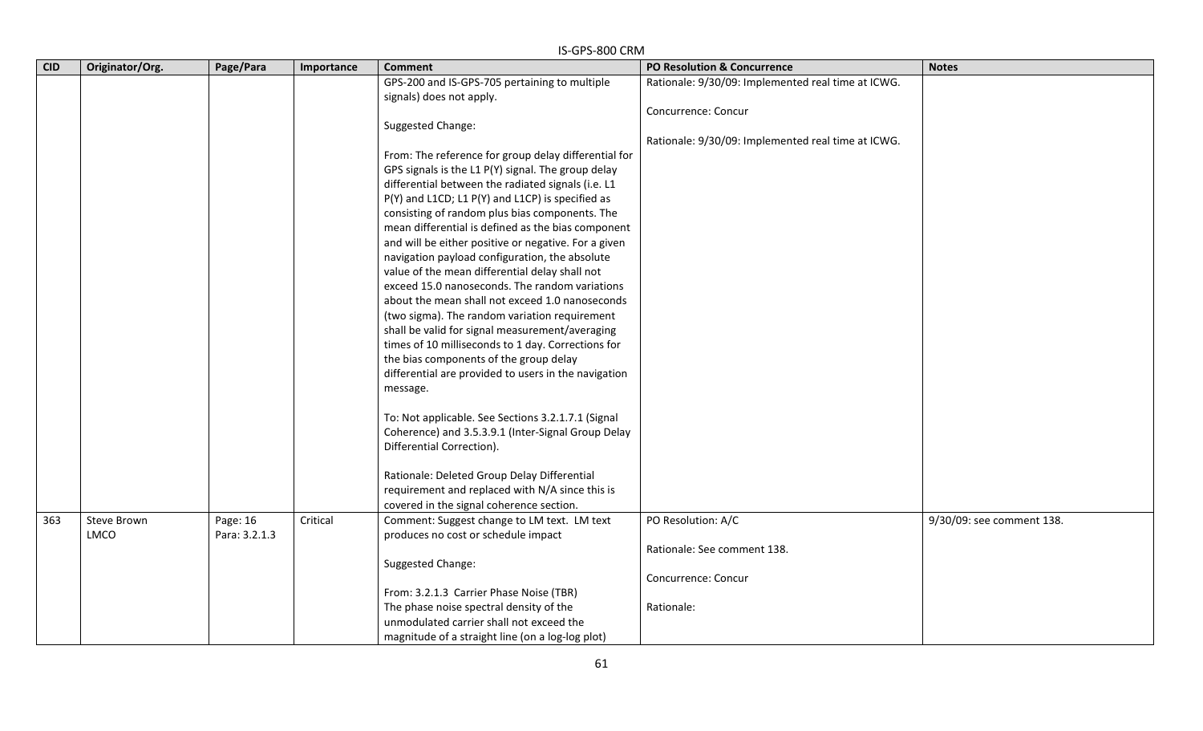| CID | Originator/Org. | Page/Para | Importance | Comment | PO Resolution & Concurrence | Notes |
|---|---|---|---|---|---|---|
| | | | | GPS-200 and IS-GPS-705 pertaining to multiple signals) does not apply.<br><br>Suggested Change:<br><br>From: The reference for group delay differential for GPS signals is the L1 P(Y) signal. The group delay differential between the radiated signals (i.e. L1 P(Y) and L1CD; L1 P(Y) and L1CP) is specified as consisting of random plus bias components. The mean differential is defined as the bias component and will be either positive or negative. For a given navigation payload configuration, the absolute value of the mean differential delay shall not exceed 15.0 nanoseconds. The random variations about the mean shall not exceed 1.0 nanoseconds (two sigma). The random variation requirement shall be valid for signal measurement/averaging times of 10 milliseconds to 1 day. Corrections for the bias components of the group delay differential are provided to users in the navigation message.<br><br>To: Not applicable. See Sections 3.2.1.7.1 (Signal Coherence) and 3.5.3.9.1 (Inter-Signal Group Delay Differential Correction).<br><br>Rationale: Deleted Group Delay Differential requirement and replaced with N/A since this is covered in the signal coherence section. | Rationale: 9/30/09: Implemented real time at ICWG.<br><br>Concurrence: Concur<br><br>Rationale: 9/30/09: Implemented real time at ICWG. | |
| 363 | Steve Brown<br>LMCO | Page: 16<br>Para: 3.2.1.3 | Critical | Comment: Suggest change to LM text. LM text produces no cost or schedule impact<br><br>Suggested Change:<br><br>From: 3.2.1.3 Carrier Phase Noise (TBR)<br>The phase noise spectral density of the unmodulated carrier shall not exceed the magnitude of a straight line (on a log-log plot) | PO Resolution: A/C<br><br>Rationale: See comment 138.<br><br>Concurrence: Concur<br><br>Rationale: | 9/30/09: see comment 138. |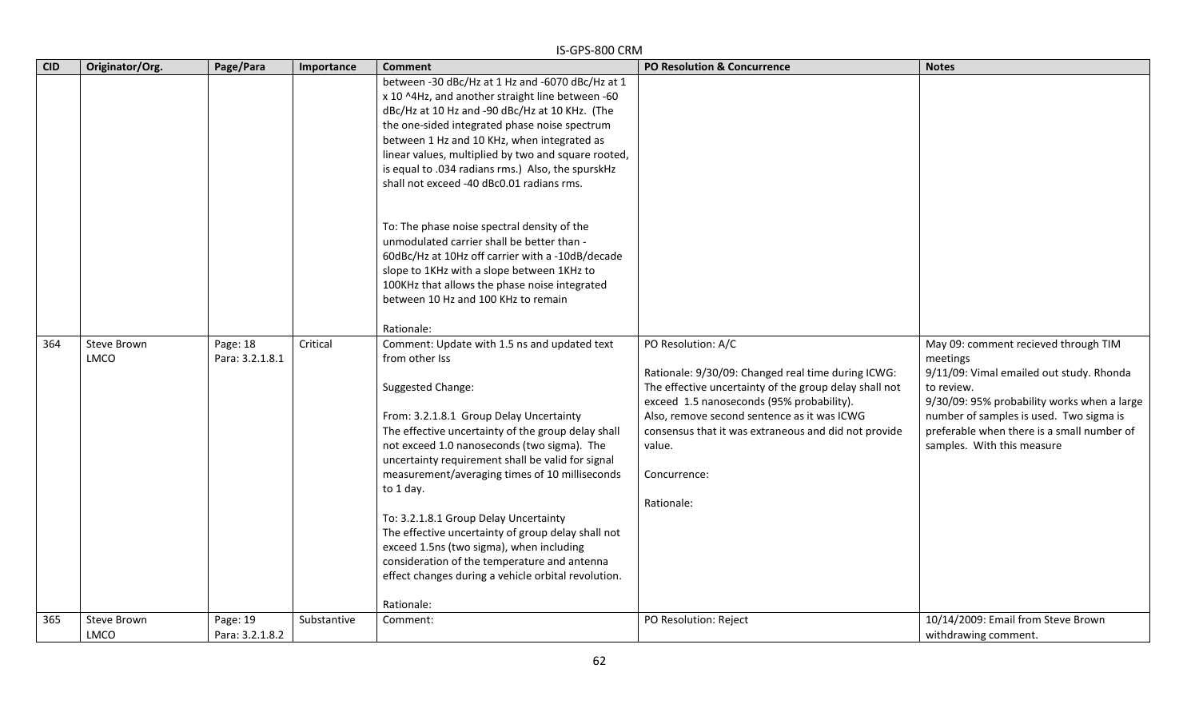| CID | Originator/Org. | Page/Para | Importance | Comment | PO Resolution & Concurrence | Notes |
| --- | --- | --- | --- | --- | --- | --- |
| | | | | between -30 dBc/Hz at 1 Hz and -6070 dBc/Hz at 1 x 10 ^4Hz, and another straight line between -60 dBc/Hz at 10 Hz and -90 dBc/Hz at 10 KHz. (The the one-sided integrated phase noise spectrum between 1 Hz and 10 KHz, when integrated as linear values, multiplied by two and square rooted, is equal to .034 radians rms.) Also, the spurskHz shall not exceed -40 dBc0.01 radians rms.<br><br>To: The phase noise spectral density of the unmodulated carrier shall be better than -60dBc/Hz at 10Hz off carrier with a -10dB/decade slope to 1KHz with a slope between 1KHz to 100KHz that allows the phase noise integrated between 10 Hz and 100 KHz to remain<br><br>Rationale: | | |
| 364 | Steve Brown LMCO | Page: 18 Para: 3.2.1.8.1 | Critical | Comment: Update with 1.5 ns and updated text from other Iss<br><br>Suggested Change:<br><br>From: 3.2.1.8.1 Group Delay Uncertainty The effective uncertainty of the group delay shall not exceed 1.0 nanoseconds (two sigma). The uncertainty requirement shall be valid for signal measurement/averaging times of 10 milliseconds to 1 day.<br><br>To: 3.2.1.8.1 Group Delay Uncertainty The effective uncertainty of group delay shall not exceed 1.5ns (two sigma), when including consideration of the temperature and antenna effect changes during a vehicle orbital revolution.<br><br>Rationale: | PO Resolution: A/C<br><br>Rationale: 9/30/09: Changed real time during ICWG: The effective uncertainty of the group delay shall not exceed 1.5 nanoseconds (95% probability). Also, remove second sentence as it was ICWG consensus that it was extraneous and did not provide value.<br><br>Concurrence:<br><br>Rationale: | May 09: comment recieved through TIM meetings<br>9/11/09: Vimal emailed out study. Rhonda to review.<br>9/30/09: 95% probability works when a large number of samples is used. Two sigma is preferable when there is a small number of samples. With this measure |
| 365 | Steve Brown LMCO | Page: 19 Para: 3.2.1.8.2 | Substantive | Comment: | PO Resolution: Reject | 10/14/2009: Email from Steve Brown withdrawing comment. |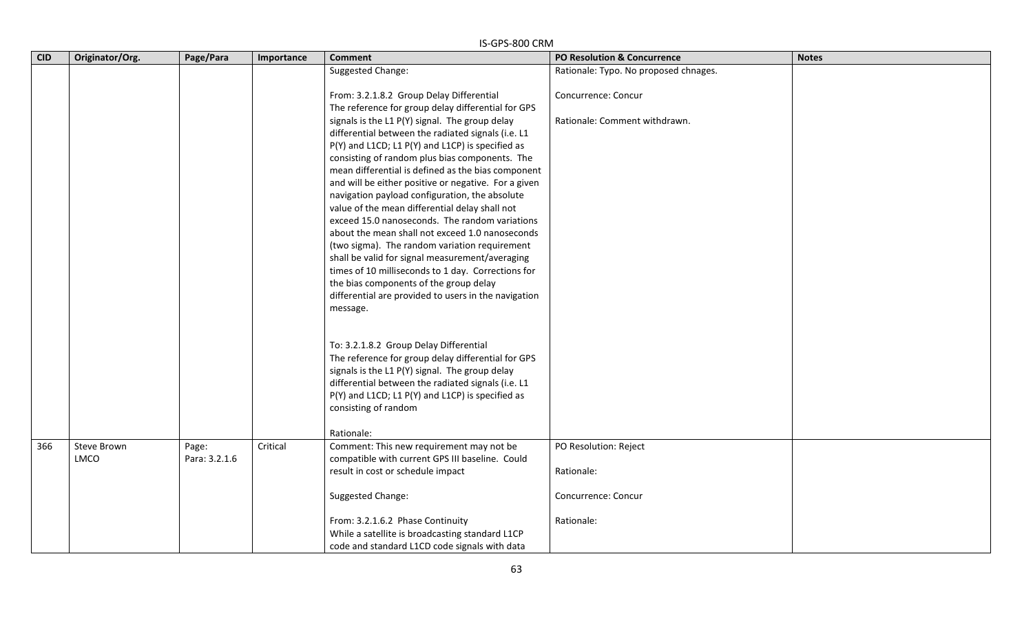| CID | Originator/Org. | Page/Para | Importance | Comment | PO Resolution & Concurrence | Notes |
|---|---|---|---|---|---|---|
| | | | | Suggested Change:<br><br>From: 3.2.1.8.2 Group Delay Differential<br>The reference for group delay differential for GPS signals is the L1 P(Y) signal. The group delay differential between the radiated signals (i.e. L1 P(Y) and L1CD; L1 P(Y) and L1CP) is specified as consisting of random plus bias components. The mean differential is defined as the bias component and will be either positive or negative. For a given navigation payload configuration, the absolute value of the mean differential delay shall not exceed 15.0 nanoseconds. The random variations about the mean shall not exceed 1.0 nanoseconds (two sigma). The random variation requirement shall be valid for signal measurement/averaging times of 10 milliseconds to 1 day. Corrections for the bias components of the group delay differential are provided to users in the navigation message.<br><br>To: 3.2.1.8.2 Group Delay Differential<br>The reference for group delay differential for GPS signals is the L1 P(Y) signal. The group delay differential between the radiated signals (i.e. L1 P(Y) and L1CD; L1 P(Y) and L1CP) is specified as consisting of random<br><br>Rationale: | Rationale: Typo. No proposed chnages.<br><br>Concurrence: Concur<br><br>Rationale: Comment withdrawn. | |
| 366 | Steve Brown<br>LMCO | Page:<br>Para: 3.2.1.6 | Critical | Comment: This new requirement may not be compatible with current GPS III baseline. Could result in cost or schedule impact<br><br>Suggested Change:<br><br>From: 3.2.1.6.2 Phase Continuity<br>While a satellite is broadcasting standard L1CP code and standard L1CD code signals with data | PO Resolution: Reject<br><br>Rationale:<br><br>Concurrence: Concur<br><br>Rationale: | |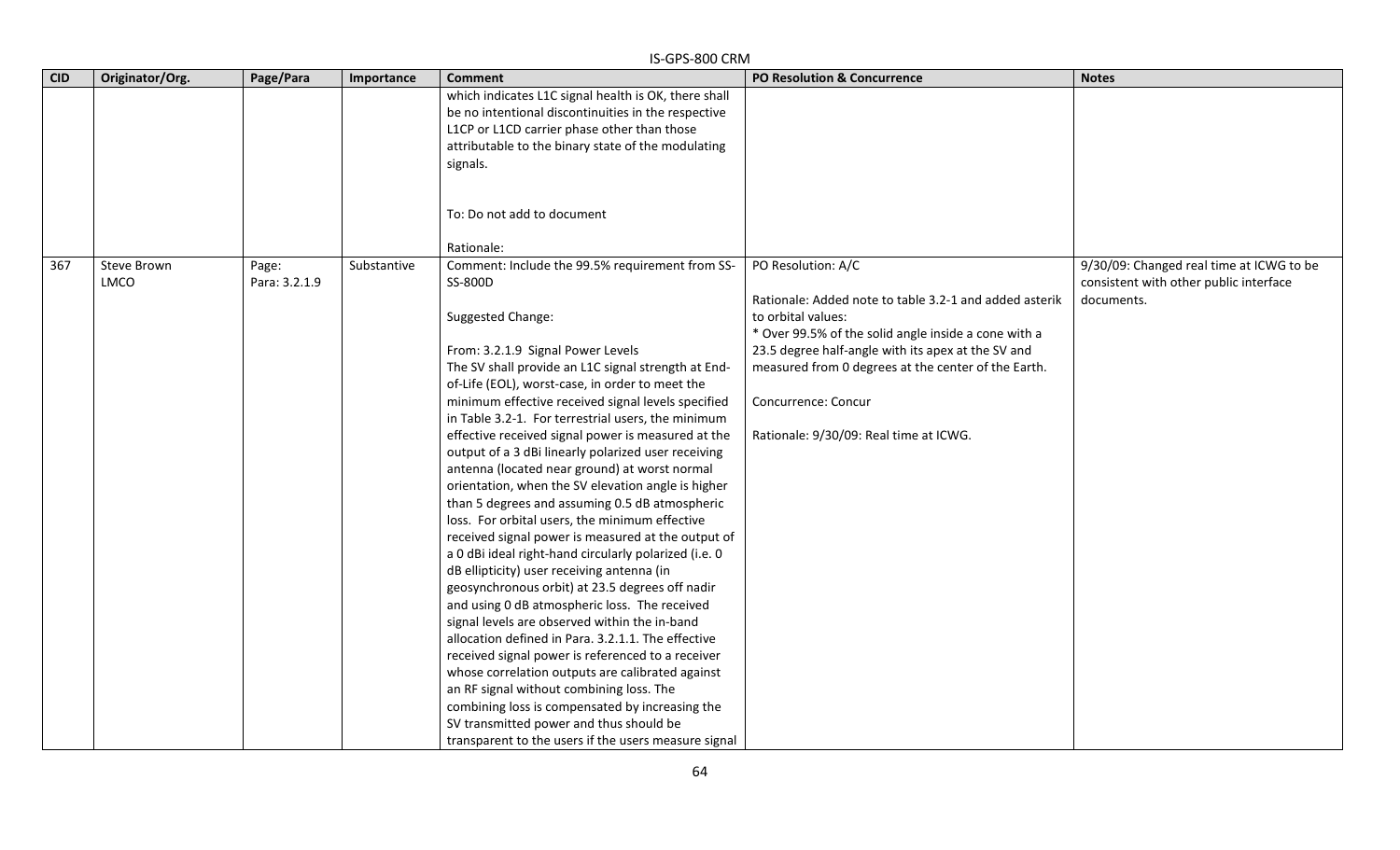| CID | Originator/Org. | Page/Para | Importance | Comment | PO Resolution & Concurrence | Notes |
| --- | --- | --- | --- | --- | --- | --- |
| | | | | which indicates L1C signal health is OK, there shall be no intentional discontinuities in the respective L1CP or L1CD carrier phase other than those attributable to the binary state of the modulating signals.<br><br>To: Do not add to document<br><br>Rationale: | | |
| 367 | Steve Brown<br>LMCO | Page:<br>Para: 3.2.1.9 | Substantive | Comment: Include the 99.5% requirement from SS-SS-800D<br><br>Suggested Change:<br><br>From: 3.2.1.9 Signal Power Levels<br>The SV shall provide an L1C signal strength at End-of-Life (EOL), worst-case, in order to meet the minimum effective received signal levels specified in Table 3.2-1. For terrestrial users, the minimum effective received signal power is measured at the output of a 3 dBi linearly polarized user receiving antenna (located near ground) at worst normal orientation, when the SV elevation angle is higher than 5 degrees and assuming 0.5 dB atmospheric loss. For orbital users, the minimum effective received signal power is measured at the output of a 0 dBi ideal right-hand circularly polarized (i.e. 0 dB ellipticity) user receiving antenna (in geosynchronous orbit) at 23.5 degrees off nadir and using 0 dB atmospheric loss. The received signal levels are observed within the in-band allocation defined in Para. 3.2.1.1. The effective received signal power is referenced to a receiver whose correlation outputs are calibrated against an RF signal without combining loss. The combining loss is compensated by increasing the SV transmitted power and thus should be transparent to the users if the users measure signal | PO Resolution: A/C<br><br>Rationale: Added note to table 3.2-1 and added asterik to orbital values:<br>* Over 99.5% of the solid angle inside a cone with a 23.5 degree half-angle with its apex at the SV and measured from 0 degrees at the center of the Earth.<br><br>Concurrence: Concur<br><br>Rationale: 9/30/09: Real time at ICWG. | 9/30/09: Changed real time at ICWG to be consistent with other public interface documents. |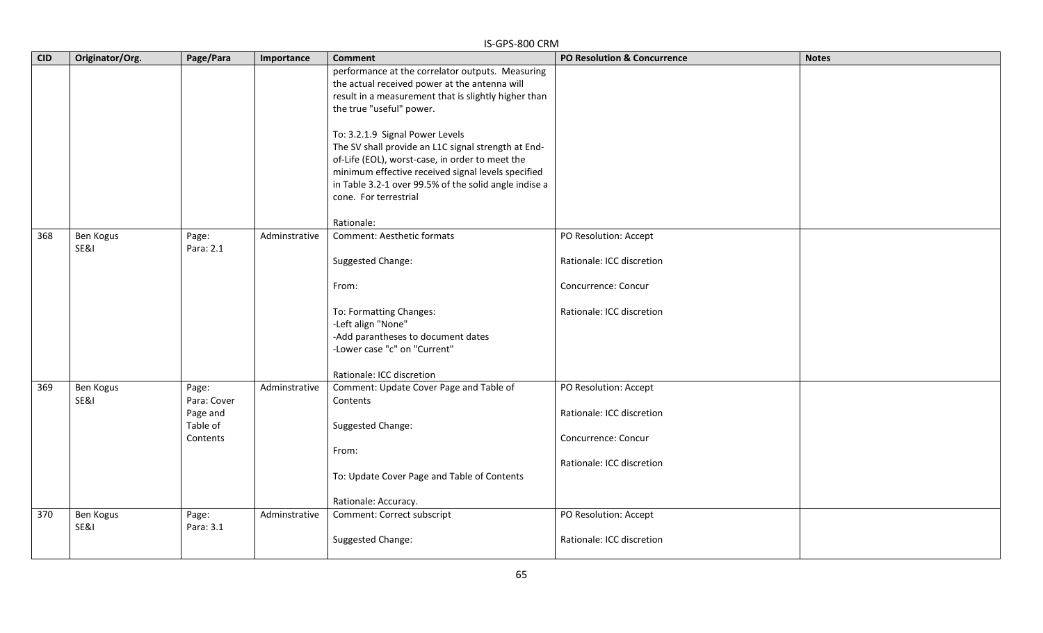| CID | Originator/Org. | Page/Para | Importance | Comment | PO Resolution & Concurrence | Notes |
|---|---|---|---|---|---|---|
| | | | | performance at the correlator outputs. Measuring the actual received power at the antenna will result in a measurement that is slightly higher than the true "useful" power.<br><br>To: 3.2.1.9 Signal Power Levels<br>The SV shall provide an L1C signal strength at End-of-Life (EOL), worst-case, in order to meet the minimum effective received signal levels specified in Table 3.2-1 over 99.5% of the solid angle indise a cone. For terrestrial<br><br>Rationale: | | |
| 368 | Ben Kogus<br>SE&I | Page:<br>Para: 2.1 | Adminstrative | Comment: Aesthetic formats<br><br>Suggested Change:<br><br>From:<br><br>To: Formatting Changes:<br>-Left align "None"<br>-Add parantheses to document dates<br>-Lower case "c" on "Current"<br><br>Rationale: ICC discretion | PO Resolution: Accept<br><br>Rationale: ICC discretion<br><br>Concurrence: Concur<br><br>Rationale: ICC discretion | |
| 369 | Ben Kogus<br>SE&I | Page:<br>Para: Cover Page and Table of Contents | Adminstrative | Comment: Update Cover Page and Table of Contents<br><br>Suggested Change:<br><br>From:<br><br>To: Update Cover Page and Table of Contents<br><br>Rationale: Accuracy. | PO Resolution: Accept<br><br>Rationale: ICC discretion<br><br>Concurrence: Concur<br><br>Rationale: ICC discretion | |
| 370 | Ben Kogus<br>SE&I | Page:<br>Para: 3.1 | Adminstrative | Comment: Correct subscript<br><br>Suggested Change: | PO Resolution: Accept<br><br>Rationale: ICC discretion | |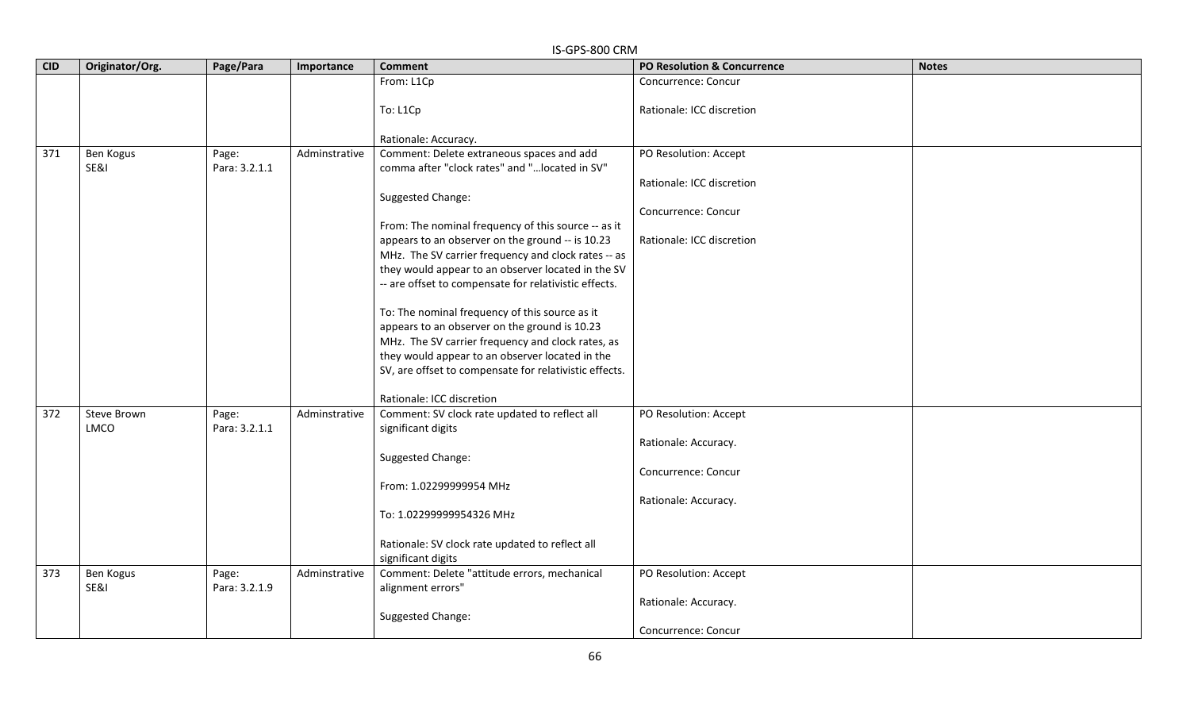| CID | Originator/Org. | Page/Para | Importance | Comment | PO Resolution & Concurrence | Notes |
|---|---|---|---|---|---|---|
| | | | | From: L1Cp<br><br>To: L1Cp<br><br>Rationale: Accuracy. | Concurrence: Concur<br><br>Rationale: ICC discretion | |
| 371 | Ben Kogus<br>SE&I | Page:<br>Para: 3.2.1.1 | Adminstrative | Comment: Delete extraneous spaces and add comma after "clock rates" and "…located in SV"<br><br>Suggested Change:<br><br>From: The nominal frequency of this source -- as it appears to an observer on the ground -- is 10.23 MHz. The SV carrier frequency and clock rates -- as they would appear to an observer located in the SV -- are offset to compensate for relativistic effects.<br><br>To: The nominal frequency of this source as it appears to an observer on the ground is 10.23 MHz. The SV carrier frequency and clock rates, as they would appear to an observer located in the SV, are offset to compensate for relativistic effects.<br><br>Rationale: ICC discretion | PO Resolution: Accept<br><br>Rationale: ICC discretion<br><br>Concurrence: Concur<br><br>Rationale: ICC discretion | |
| 372 | Steve Brown<br>LMCO | Page:<br>Para: 3.2.1.1 | Adminstrative | Comment: SV clock rate updated to reflect all significant digits<br><br>Suggested Change:<br><br>From: 1.02299999954 MHz<br><br>To: 1.02299999954326 MHz<br><br>Rationale: SV clock rate updated to reflect all significant digits | PO Resolution: Accept<br><br>Rationale: Accuracy.<br><br>Concurrence: Concur<br><br>Rationale: Accuracy. | |
| 373 | Ben Kogus<br>SE&I | Page:<br>Para: 3.2.1.9 | Adminstrative | Comment: Delete "attitude errors, mechanical alignment errors"<br><br>Suggested Change: | PO Resolution: Accept<br><br>Rationale: Accuracy.<br><br>Concurrence: Concur | |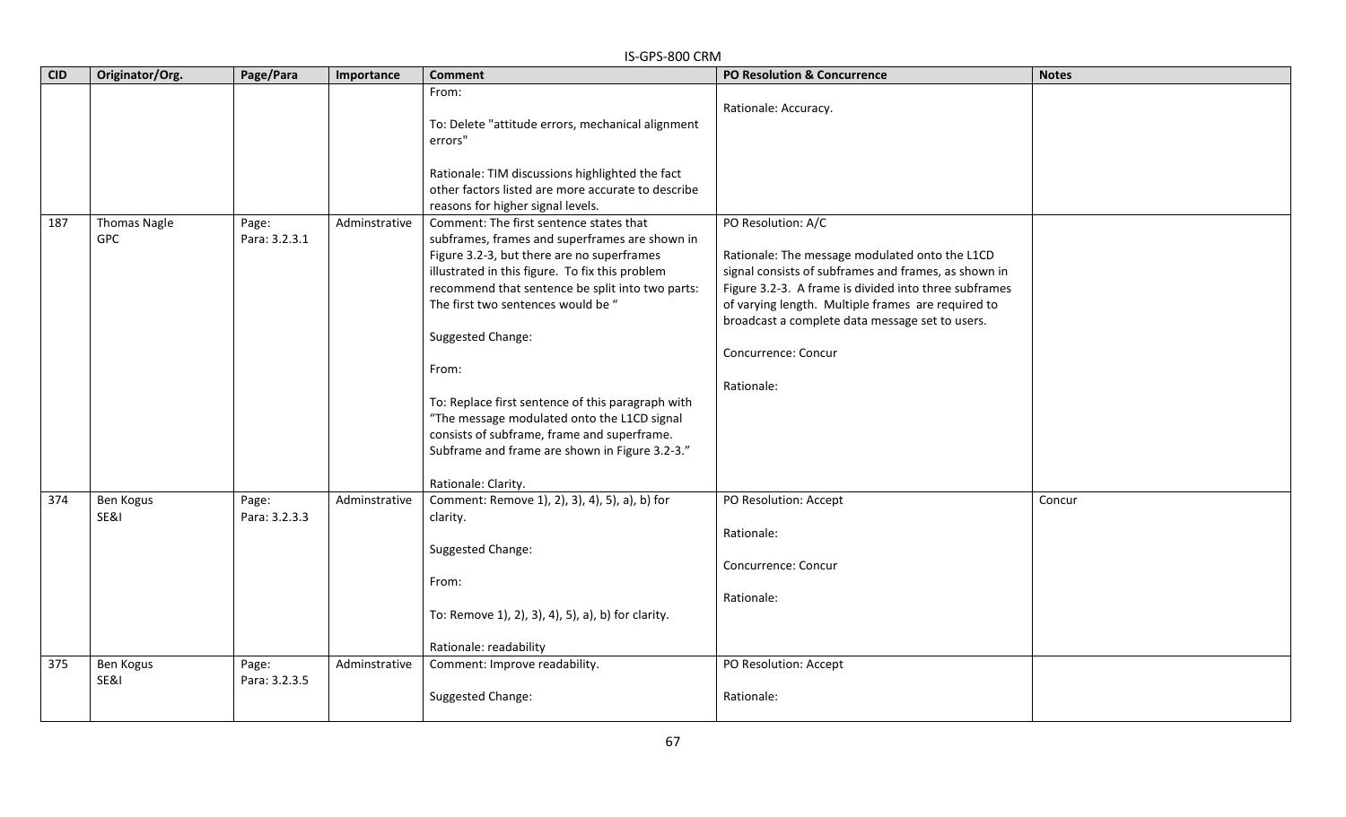| CID | Originator/Org. | Page/Para | Importance | Comment | PO Resolution & Concurrence | Notes |
|---|---|---|---|---|---|---|
| | | | | From:<br><br>To: Delete "attitude errors, mechanical alignment errors"<br><br>Rationale: TIM discussions highlighted the fact other factors listed are more accurate to describe reasons for higher signal levels. | Rationale: Accuracy. | |
| 187 | Thomas Nagle<br>GPC | Page:<br>Para: 3.2.3.1 | Adminstrative | Comment: The first sentence states that subframes, frames and superframes are shown in Figure 3.2-3, but there are no superframes illustrated in this figure. To fix this problem recommend that sentence be split into two parts: The first two sentences would be "<br><br>Suggested Change:<br><br>From:<br><br>To: Replace first sentence of this paragraph with "The message modulated onto the L1CD signal consists of subframe, frame and superframe. Subframe and frame are shown in Figure 3.2-3."<br><br>Rationale: Clarity. | PO Resolution: A/C<br><br>Rationale: The message modulated onto the L1CD signal consists of subframes and frames, as shown in Figure 3.2-3. A frame is divided into three subframes of varying length. Multiple frames are required to broadcast a complete data message set to users.<br><br>Concurrence: Concur<br><br>Rationale: | |
| 374 | Ben Kogus<br>SE&I | Page:<br>Para: 3.2.3.3 | Adminstrative | Comment: Remove 1), 2), 3), 4), 5), a), b) for clarity.<br><br>Suggested Change:<br><br>From:<br><br>To: Remove 1), 2), 3), 4), 5), a), b) for clarity.<br><br>Rationale: readability | PO Resolution: Accept<br><br>Rationale:<br><br>Concurrence: Concur<br><br>Rationale: | Concur |
| 375 | Ben Kogus<br>SE&I | Page:<br>Para: 3.2.3.5 | Adminstrative | Comment: Improve readability.<br><br>Suggested Change: | PO Resolution: Accept<br><br>Rationale: | |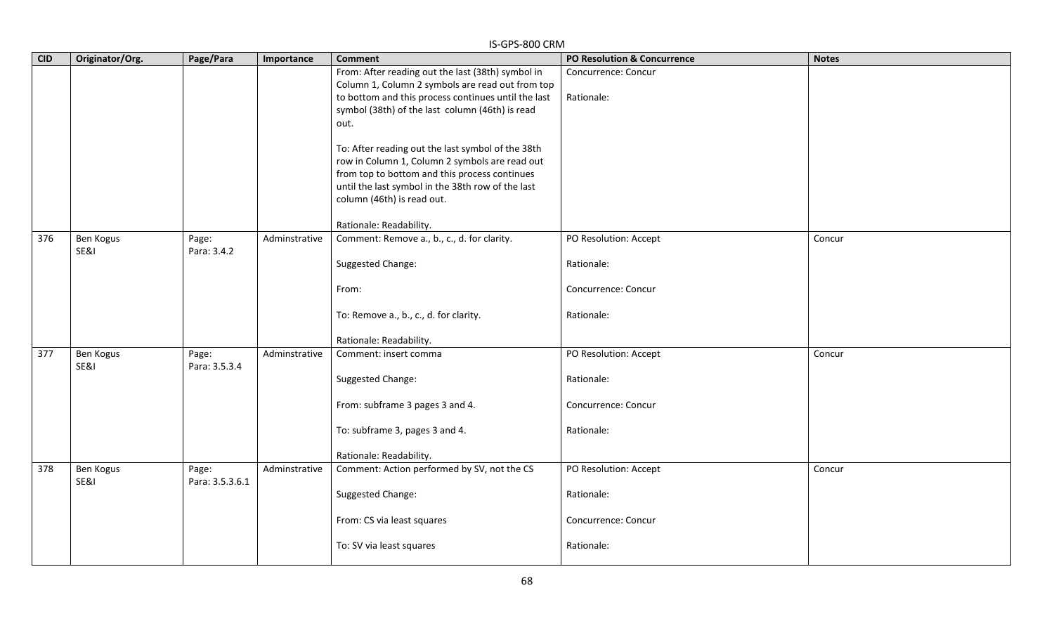| CID | Originator/Org. | Page/Para | Importance | Comment | PO Resolution & Concurrence | Notes |
| --- | --- | --- | --- | --- | --- | --- |
| | | | | From: After reading out the last (38th) symbol in Column 1, Column 2 symbols are read out from top to bottom and this process continues until the last symbol (38th) of the last column (46th) is read out.<br><br>To: After reading out the last symbol of the 38th row in Column 1, Column 2 symbols are read out from top to bottom and this process continues until the last symbol in the 38th row of the last column (46th) is read out.<br><br>Rationale: Readability. | Concurrence: Concur<br><br>Rationale: | |
| 376 | Ben Kogus<br>SE&I | Page:<br>Para: 3.4.2 | Adminstrative | Comment: Remove a., b., c., d. for clarity.<br><br>Suggested Change:<br><br>From:<br><br>To: Remove a., b., c., d. for clarity.<br><br>Rationale: Readability. | PO Resolution: Accept<br><br>Rationale:<br><br>Concurrence: Concur<br><br>Rationale: | Concur |
| 377 | Ben Kogus<br>SE&I | Page:<br>Para: 3.5.3.4 | Adminstrative | Comment: insert comma<br><br>Suggested Change:<br><br>From: subframe 3 pages 3 and 4.<br><br>To: subframe 3, pages 3 and 4.<br><br>Rationale: Readability. | PO Resolution: Accept<br><br>Rationale:<br><br>Concurrence: Concur<br><br>Rationale: | Concur |
| 378 | Ben Kogus<br>SE&I | Page:<br>Para: 3.5.3.6.1 | Adminstrative | Comment: Action performed by SV, not the CS<br><br>Suggested Change:<br><br>From: CS via least squares<br><br>To: SV via least squares | PO Resolution: Accept<br><br>Rationale:<br><br>Concurrence: Concur<br><br>Rationale: | Concur |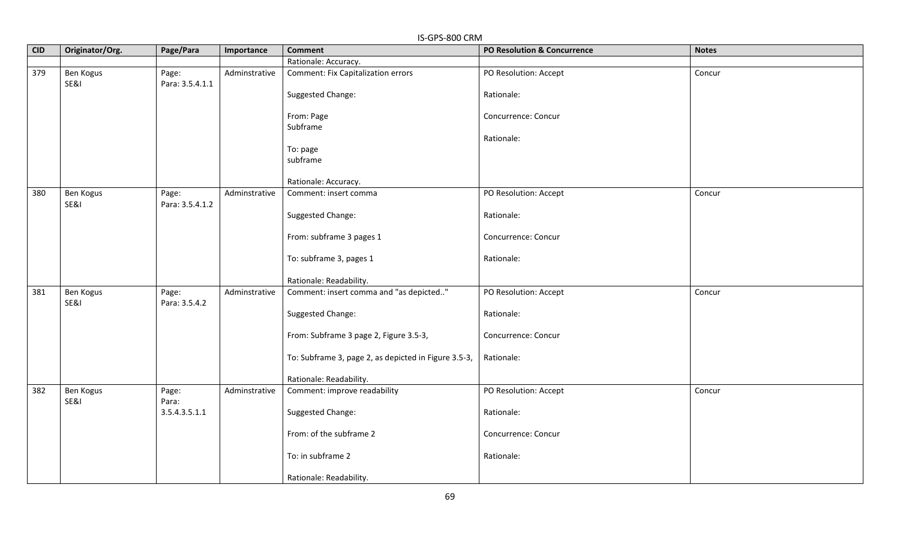| CID | Originator/Org. | Page/Para | Importance | Comment | PO Resolution & Concurrence | Notes |
|---|---|---|---|---|---|---|
| | | | | Rationale: Accuracy. | | |
| 379 | Ben Kogus SE&I | Page: Para: 3.5.4.1.1 | Adminstrative | Comment: Fix Capitalization errors<br><br>Suggested Change:<br><br>From: Page Subframe<br><br>To: page subframe<br><br>Rationale: Accuracy. | PO Resolution: Accept<br><br>Rationale:<br><br>Concurrence: Concur<br><br>Rationale: | Concur |
| 380 | Ben Kogus SE&I | Page: Para: 3.5.4.1.2 | Adminstrative | Comment: insert comma<br><br>Suggested Change:<br><br>From: subframe 3 pages 1<br><br>To: subframe 3, pages 1<br><br>Rationale: Readability. | PO Resolution: Accept<br><br>Rationale:<br><br>Concurrence: Concur<br><br>Rationale: | Concur |
| 381 | Ben Kogus SE&I | Page: Para: 3.5.4.2 | Adminstrative | Comment: insert comma and "as depicted.."<br><br>Suggested Change:<br><br>From: Subframe 3 page 2, Figure 3.5-3,<br><br>To: Subframe 3, page 2, as depicted in Figure 3.5-3,<br><br>Rationale: Readability. | PO Resolution: Accept<br><br>Rationale:<br><br>Concurrence: Concur<br><br>Rationale: | Concur |
| 382 | Ben Kogus SE&I | Page: Para: 3.5.4.3.5.1.1 | Adminstrative | Comment: improve readability<br><br>Suggested Change:<br><br>From: of the subframe 2<br><br>To: in subframe 2<br><br>Rationale: Readability. | PO Resolution: Accept<br><br>Rationale:<br><br>Concurrence: Concur<br><br>Rationale: | Concur |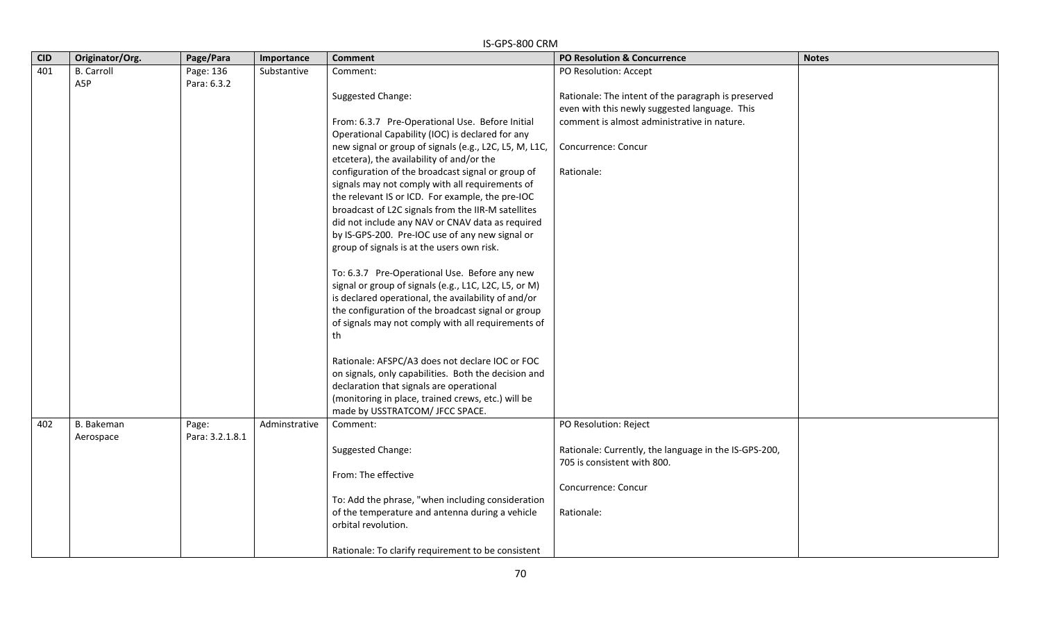| CID | Originator/Org. | Page/Para | Importance | Comment | PO Resolution & Concurrence | Notes |
|---|---|---|---|---|---|---|
| 401 | B. Carroll<br>A5P | Page: 136<br>Para: 6.3.2 | Substantive | Comment:<br><br>Suggested Change:<br><br>From: 6.3.7 Pre-Operational Use. Before Initial Operational Capability (IOC) is declared for any new signal or group of signals (e.g., L2C, L5, M, L1C, etcetera), the availability of and/or the configuration of the broadcast signal or group of signals may not comply with all requirements of the relevant IS or ICD. For example, the pre-IOC broadcast of L2C signals from the IIR-M satellites did not include any NAV or CNAV data as required by IS-GPS-200. Pre-IOC use of any new signal or group of signals is at the users own risk.<br><br>To: 6.3.7 Pre-Operational Use. Before any new signal or group of signals (e.g., L1C, L2C, L5, or M) is declared operational, the availability of and/or the configuration of the broadcast signal or group of signals may not comply with all requirements of th<br><br>Rationale: AFSPC/A3 does not declare IOC or FOC on signals, only capabilities. Both the decision and declaration that signals are operational (monitoring in place, trained crews, etc.) will be made by USSTRATCOM/ JFCC SPACE. | PO Resolution: Accept<br><br>Rationale: The intent of the paragraph is preserved even with this newly suggested language. This comment is almost administrative in nature.<br><br>Concurrence: Concur<br><br>Rationale: | |
| 402 | B. Bakeman<br>Aerospace | Page:<br>Para: 3.2.1.8.1 | Adminstrative | Comment:<br><br>Suggested Change:<br><br>From: The effective<br><br>To: Add the phrase, "when including consideration of the temperature and antenna during a vehicle orbital revolution.<br><br>Rationale: To clarify requirement to be consistent | PO Resolution: Reject<br><br>Rationale: Currently, the language in the IS-GPS-200, 705 is consistent with 800.<br><br>Concurrence: Concur<br><br>Rationale: | |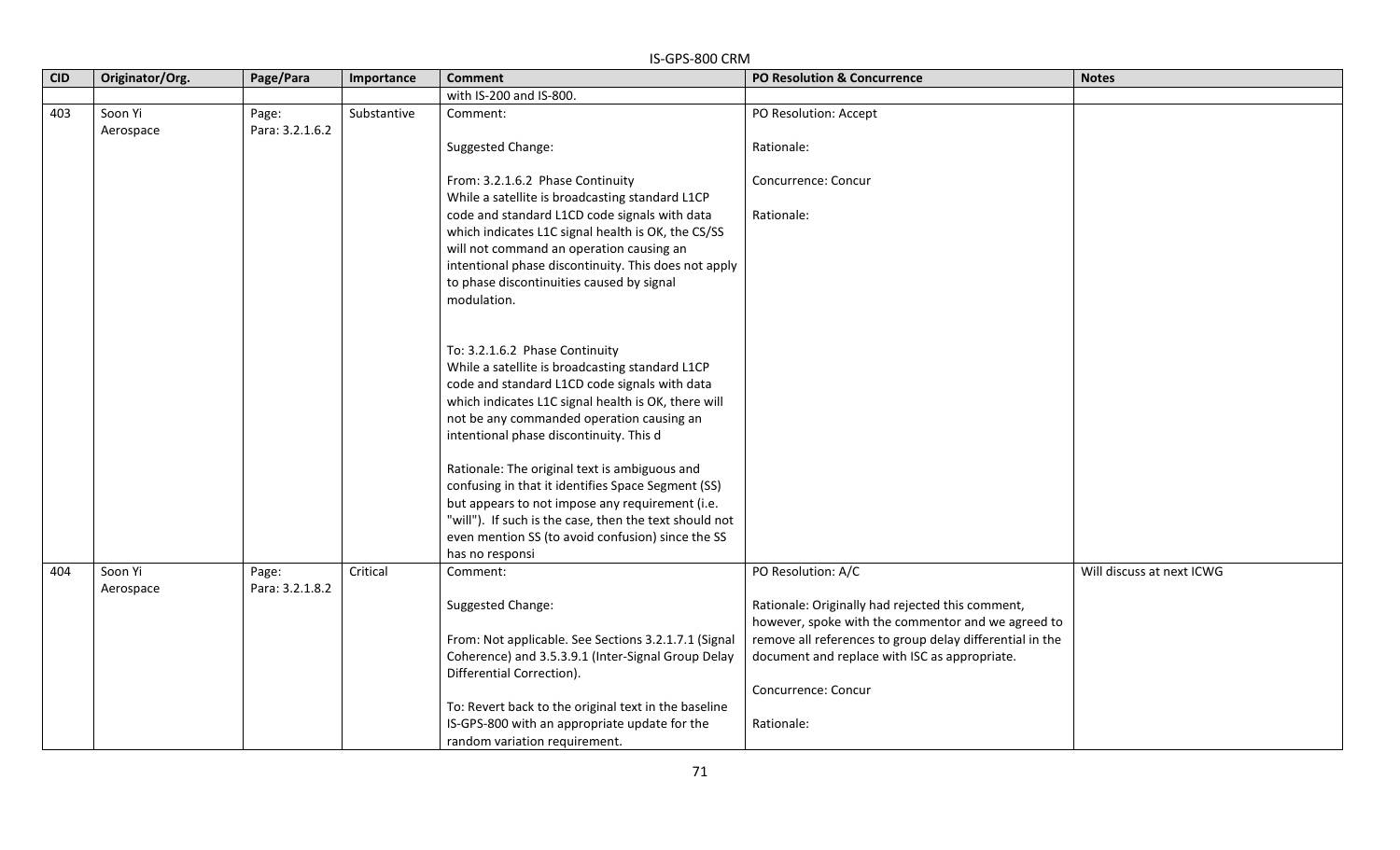| CID | Originator/Org. | Page/Para | Importance | Comment | PO Resolution & Concurrence | Notes |
|---|---|---|---|---|---|---|
| | | | | with IS-200 and IS-800. | | |
| 403 | Soon Yi Aerospace | Page: Para: 3.2.1.6.2 | Substantive | Comment:<br><br>Suggested Change:<br><br>From: 3.2.1.6.2 Phase Continuity While a satellite is broadcasting standard L1CP code and standard L1CD code signals with data which indicates L1C signal health is OK, the CS/SS will not command an operation causing an intentional phase discontinuity. This does not apply to phase discontinuities caused by signal modulation.<br><br>To: 3.2.1.6.2 Phase Continuity While a satellite is broadcasting standard L1CP code and standard L1CD code signals with data which indicates L1C signal health is OK, there will not be any commanded operation causing an intentional phase discontinuity. This d<br><br>Rationale: The original text is ambiguous and confusing in that it identifies Space Segment (SS) but appears to not impose any requirement (i.e. "will"). If such is the case, then the text should not even mention SS (to avoid confusion) since the SS has no responsi | PO Resolution: Accept<br><br>Rationale:<br><br>Concurrence: Concur<br><br>Rationale: | |
| 404 | Soon Yi Aerospace | Page: Para: 3.2.1.8.2 | Critical | Comment:<br><br>Suggested Change:<br><br>From: Not applicable. See Sections 3.2.1.7.1 (Signal Coherence) and 3.5.3.9.1 (Inter-Signal Group Delay Differential Correction).<br><br>To: Revert back to the original text in the baseline IS-GPS-800 with an appropriate update for the random variation requirement. | PO Resolution: A/C<br><br>Rationale: Originally had rejected this comment, however, spoke with the commentor and we agreed to remove all references to group delay differential in the document and replace with ISC as appropriate.<br><br>Concurrence: Concur<br><br>Rationale: | Will discuss at next ICWG |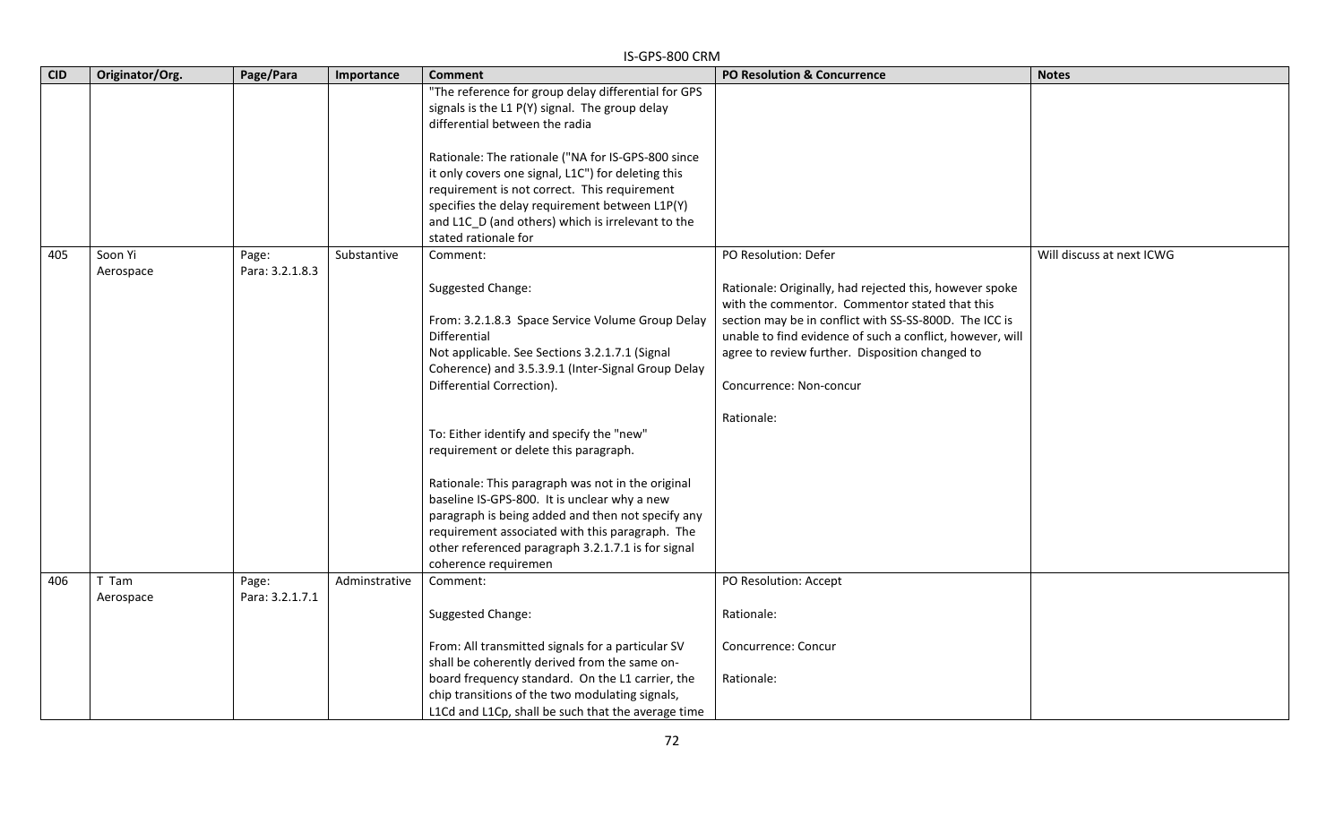| CID | Originator/Org. | Page/Para | Importance | Comment | PO Resolution & Concurrence | Notes |
|---|---|---|---|---|---|---|
| | | | | "The reference for group delay differential for GPS signals is the L1 P(Y) signal. The group delay differential between the radia<br><br>Rationale: The rationale ("NA for IS-GPS-800 since it only covers one signal, L1C") for deleting this requirement is not correct. This requirement specifies the delay requirement between L1P(Y) and L1C_D (and others) which is irrelevant to the stated rationale for | | |
| 405 | Soon Yi<br>Aerospace | Page:<br>Para: 3.2.1.8.3 | Substantive | Comment:<br><br>Suggested Change:<br><br>From: 3.2.1.8.3 Space Service Volume Group Delay Differential<br>Not applicable. See Sections 3.2.1.7.1 (Signal Coherence) and 3.5.3.9.1 (Inter-Signal Group Delay Differential Correction).<br><br>To: Either identify and specify the "new" requirement or delete this paragraph.<br><br>Rationale: This paragraph was not in the original baseline IS-GPS-800. It is unclear why a new paragraph is being added and then not specify any requirement associated with this paragraph. The other referenced paragraph 3.2.1.7.1 is for signal coherence requiremen | PO Resolution: Defer<br><br>Rationale: Originally, had rejected this, however spoke with the commentor. Commentor stated that this section may be in conflict with SS-SS-800D. The ICC is unable to find evidence of such a conflict, however, will agree to review further. Disposition changed to<br><br>Concurrence: Non-concur<br><br>Rationale: | Will discuss at next ICWG |
| 406 | T Tam<br>Aerospace | Page:<br>Para: 3.2.1.7.1 | Adminstrative | Comment:<br><br>Suggested Change:<br><br>From: All transmitted signals for a particular SV shall be coherently derived from the same on-board frequency standard. On the L1 carrier, the chip transitions of the two modulating signals, L1Cd and L1Cp, shall be such that the average time | PO Resolution: Accept<br><br>Rationale:<br><br>Concurrence: Concur<br><br>Rationale: | |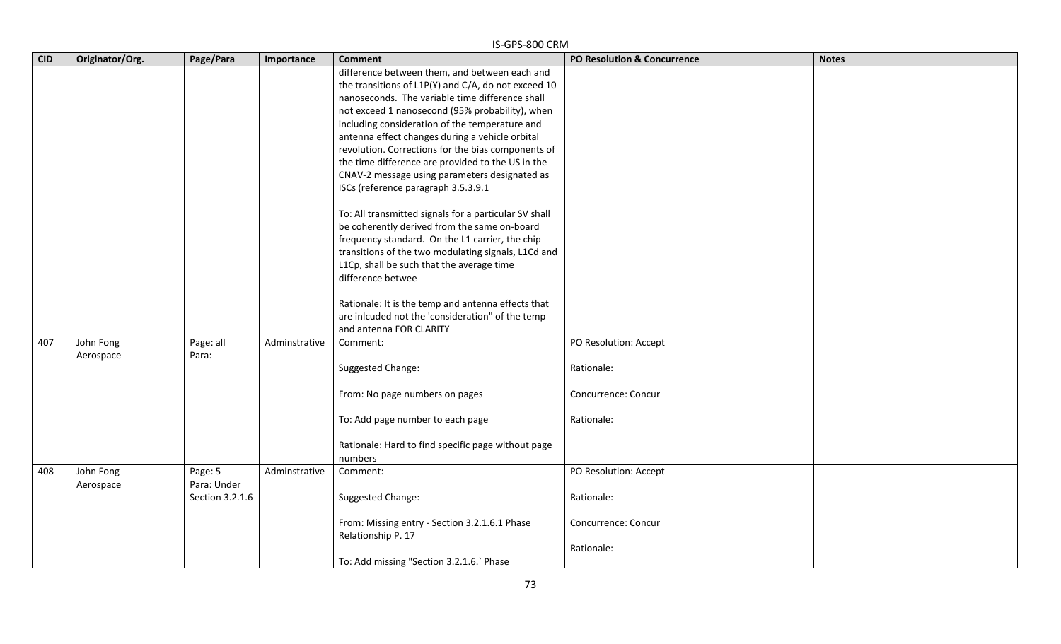| CID | Originator/Org. | Page/Para | Importance | Comment | PO Resolution & Concurrence | Notes |
|---|---|---|---|---|---|---|
| | | | | difference between them, and between each and the transitions of L1P(Y) and C/A, do not exceed 10 nanoseconds. The variable time difference shall not exceed 1 nanosecond (95% probability), when including consideration of the temperature and antenna effect changes during a vehicle orbital revolution. Corrections for the bias components of the time difference are provided to the US in the CNAV-2 message using parameters designated as ISCs (reference paragraph 3.5.3.9.1<br><br>To: All transmitted signals for a particular SV shall be coherently derived from the same on-board frequency standard. On the L1 carrier, the chip transitions of the two modulating signals, L1Cd and L1Cp, shall be such that the average time difference betwee<br><br>Rationale: It is the temp and antenna effects that are inlcuded not the 'consideration" of the temp and antenna FOR CLARITY | | |
| 407 | John Fong<br>Aerospace | Page: all<br>Para: | Adminstrative | Comment:<br><br>Suggested Change:<br><br>From: No page numbers on pages<br><br>To: Add page number to each page<br><br>Rationale: Hard to find specific page without page numbers | PO Resolution: Accept<br><br>Rationale:<br><br>Concurrence: Concur<br><br>Rationale: | |
| 408 | John Fong<br>Aerospace | Page: 5<br>Para: Under Section 3.2.1.6 | Adminstrative | Comment:<br><br>Suggested Change:<br><br>From: Missing entry - Section 3.2.1.6.1 Phase Relationship P. 17<br><br>To: Add missing "Section 3.2.1.6.` Phase | PO Resolution: Accept<br><br>Rationale:<br><br>Concurrence: Concur<br><br>Rationale: | |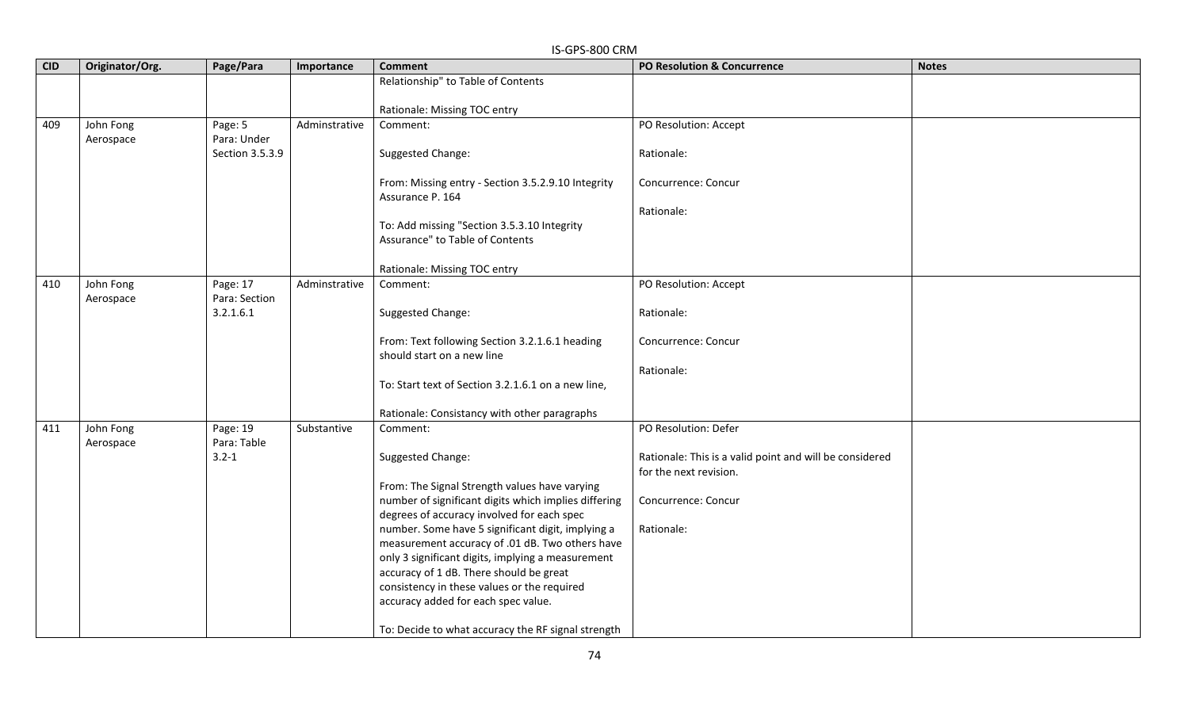| CID | Originator/Org. | Page/Para | Importance | Comment | PO Resolution & Concurrence | Notes |
|---|---|---|---|---|---|---|
| | | | | Relationship" to Table of Contents<br><br>Rationale: Missing TOC entry | | |
| 409 | John Fong Aerospace | Page: 5<br>Para: Under Section 3.5.3.9 | Adminstrative | Comment:<br><br>Suggested Change:<br><br>From: Missing entry - Section 3.5.2.9.10 Integrity Assurance P. 164<br><br>To: Add missing "Section 3.5.3.10 Integrity Assurance" to Table of Contents<br><br>Rationale: Missing TOC entry | PO Resolution: Accept<br><br>Rationale:<br><br>Concurrence: Concur<br><br>Rationale: | |
| 410 | John Fong Aerospace | Page: 17<br>Para: Section 3.2.1.6.1 | Adminstrative | Comment:<br><br>Suggested Change:<br><br>From: Text following Section 3.2.1.6.1 heading should start on a new line<br><br>To: Start text of Section 3.2.1.6.1 on a new line,<br><br>Rationale: Consistancy with other paragraphs | PO Resolution: Accept<br><br>Rationale:<br><br>Concurrence: Concur<br><br>Rationale: | |
| 411 | John Fong Aerospace | Page: 19<br>Para: Table 3.2-1 | Substantive | Comment:<br><br>Suggested Change:<br><br>From: The Signal Strength values have varying number of significant digits which implies differing degrees of accuracy involved for each spec number. Some have 5 significant digit, implying a measurement accuracy of .01 dB. Two others have only 3 significant digits, implying a measurement accuracy of 1 dB. There should be great consistency in these values or the required accuracy added for each spec value.<br><br>To: Decide to what accuracy the RF signal strength | PO Resolution: Defer<br><br>Rationale: This is a valid point and will be considered for the next revision.<br><br>Concurrence: Concur<br><br>Rationale: | |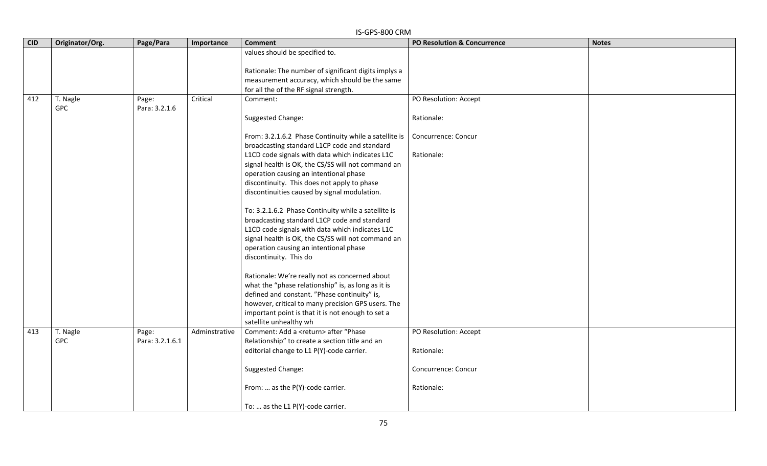| CID | Originator/Org. | Page/Para | Importance | Comment | PO Resolution & Concurrence | Notes |
|---|---|---|---|---|---|---|
| | | | | values should be specified to.<br><br>Rationale: The number of significant digits implys a measurement accuracy, which should be the same for all the of the RF signal strength. | | |
| 412 | T. Nagle<br>GPC | Page:<br>Para: 3.2.1.6 | Critical | Comment:<br><br>Suggested Change:<br><br>From: 3.2.1.6.2 Phase Continuity while a satellite is broadcasting standard L1CP code and standard L1CD code signals with data which indicates L1C signal health is OK, the CS/SS will not command an operation causing an intentional phase discontinuity. This does not apply to phase discontinuities caused by signal modulation.<br><br>To: 3.2.1.6.2 Phase Continuity while a satellite is broadcasting standard L1CP code and standard L1CD code signals with data which indicates L1C signal health is OK, the CS/SS will not command an operation causing an intentional phase discontinuity. This do<br><br>Rationale: We're really not as concerned about what the "phase relationship" is, as long as it is defined and constant. "Phase continuity" is, however, critical to many precision GPS users. The important point is that it is not enough to set a satellite unhealthy wh | PO Resolution: Accept<br><br>Rationale:<br><br>Concurrence: Concur<br><br>Rationale: | |
| 413 | T. Nagle<br>GPC | Page:<br>Para: 3.2.1.6.1 | Adminstrative | Comment: Add a <return> after "Phase Relationship" to create a section title and an editorial change to L1 P(Y)-code carrier.<br><br>Suggested Change:<br><br>From: … as the P(Y)-code carrier.<br><br>To: … as the L1 P(Y)-code carrier. | PO Resolution: Accept<br><br>Rationale:<br><br>Concurrence: Concur<br><br>Rationale: | |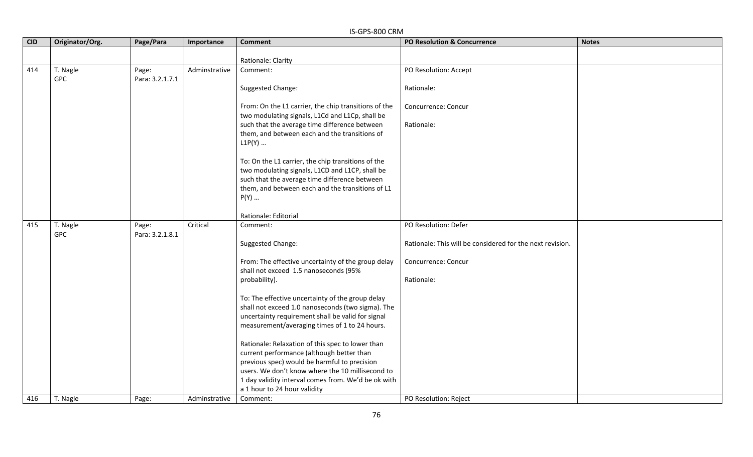| CID | Originator/Org. | Page/Para | Importance | Comment | PO Resolution & Concurrence | Notes |
|---|---|---|---|---|---|---|
| | | | | Rationale: Clarity | | |
| 414 | T. Nagle<br>GPC | Page:<br>Para: 3.2.1.7.1 | Adminstrative | Comment:<br><br>Suggested Change:<br><br>From: On the L1 carrier, the chip transitions of the two modulating signals, L1Cd and L1Cp, shall be such that the average time difference between them, and between each and the transitions of L1P(Y) …<br><br>To: On the L1 carrier, the chip transitions of the two modulating signals, L1CD and L1CP, shall be such that the average time difference between them, and between each and the transitions of L1 P(Y) …<br><br>Rationale: Editorial | PO Resolution: Accept<br><br>Rationale:<br><br>Concurrence: Concur<br><br>Rationale: | |
| 415 | T. Nagle<br>GPC | Page:<br>Para: 3.2.1.8.1 | Critical | Comment:<br><br>Suggested Change:<br><br>From: The effective uncertainty of the group delay shall not exceed 1.5 nanoseconds (95% probability).<br><br>To: The effective uncertainty of the group delay shall not exceed 1.0 nanoseconds (two sigma). The uncertainty requirement shall be valid for signal measurement/averaging times of 1 to 24 hours.<br><br>Rationale: Relaxation of this spec to lower than current performance (although better than previous spec) would be harmful to precision users. We don't know where the 10 millisecond to 1 day validity interval comes from. We'd be ok with a 1 hour to 24 hour validity | PO Resolution: Defer<br><br>Rationale: This will be considered for the next revision.<br><br>Concurrence: Concur<br><br>Rationale: | |
| 416 | T. Nagle | Page: | Adminstrative | Comment: | PO Resolution: Reject | |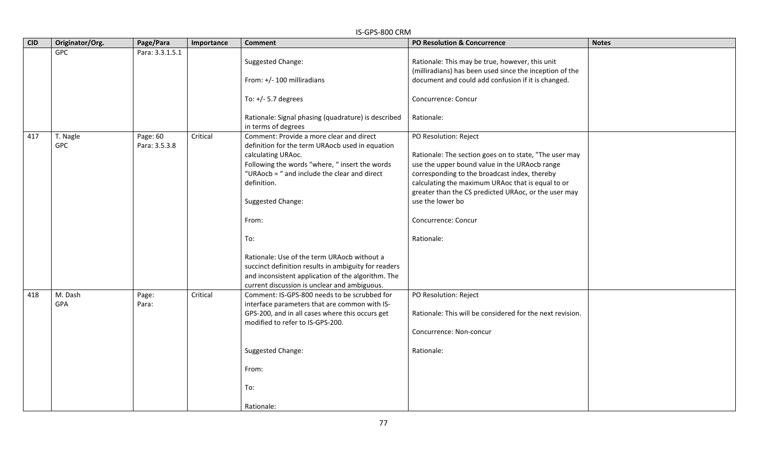| CID | Originator/Org. | Page/Para | Importance | Comment | PO Resolution & Concurrence | Notes |
|---|---|---|---|---|---|---|
| | GPC | Para: 3.3.1.5.1 | | Suggested Change:<br><br>From: +/- 100 milliradians<br><br>To: +/- 5.7 degrees<br><br>Rationale: Signal phasing (quadrature) is described in terms of degrees | Rationale: This may be true, however, this unit (milliradians) has been used since the inception of the document and could add confusion if it is changed.<br><br>Concurrence: Concur<br><br>Rationale: | |
| 417 | T. Nagle<br>GPC | Page: 60<br>Para: 3.5.3.8 | Critical | Comment: Provide a more clear and direct definition for the term URAocb used in equation calculating URAoc.<br>Following the words "where, " insert the words "URAocb = " and include the clear and direct definition.<br><br>Suggested Change:<br><br>From:<br><br>To:<br><br>Rationale: Use of the term URAocb without a succinct definition results in ambiguity for readers and inconsistent application of the algorithm. The current discussion is unclear and ambiguous. | PO Resolution: Reject<br><br>Rationale: The section goes on to state, "The user may use the upper bound value in the URAocb range corresponding to the broadcast index, thereby calculating the maximum URAoc that is equal to or greater than the CS predicted URAoc, or the user may use the lower bo<br><br>Concurrence: Concur<br><br>Rationale: | |
| 418 | M. Dash<br>GPA | Page:<br>Para: | Critical | Comment: IS-GPS-800 needs to be scrubbed for interface parameters that are common with IS-GPS-200, and in all cases where this occurs get modified to refer to IS-GPS-200.<br><br>Suggested Change:<br><br>From:<br><br>To:<br><br>Rationale: | PO Resolution: Reject<br><br>Rationale: This will be considered for the next revision.<br><br>Concurrence: Non-concur<br><br>Rationale: | |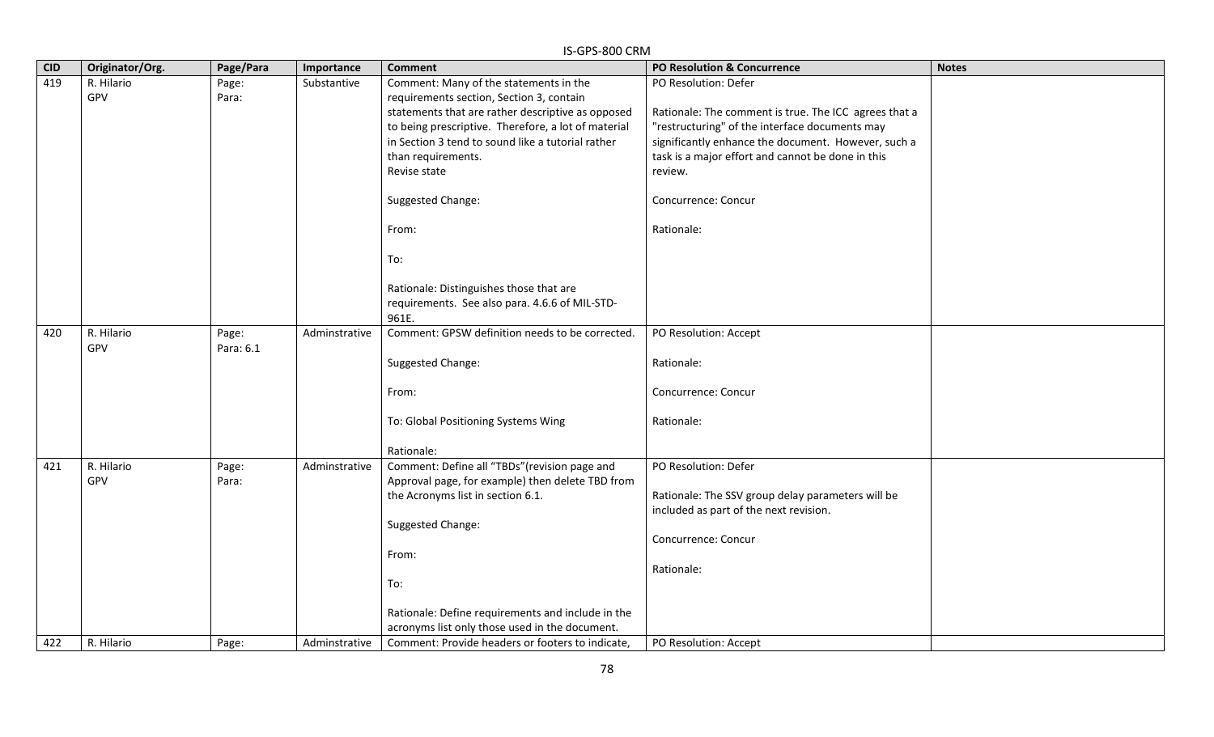| CID | Originator/Org. | Page/Para | Importance | Comment | PO Resolution & Concurrence | Notes |
|---|---|---|---|---|---|---|
| 419 | R. Hilario<br>GPV | Page:<br>Para: | Substantive | Comment: Many of the statements in the requirements section, Section 3, contain statements that are rather descriptive as opposed to being prescriptive. Therefore, a lot of material in Section 3 tend to sound like a tutorial rather than requirements.<br>Revise state<br><br>Suggested Change:<br><br>From:<br><br>To:<br><br>Rationale: Distinguishes those that are requirements. See also para. 4.6.6 of MIL-STD-961E. | PO Resolution: Defer<br><br>Rationale: The comment is true. The ICC agrees that a "restructuring" of the interface documents may significantly enhance the document. However, such a task is a major effort and cannot be done in this review.<br><br>Concurrence: Concur<br><br>Rationale: | |
| 420 | R. Hilario<br>GPV | Page:<br>Para: 6.1 | Adminstrative | Comment: GPSW definition needs to be corrected.<br><br>Suggested Change:<br><br>From:<br><br>To: Global Positioning Systems Wing<br><br>Rationale: | PO Resolution: Accept<br><br>Rationale:<br><br>Concurrence: Concur<br><br>Rationale: | |
| 421 | R. Hilario<br>GPV | Page:<br>Para: | Adminstrative | Comment: Define all "TBDs"(revision page and Approval page, for example) then delete TBD from the Acronyms list in section 6.1.<br><br>Suggested Change:<br><br>From:<br><br>To:<br><br>Rationale: Define requirements and include in the acronyms list only those used in the document. | PO Resolution: Defer<br><br>Rationale: The SSV group delay parameters will be included as part of the next revision.<br><br>Concurrence: Concur<br><br>Rationale: | |
| 422 | R. Hilario | Page: | Adminstrative | Comment: Provide headers or footers to indicate, | PO Resolution: Accept | |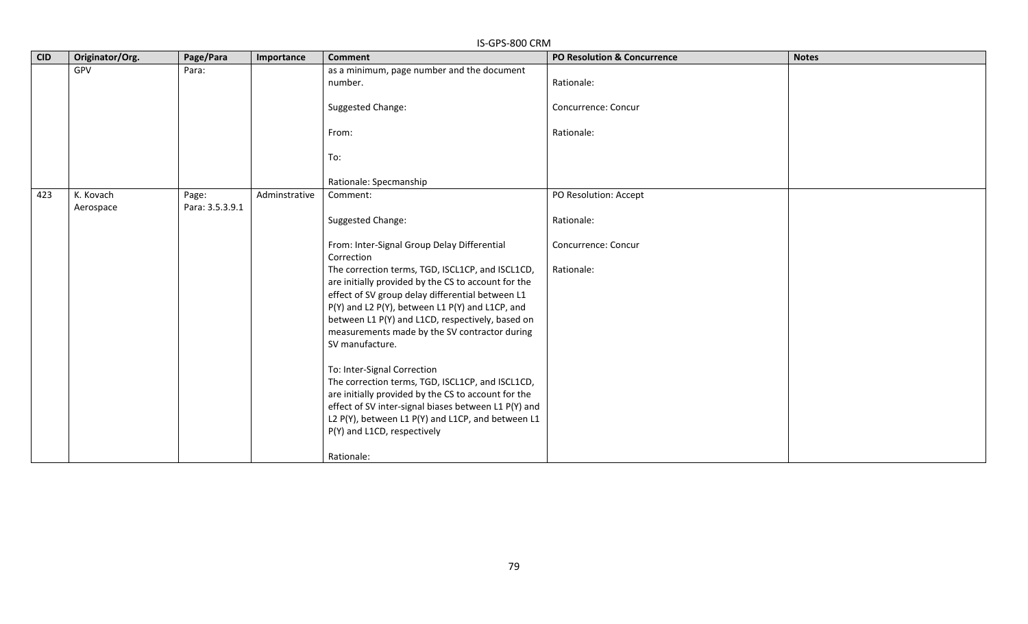| CID | Originator/Org. | Page/Para | Importance | Comment | PO Resolution & Concurrence | Notes |
|---|---|---|---|---|---|---|
| | GPV | Para: | | as a minimum, page number and the document number.<br><br>Suggested Change:<br><br>From:<br><br>To:<br><br>Rationale: Specmanship | Rationale:<br><br>Concurrence: Concur<br><br>Rationale: | |
| 423 | K. Kovach<br>Aerospace | Page:<br>Para: 3.5.3.9.1 | Adminstrative | Comment:<br><br>Suggested Change:<br><br>From: Inter-Signal Group Delay Differential Correction<br>The correction terms, TGD, ISCL1CP, and ISCL1CD, are initially provided by the CS to account for the effect of SV group delay differential between L1 P(Y) and L2 P(Y), between L1 P(Y) and L1CP, and between L1 P(Y) and L1CD, respectively, based on measurements made by the SV contractor during SV manufacture.<br><br>To: Inter-Signal Correction<br>The correction terms, TGD, ISCL1CP, and ISCL1CD, are initially provided by the CS to account for the effect of SV inter-signal biases between L1 P(Y) and L2 P(Y), between L1 P(Y) and L1CP, and between L1 P(Y) and L1CD, respectively<br><br>Rationale: | PO Resolution: Accept<br><br>Rationale:<br><br>Concurrence: Concur<br><br>Rationale: | |